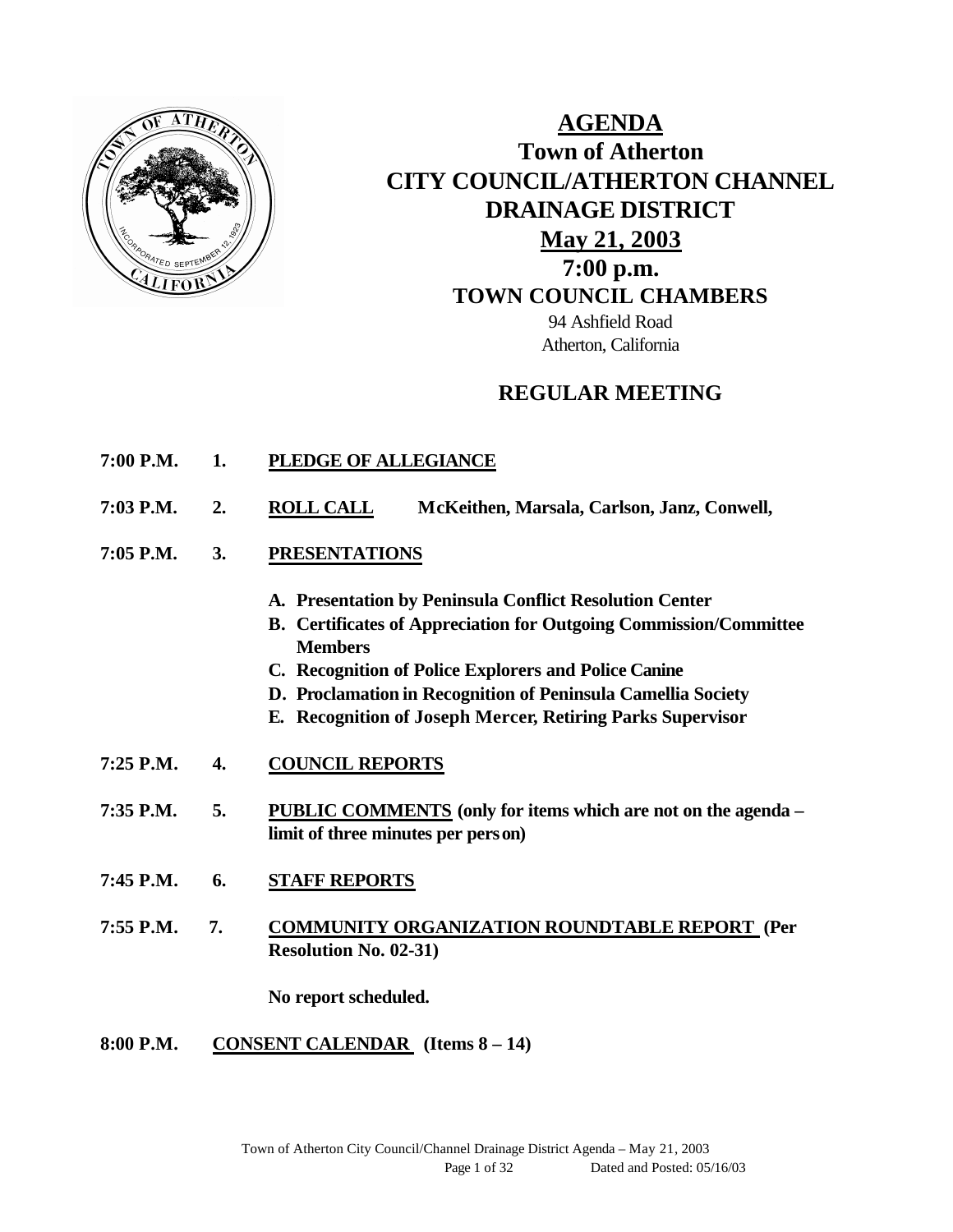# AGENDA

## Town of Atherton
## CITY COUNCIL/ATHERTON CHANNEL DRAINAGE DISTRICT

**May 21, 2003**
**7:00 p.m.**
**TOWN COUNCIL CHAMBERS**

94 Ashfield Road
Atherton, California

## REGULAR MEETING

**7:00 P.M.** **1.** **PLEDGE OF ALLEGIANCE**

**7:03 P.M.** **2.** **ROLL CALL** **McKeithen, Marsala, Carlson, Janz, Conwell,**

**7:05 P.M.** **3.** **PRESENTATIONS**

- **A. Presentation by Peninsula Conflict Resolution Center**
- **B. Certificates of Appreciation for Outgoing Commission/Committee Members**
- **C. Recognition of Police Explorers and Police Canine**
- **D. Proclamation in Recognition of Peninsula Camellia Society**
- **E. Recognition of Joseph Mercer, Retiring Parks Supervisor**

**7:25 P.M.** **4.** **COUNCIL REPORTS**

**7:35 P.M.** **5.** **PUBLIC COMMENTS (only for items which are not on the agenda – limit of three minutes per person)**

**7:45 P.M.** **6.** **STAFF REPORTS**

**7:55 P.M.** **7.** **COMMUNITY ORGANIZATION ROUNDTABLE REPORT (Per Resolution No. 02-31)**

**No report scheduled.**

**8:00 P.M.** **CONSENT CALENDAR (Items 8 – 14)**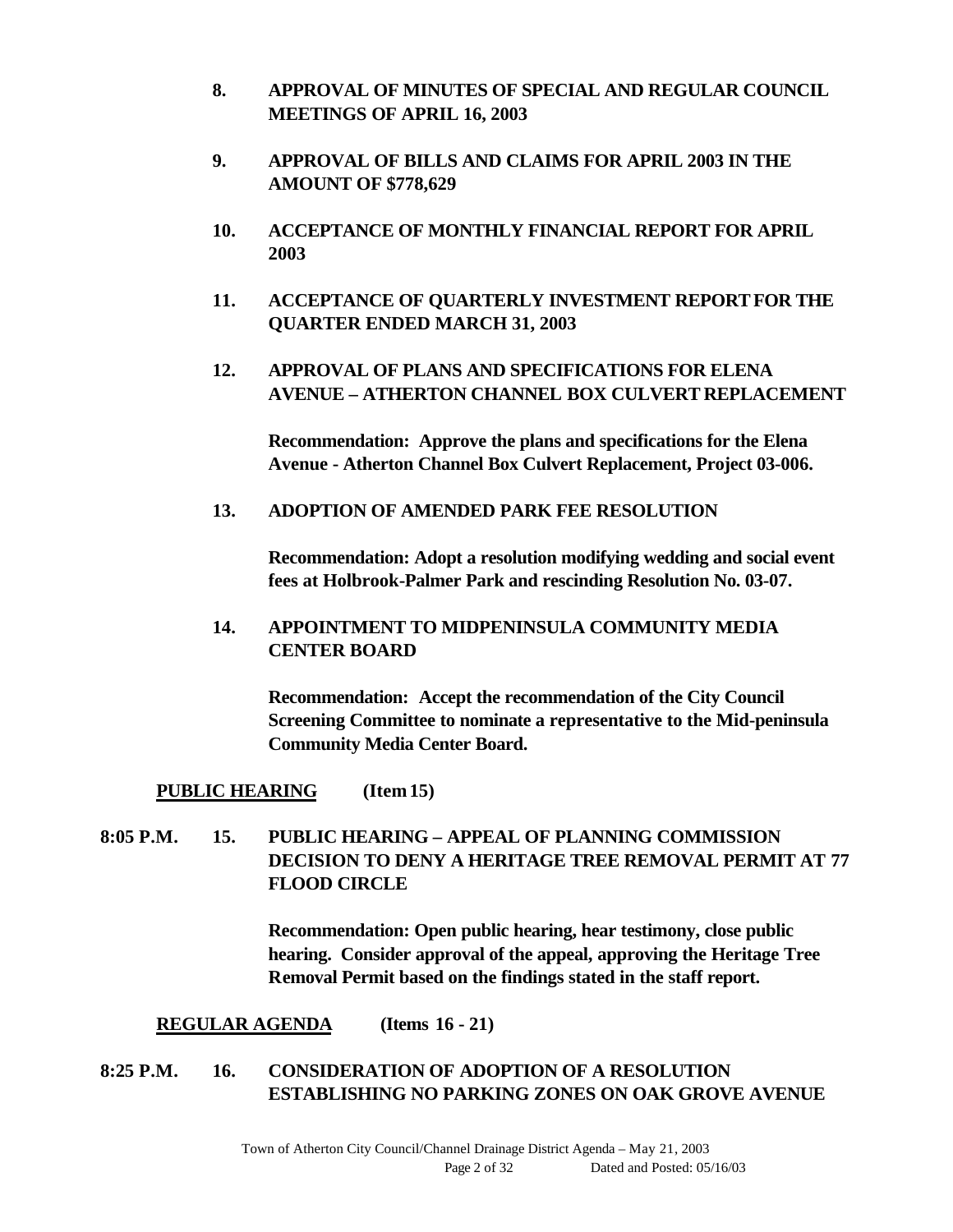**8. APPROVAL OF MINUTES OF SPECIAL AND REGULAR COUNCIL MEETINGS OF APRIL 16, 2003**

**9. APPROVAL OF BILLS AND CLAIMS FOR APRIL 2003 IN THE AMOUNT OF $778,629**

**10. ACCEPTANCE OF MONTHLY FINANCIAL REPORT FOR APRIL 2003**

**11. ACCEPTANCE OF QUARTERLY INVESTMENT REPORT FOR THE QUARTER ENDED MARCH 31, 2003**

**12. APPROVAL OF PLANS AND SPECIFICATIONS FOR ELENA AVENUE – ATHERTON CHANNEL BOX CULVERT REPLACEMENT**

**Recommendation: Approve the plans and specifications for the Elena Avenue - Atherton Channel Box Culvert Replacement, Project 03-006.**

**13. ADOPTION OF AMENDED PARK FEE RESOLUTION**

**Recommendation: Adopt a resolution modifying wedding and social event fees at Holbrook-Palmer Park and rescinding Resolution No. 03-07.**

**14. APPOINTMENT TO MIDPENINSULA COMMUNITY MEDIA CENTER BOARD**

**Recommendation: Accept the recommendation of the City Council Screening Committee to nominate a representative to the Mid-peninsula Community Media Center Board.**

**PUBLIC HEARING (Item 15)**

**8:05 P.M. 15. PUBLIC HEARING – APPEAL OF PLANNING COMMISSION DECISION TO DENY A HERITAGE TREE REMOVAL PERMIT AT 77 FLOOD CIRCLE**

**Recommendation: Open public hearing, hear testimony, close public hearing. Consider approval of the appeal, approving the Heritage Tree Removal Permit based on the findings stated in the staff report.**

**REGULAR AGENDA (Items 16 - 21)**

**8:25 P.M. 16. CONSIDERATION OF ADOPTION OF A RESOLUTION ESTABLISHING NO PARKING ZONES ON OAK GROVE AVENUE**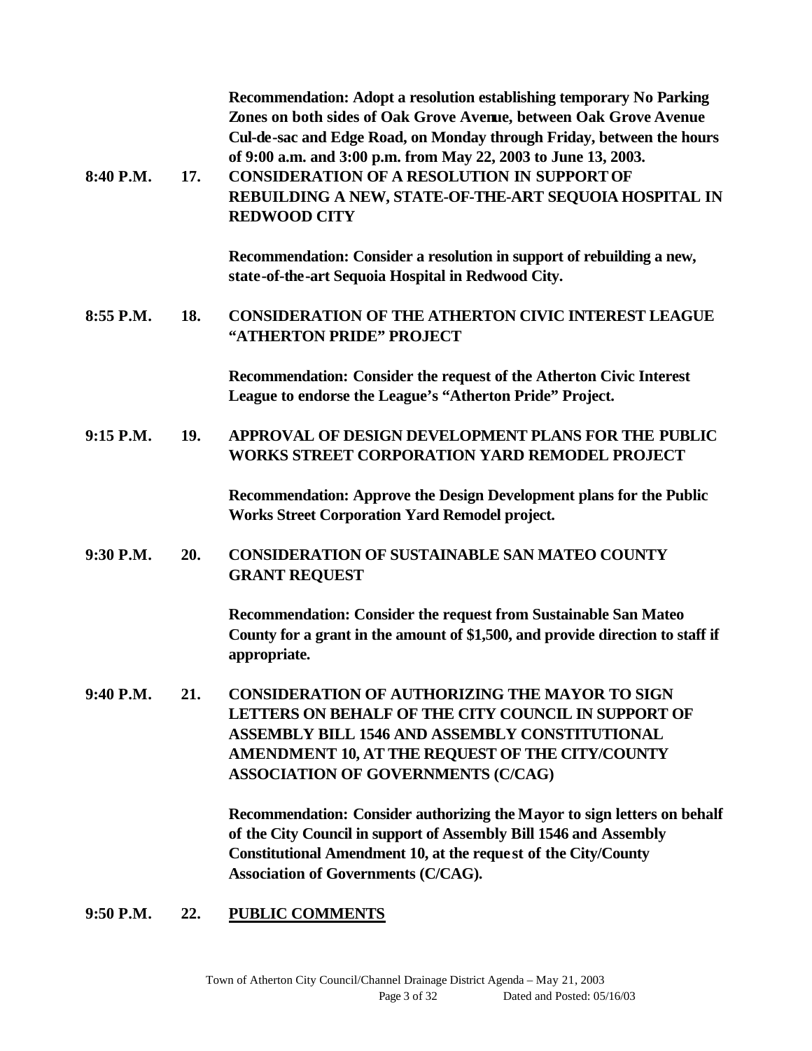**Recommendation: Adopt a resolution establishing temporary No Parking Zones on both sides of Oak Grove Avenue, between Oak Grove Avenue Cul-de-sac and Edge Road, on Monday through Friday, between the hours of 9:00 a.m. and 3:00 p.m. from May 22, 2003 to June 13, 2003.**

**8:40 P.M. 17. CONSIDERATION OF A RESOLUTION IN SUPPORT OF REBUILDING A NEW, STATE-OF-THE-ART SEQUOIA HOSPITAL IN REDWOOD CITY**

**Recommendation: Consider a resolution in support of rebuilding a new, state-of-the-art Sequoia Hospital in Redwood City.**

**8:55 P.M. 18. CONSIDERATION OF THE ATHERTON CIVIC INTEREST LEAGUE "ATHERTON PRIDE" PROJECT**

**Recommendation: Consider the request of the Atherton Civic Interest League to endorse the League's "Atherton Pride" Project.**

**9:15 P.M. 19. APPROVAL OF DESIGN DEVELOPMENT PLANS FOR THE PUBLIC WORKS STREET CORPORATION YARD REMODEL PROJECT**

**Recommendation: Approve the Design Development plans for the Public Works Street Corporation Yard Remodel project.**

**9:30 P.M. 20. CONSIDERATION OF SUSTAINABLE SAN MATEO COUNTY GRANT REQUEST**

**Recommendation: Consider the request from Sustainable San Mateo County for a grant in the amount of $1,500, and provide direction to staff if appropriate.**

**9:40 P.M. 21. CONSIDERATION OF AUTHORIZING THE MAYOR TO SIGN LETTERS ON BEHALF OF THE CITY COUNCIL IN SUPPORT OF ASSEMBLY BILL 1546 AND ASSEMBLY CONSTITUTIONAL AMENDMENT 10, AT THE REQUEST OF THE CITY/COUNTY ASSOCIATION OF GOVERNMENTS (C/CAG)**

**Recommendation: Consider authorizing the Mayor to sign letters on behalf of the City Council in support of Assembly Bill 1546 and Assembly Constitutional Amendment 10, at the request of the City/County Association of Governments (C/CAG).**

**9:50 P.M. 22. <u>PUBLIC COMMENTS</u>**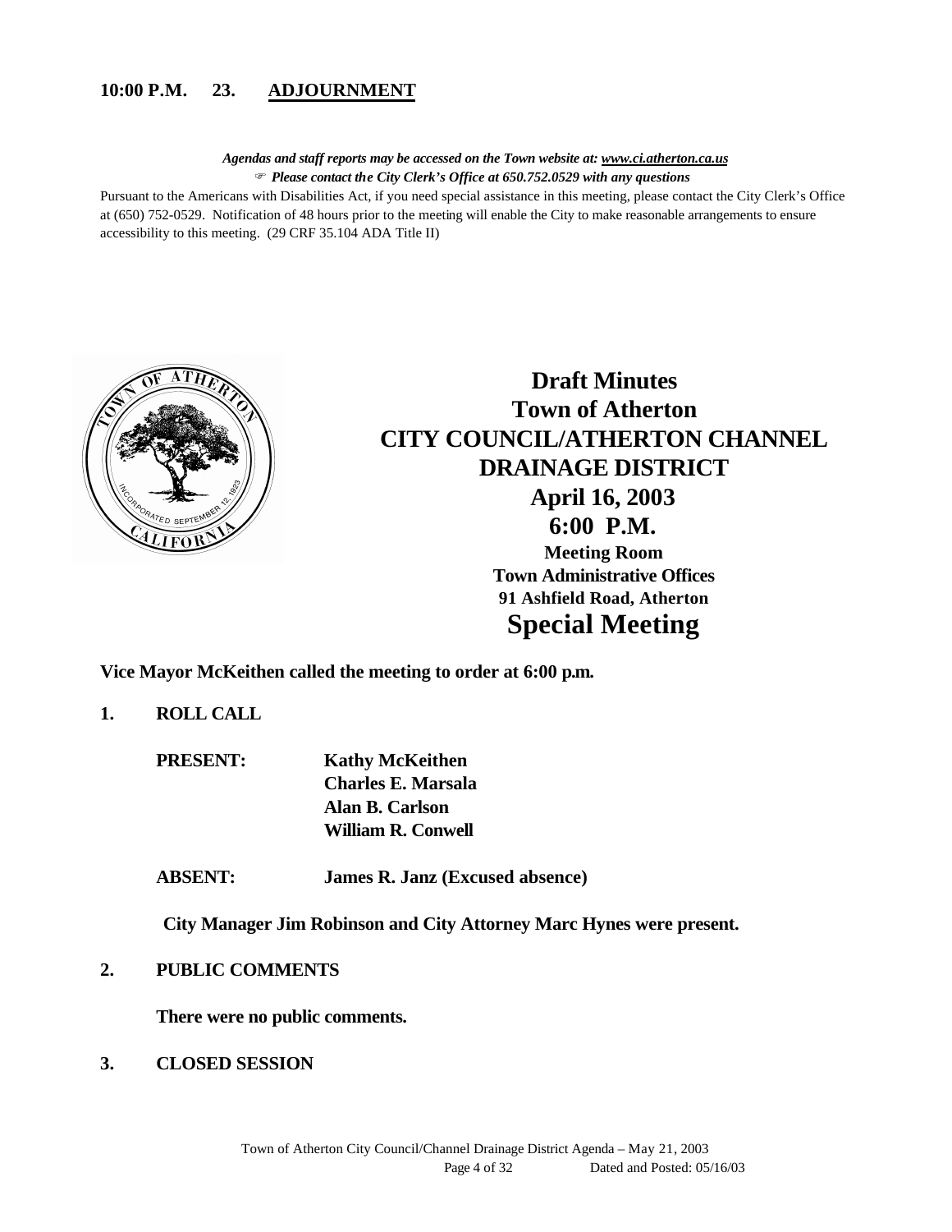**10:00 P.M. 23. ADJOURNMENT**

***Agendas and staff reports may be accessed on the Town website at: www.ci.atherton.ca.us***
***Please contact the City Clerk's Office at 650.752.0529 with any questions***

Pursuant to the Americans with Disabilities Act, if you need special assistance in this meeting, please contact the City Clerk's Office at (650) 752-0529. Notification of 48 hours prior to the meeting will enable the City to make reasonable arrangements to ensure accessibility to this meeting. (29 CRF 35.104 ADA Title II)

# Draft Minutes
# Town of Atherton
# CITY COUNCIL/ATHERTON CHANNEL DRAINAGE DISTRICT
## April 16, 2003
## 6:00 P.M.

**Meeting Room**
**Town Administrative Offices**
**91 Ashfield Road, Atherton**

# Special Meeting

**Vice Mayor McKeithen called the meeting to order at 6:00 p.m.**

**1. ROLL CALL**

**PRESENT:** **Kathy McKeithen**
**Charles E. Marsala**
**Alan B. Carlson**
**William R. Conwell**

**ABSENT:** **James R. Janz (Excused absence)**

**City Manager Jim Robinson and City Attorney Marc Hynes were present.**

**2. PUBLIC COMMENTS**

**There were no public comments.**

**3. CLOSED SESSION**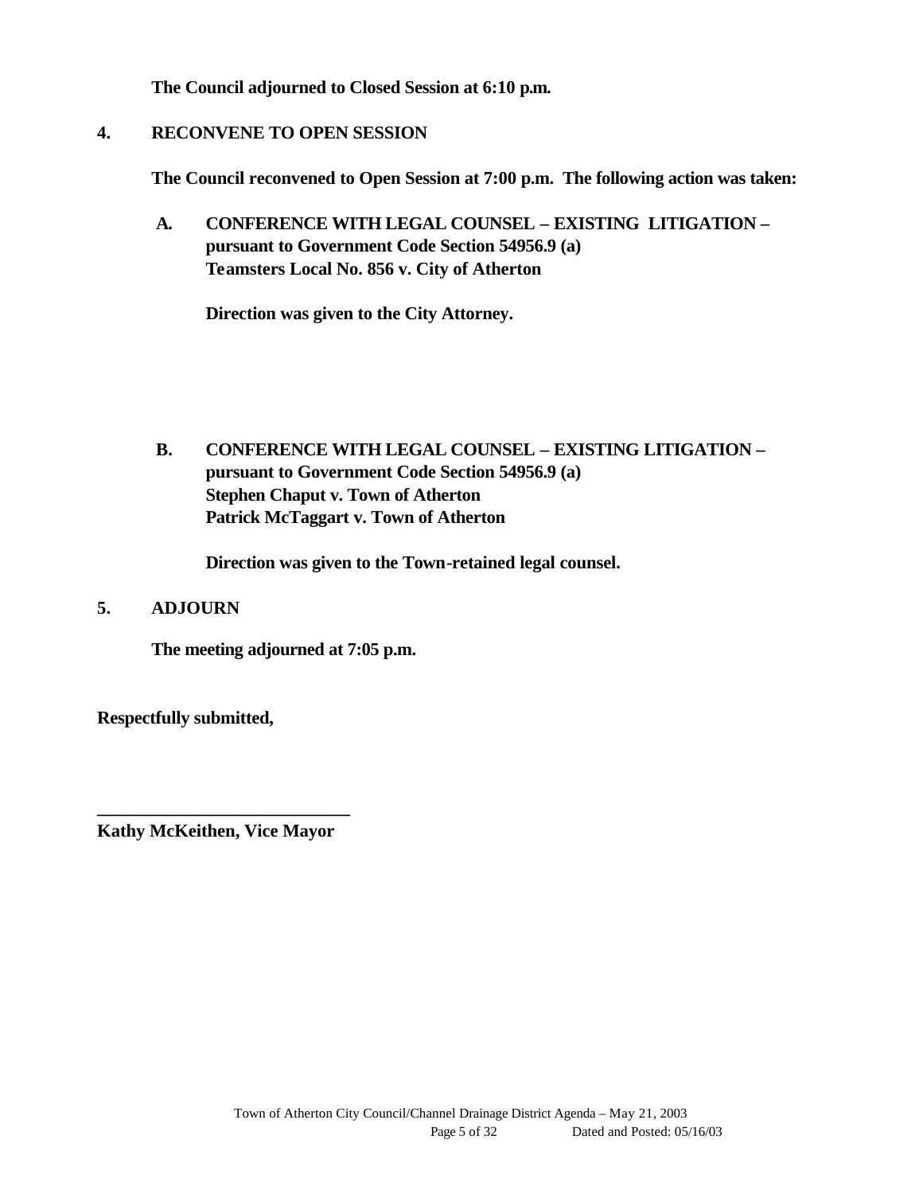**The Council adjourned to Closed Session at 6:10 p.m.**

## 4. RECONVENE TO OPEN SESSION

**The Council reconvened to Open Session at 7:00 p.m. The following action was taken:**

**A. CONFERENCE WITH LEGAL COUNSEL – EXISTING LITIGATION – pursuant to Government Code Section 54956.9 (a)
Teamsters Local No. 856 v. City of Atherton**

**Direction was given to the City Attorney.**

**B. CONFERENCE WITH LEGAL COUNSEL – EXISTING LITIGATION – pursuant to Government Code Section 54956.9 (a)
Stephen Chaput v. Town of Atherton
Patrick McTaggart v. Town of Atherton**

**Direction was given to the Town-retained legal counsel.**

## 5. ADJOURN

**The meeting adjourned at 7:05 p.m.**

**Respectfully submitted,**

**____________________________
Kathy McKeithen, Vice Mayor**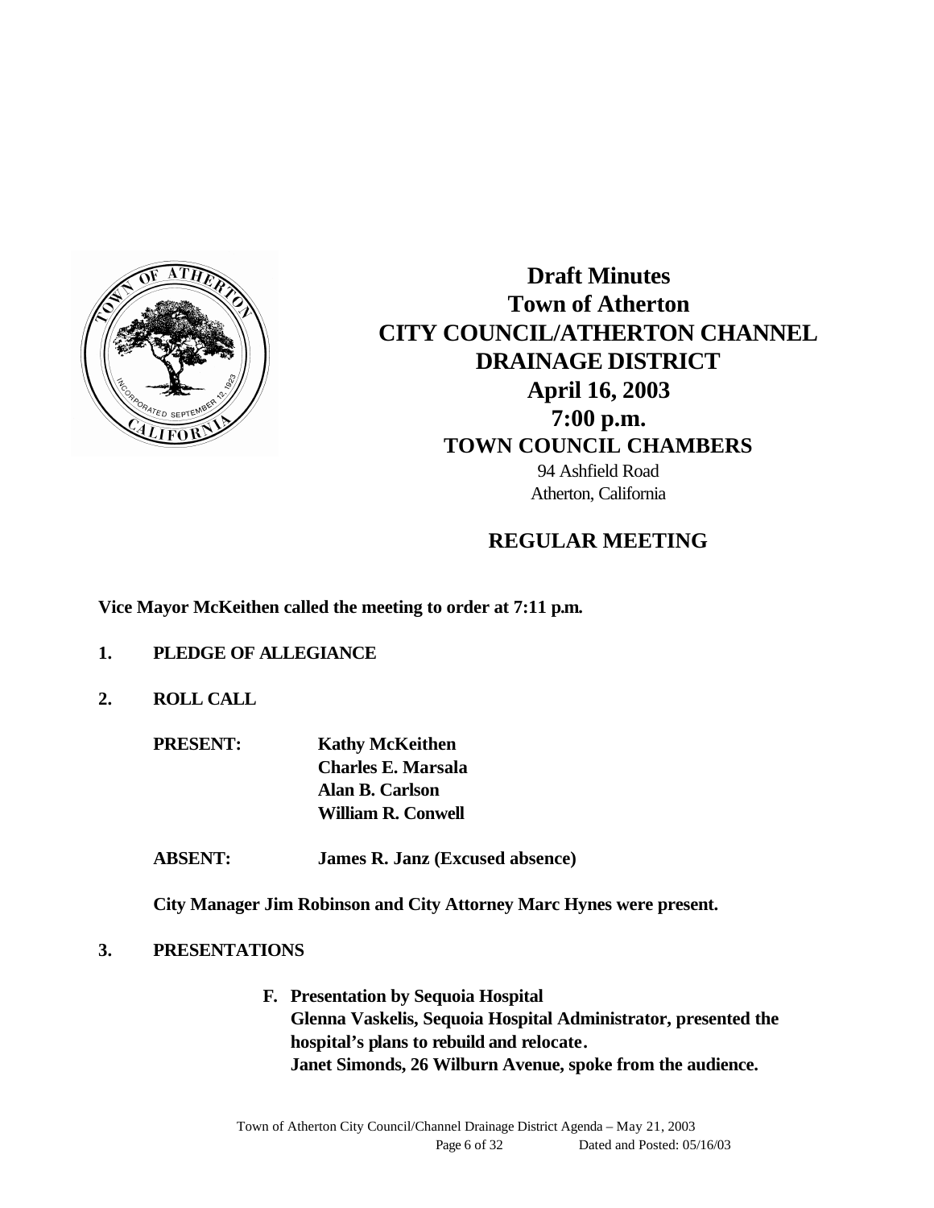# Draft Minutes
# Town of Atherton
# CITY COUNCIL/ATHERTON CHANNEL DRAINAGE DISTRICT
## April 16, 2003
## 7:00 p.m.
## TOWN COUNCIL CHAMBERS

94 Ashfield Road
Atherton, California

## REGULAR MEETING

**Vice Mayor McKeithen called the meeting to order at 7:11 p.m.**

**1. PLEDGE OF ALLEGIANCE**

**2. ROLL CALL**

**PRESENT:** **Kathy McKeithen**
**Charles E. Marsala**
**Alan B. Carlson**
**William R. Conwell**

**ABSENT:** **James R. Janz (Excused absence)**

**City Manager Jim Robinson and City Attorney Marc Hynes were present.**

**3. PRESENTATIONS**

**F. Presentation by Sequoia Hospital**
**Glenna Vaskelis, Sequoia Hospital Administrator, presented the hospital's plans to rebuild and relocate.**
**Janet Simonds, 26 Wilburn Avenue, spoke from the audience.**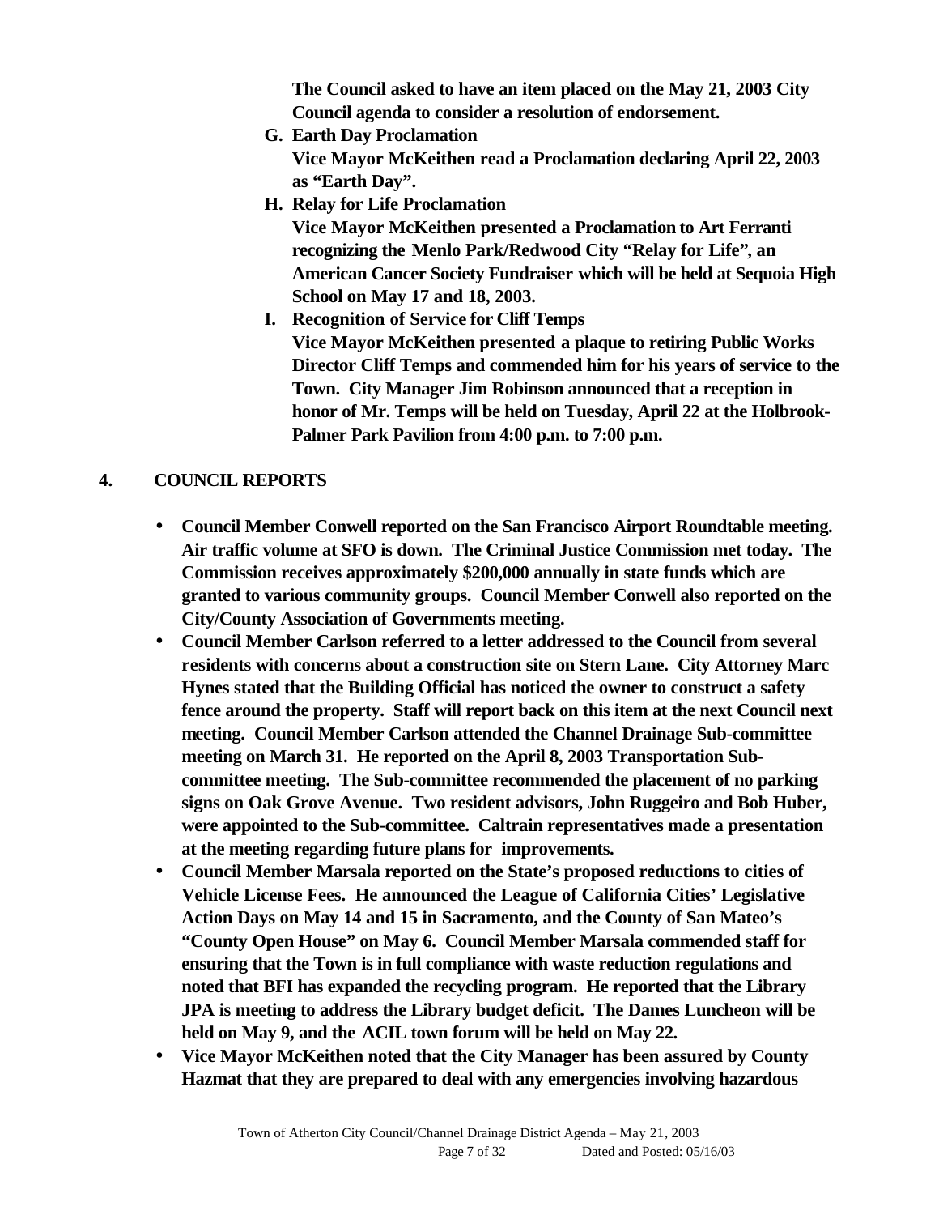**The Council asked to have an item placed on the May 21, 2003 City Council agenda to consider a resolution of endorsement.**

**G. Earth Day Proclamation**
**Vice Mayor McKeithen read a Proclamation declaring April 22, 2003 as "Earth Day".**

**H. Relay for Life Proclamation**
**Vice Mayor McKeithen presented a Proclamation to Art Ferranti recognizing the Menlo Park/Redwood City "Relay for Life", an American Cancer Society Fundraiser which will be held at Sequoia High School on May 17 and 18, 2003.**

**I. Recognition of Service for Cliff Temps**
**Vice Mayor McKeithen presented a plaque to retiring Public Works Director Cliff Temps and commended him for his years of service to the Town. City Manager Jim Robinson announced that a reception in honor of Mr. Temps will be held on Tuesday, April 22 at the Holbrook-Palmer Park Pavilion from 4:00 p.m. to 7:00 p.m.**

## 4. COUNCIL REPORTS

- **Council Member Conwell reported on the San Francisco Airport Roundtable meeting. Air traffic volume at SFO is down. The Criminal Justice Commission met today. The Commission receives approximately $200,000 annually in state funds which are granted to various community groups. Council Member Conwell also reported on the City/County Association of Governments meeting.**
- **Council Member Carlson referred to a letter addressed to the Council from several residents with concerns about a construction site on Stern Lane. City Attorney Marc Hynes stated that the Building Official has noticed the owner to construct a safety fence around the property. Staff will report back on this item at the next Council next meeting. Council Member Carlson attended the Channel Drainage Sub-committee meeting on March 31. He reported on the April 8, 2003 Transportation Sub-committee meeting. The Sub-committee recommended the placement of no parking signs on Oak Grove Avenue. Two resident advisors, John Ruggeiro and Bob Huber, were appointed to the Sub-committee. Caltrain representatives made a presentation at the meeting regarding future plans for improvements.**
- **Council Member Marsala reported on the State's proposed reductions to cities of Vehicle License Fees. He announced the League of California Cities' Legislative Action Days on May 14 and 15 in Sacramento, and the County of San Mateo's "County Open House" on May 6. Council Member Marsala commended staff for ensuring that the Town is in full compliance with waste reduction regulations and noted that BFI has expanded the recycling program. He reported that the Library JPA is meeting to address the Library budget deficit. The Dames Luncheon will be held on May 9, and the ACIL town forum will be held on May 22.**
- **Vice Mayor McKeithen noted that the City Manager has been assured by County Hazmat that they are prepared to deal with any emergencies involving hazardous**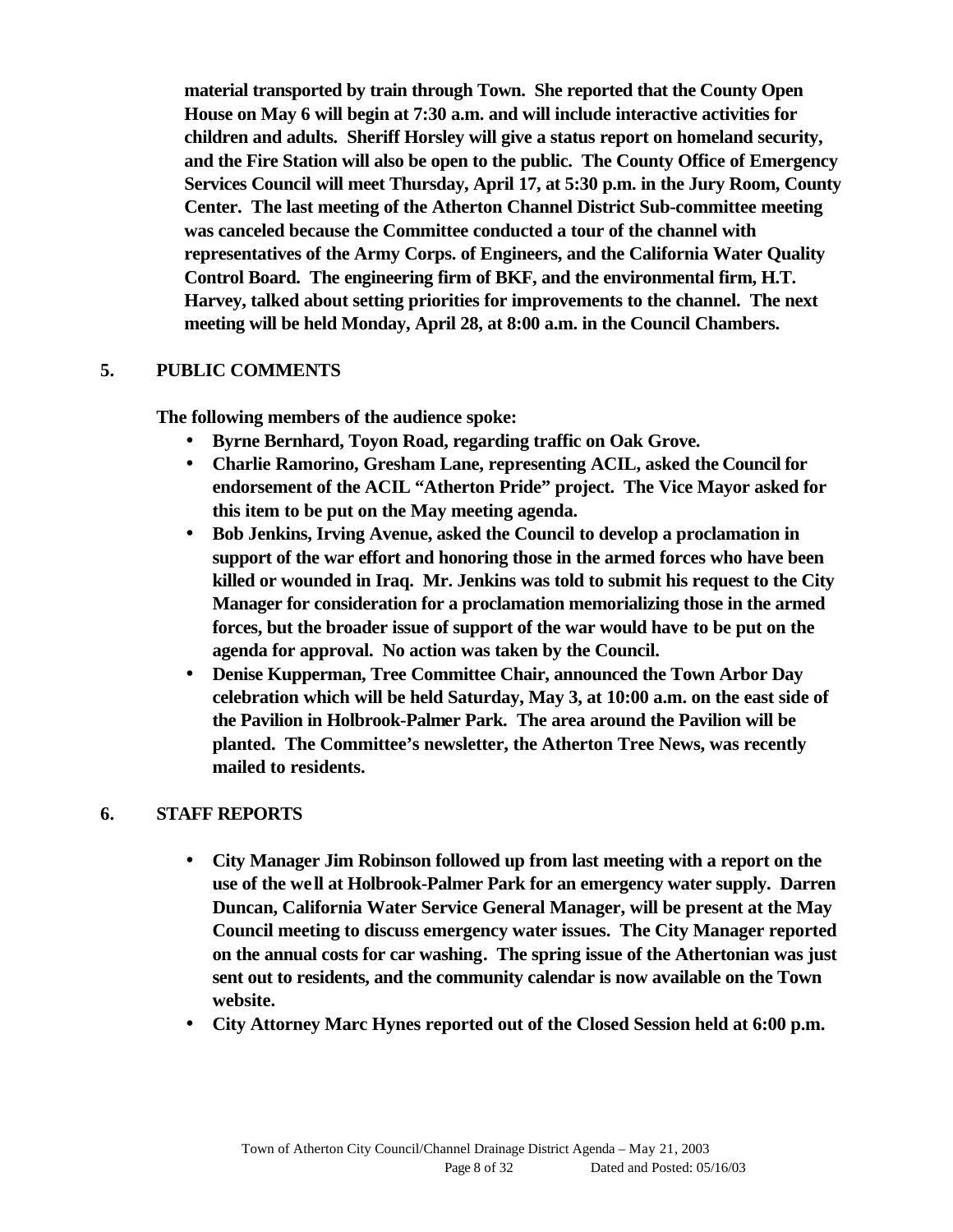**material transported by train through Town. She reported that the County Open House on May 6 will begin at 7:30 a.m. and will include interactive activities for children and adults. Sheriff Horsley will give a status report on homeland security, and the Fire Station will also be open to the public. The County Office of Emergency Services Council will meet Thursday, April 17, at 5:30 p.m. in the Jury Room, County Center. The last meeting of the Atherton Channel District Sub-committee meeting was canceled because the Committee conducted a tour of the channel with representatives of the Army Corps. of Engineers, and the California Water Quality Control Board. The engineering firm of BKF, and the environmental firm, H.T. Harvey, talked about setting priorities for improvements to the channel. The next meeting will be held Monday, April 28, at 8:00 a.m. in the Council Chambers.**

## 5. PUBLIC COMMENTS

**The following members of the audience spoke:**

- **Byrne Bernhard, Toyon Road, regarding traffic on Oak Grove.**
- **Charlie Ramorino, Gresham Lane, representing ACIL, asked the Council for endorsement of the ACIL "Atherton Pride" project. The Vice Mayor asked for this item to be put on the May meeting agenda.**
- **Bob Jenkins, Irving Avenue, asked the Council to develop a proclamation in support of the war effort and honoring those in the armed forces who have been killed or wounded in Iraq. Mr. Jenkins was told to submit his request to the City Manager for consideration for a proclamation memorializing those in the armed forces, but the broader issue of support of the war would have to be put on the agenda for approval. No action was taken by the Council.**
- **Denise Kupperman, Tree Committee Chair, announced the Town Arbor Day celebration which will be held Saturday, May 3, at 10:00 a.m. on the east side of the Pavilion in Holbrook-Palmer Park. The area around the Pavilion will be planted. The Committee's newsletter, the Atherton Tree News, was recently mailed to residents.**

## 6. STAFF REPORTS

- **City Manager Jim Robinson followed up from last meeting with a report on the use of the well at Holbrook-Palmer Park for an emergency water supply. Darren Duncan, California Water Service General Manager, will be present at the May Council meeting to discuss emergency water issues. The City Manager reported on the annual costs for car washing. The spring issue of the Athertonian was just sent out to residents, and the community calendar is now available on the Town website.**
- **City Attorney Marc Hynes reported out of the Closed Session held at 6:00 p.m.**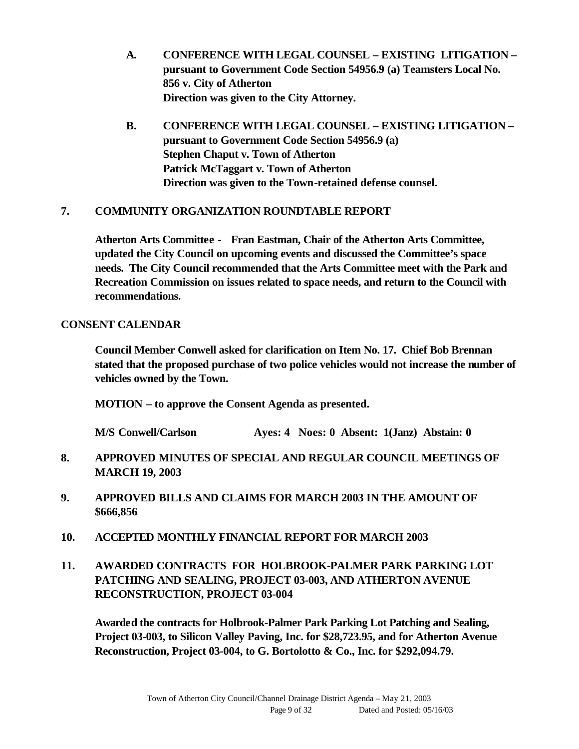**A. CONFERENCE WITH LEGAL COUNSEL – EXISTING LITIGATION – pursuant to Government Code Section 54956.9 (a) Teamsters Local No. 856 v. City of Atherton**
**Direction was given to the City Attorney.**

**B. CONFERENCE WITH LEGAL COUNSEL – EXISTING LITIGATION – pursuant to Government Code Section 54956.9 (a)**
**Stephen Chaput v. Town of Atherton**
**Patrick McTaggart v. Town of Atherton**
**Direction was given to the Town-retained defense counsel.**

## 7. COMMUNITY ORGANIZATION ROUNDTABLE REPORT

**Atherton Arts Committee - Fran Eastman, Chair of the Atherton Arts Committee, updated the City Council on upcoming events and discussed the Committee's space needs. The City Council recommended that the Arts Committee meet with the Park and Recreation Commission on issues related to space needs, and return to the Council with recommendations.**

## CONSENT CALENDAR

**Council Member Conwell asked for clarification on Item No. 17. Chief Bob Brennan stated that the proposed purchase of two police vehicles would not increase the number of vehicles owned by the Town.**

**MOTION – to approve the Consent Agenda as presented.**

**M/S Conwell/Carlson Ayes: 4 Noes: 0 Absent: 1(Janz) Abstain: 0**

## 8. APPROVED MINUTES OF SPECIAL AND REGULAR COUNCIL MEETINGS OF MARCH 19, 2003

## 9. APPROVED BILLS AND CLAIMS FOR MARCH 2003 IN THE AMOUNT OF $666,856

## 10. ACCEPTED MONTHLY FINANCIAL REPORT FOR MARCH 2003

## 11. AWARDED CONTRACTS FOR HOLBROOK-PALMER PARK PARKING LOT PATCHING AND SEALING, PROJECT 03-003, AND ATHERTON AVENUE RECONSTRUCTION, PROJECT 03-004

**Awarded the contracts for Holbrook-Palmer Park Parking Lot Patching and Sealing, Project 03-003, to Silicon Valley Paving, Inc. for $28,723.95, and for Atherton Avenue Reconstruction, Project 03-004, to G. Bortolotto & Co., Inc. for $292,094.79.**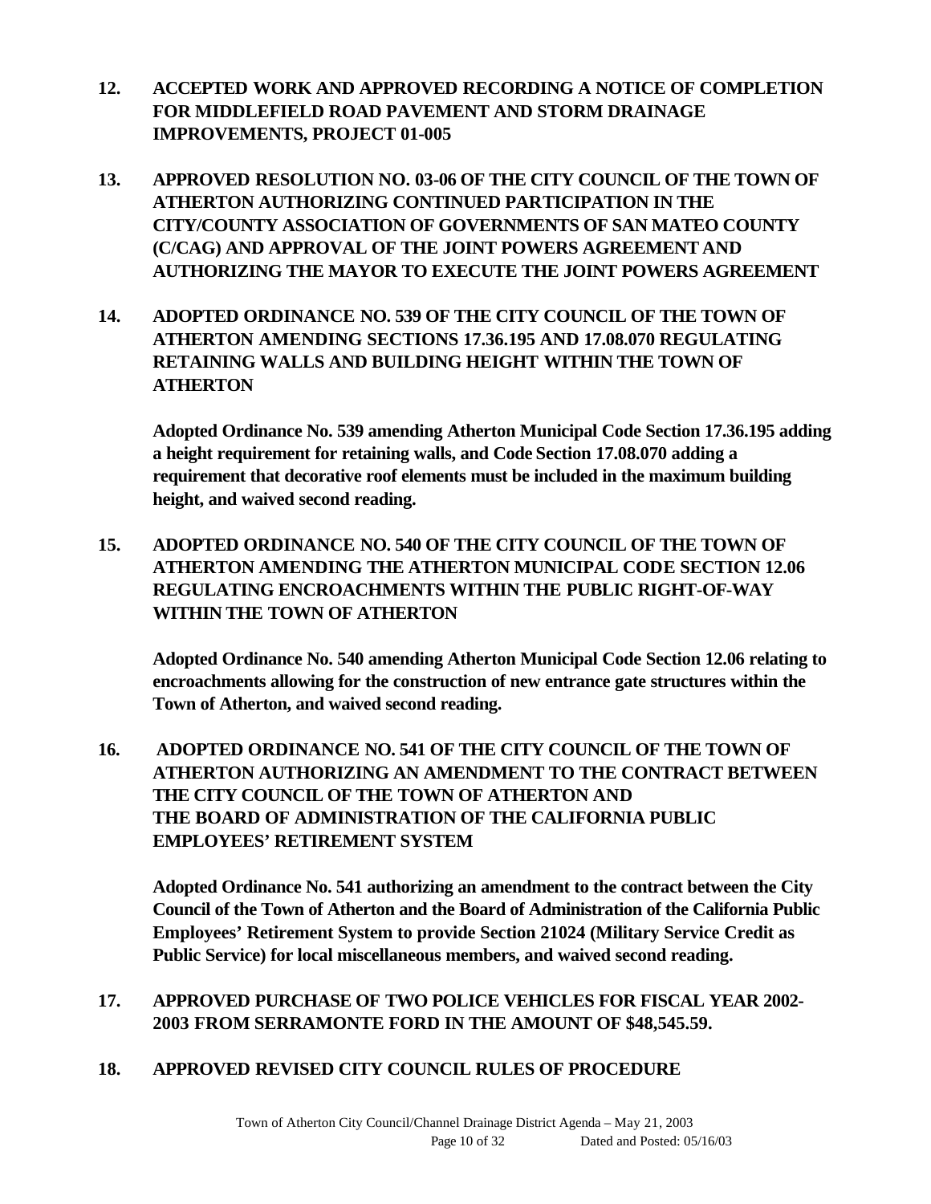**12. ACCEPTED WORK AND APPROVED RECORDING A NOTICE OF COMPLETION FOR MIDDLEFIELD ROAD PAVEMENT AND STORM DRAINAGE IMPROVEMENTS, PROJECT 01-005**

**13. APPROVED RESOLUTION NO. 03-06 OF THE CITY COUNCIL OF THE TOWN OF ATHERTON AUTHORIZING CONTINUED PARTICIPATION IN THE CITY/COUNTY ASSOCIATION OF GOVERNMENTS OF SAN MATEO COUNTY (C/CAG) AND APPROVAL OF THE JOINT POWERS AGREEMENT AND AUTHORIZING THE MAYOR TO EXECUTE THE JOINT POWERS AGREEMENT**

**14. ADOPTED ORDINANCE NO. 539 OF THE CITY COUNCIL OF THE TOWN OF ATHERTON AMENDING SECTIONS 17.36.195 AND 17.08.070 REGULATING RETAINING WALLS AND BUILDING HEIGHT WITHIN THE TOWN OF ATHERTON**

**Adopted Ordinance No. 539 amending Atherton Municipal Code Section 17.36.195 adding a height requirement for retaining walls, and Code Section 17.08.070 adding a requirement that decorative roof elements must be included in the maximum building height, and waived second reading.**

**15. ADOPTED ORDINANCE NO. 540 OF THE CITY COUNCIL OF THE TOWN OF ATHERTON AMENDING THE ATHERTON MUNICIPAL CODE SECTION 12.06 REGULATING ENCROACHMENTS WITHIN THE PUBLIC RIGHT-OF-WAY WITHIN THE TOWN OF ATHERTON**

**Adopted Ordinance No. 540 amending Atherton Municipal Code Section 12.06 relating to encroachments allowing for the construction of new entrance gate structures within the Town of Atherton, and waived second reading.**

**16. ADOPTED ORDINANCE NO. 541 OF THE CITY COUNCIL OF THE TOWN OF ATHERTON AUTHORIZING AN AMENDMENT TO THE CONTRACT BETWEEN THE CITY COUNCIL OF THE TOWN OF ATHERTON AND THE BOARD OF ADMINISTRATION OF THE CALIFORNIA PUBLIC EMPLOYEES' RETIREMENT SYSTEM**

**Adopted Ordinance No. 541 authorizing an amendment to the contract between the City Council of the Town of Atherton and the Board of Administration of the California Public Employees' Retirement System to provide Section 21024 (Military Service Credit as Public Service) for local miscellaneous members, and waived second reading.**

**17. APPROVED PURCHASE OF TWO POLICE VEHICLES FOR FISCAL YEAR 2002-2003 FROM SERRAMONTE FORD IN THE AMOUNT OF $48,545.59.**

**18. APPROVED REVISED CITY COUNCIL RULES OF PROCEDURE**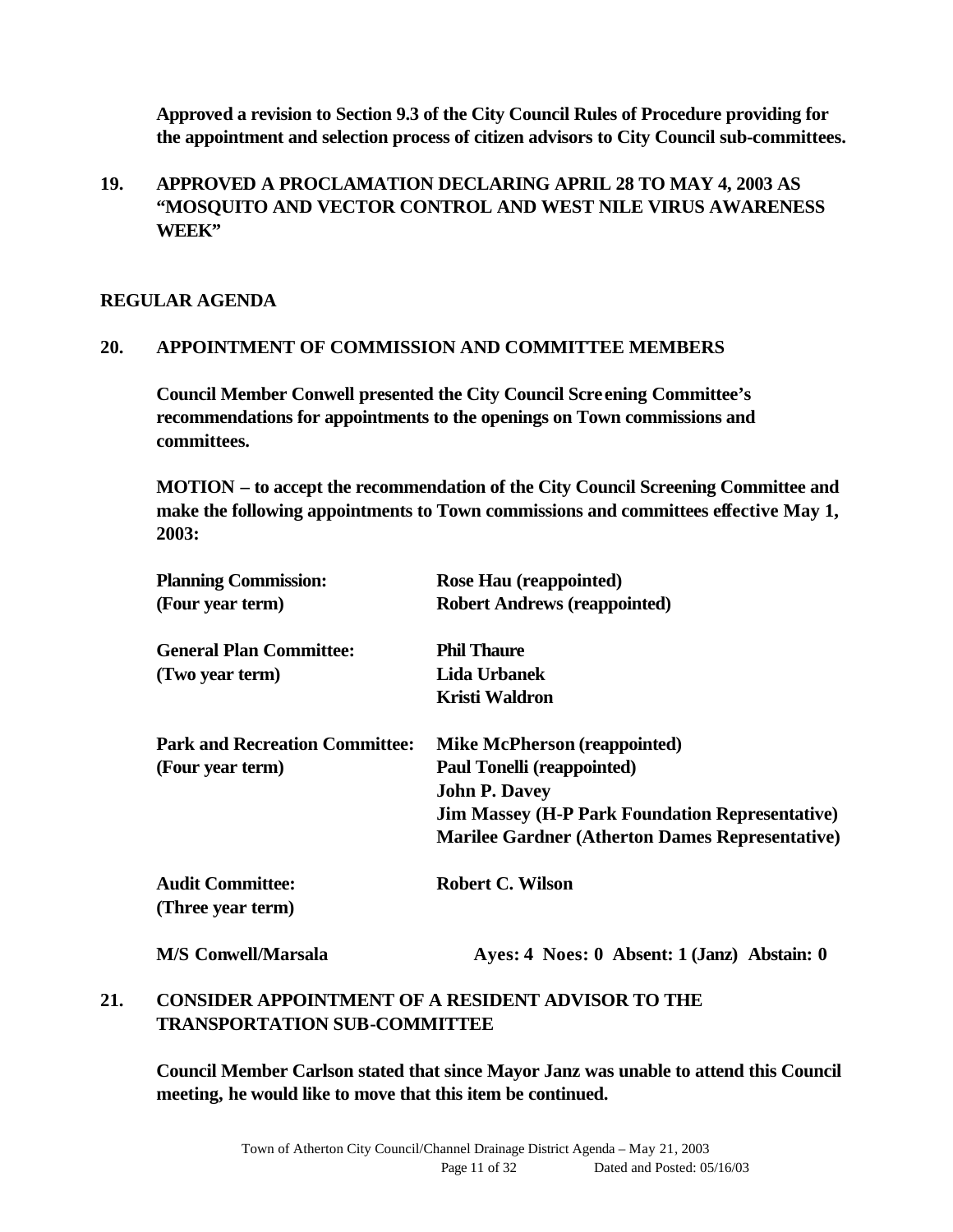**Approved a revision to Section 9.3 of the City Council Rules of Procedure providing for the appointment and selection process of citizen advisors to City Council sub-committees.**

**19. APPROVED A PROCLAMATION DECLARING APRIL 28 TO MAY 4, 2003 AS "MOSQUITO AND VECTOR CONTROL AND WEST NILE VIRUS AWARENESS WEEK"**

**REGULAR AGENDA**

**20. APPOINTMENT OF COMMISSION AND COMMITTEE MEMBERS**

**Council Member Conwell presented the City Council Screening Committee's recommendations for appointments to the openings on Town commissions and committees.**

**MOTION – to accept the recommendation of the City Council Screening Committee and make the following appointments to Town commissions and committees effective May 1, 2003:**

| | |
|---|---|
| **Planning Commission:** (Four year term) | **Rose Hau (reappointed)**<br>**Robert Andrews (reappointed)** |
| **General Plan Committee:** (Two year term) | **Phil Thaure**<br>**Lida Urbanek**<br>**Kristi Waldron** |
| **Park and Recreation Committee:** (Four year term) | **Mike McPherson (reappointed)**<br>**Paul Tonelli (reappointed)**<br>**John P. Davey**<br>**Jim Massey (H-P Park Foundation Representative)**<br>**Marilee Gardner (Atherton Dames Representative)** |
| **Audit Committee:** (Three year term) | **Robert C. Wilson** |

**M/S Conwell/Marsala** **Ayes: 4 Noes: 0 Absent: 1 (Janz) Abstain: 0**

**21. CONSIDER APPOINTMENT OF A RESIDENT ADVISOR TO THE TRANSPORTATION SUB-COMMITTEE**

**Council Member Carlson stated that since Mayor Janz was unable to attend this Council meeting, he would like to move that this item be continued.**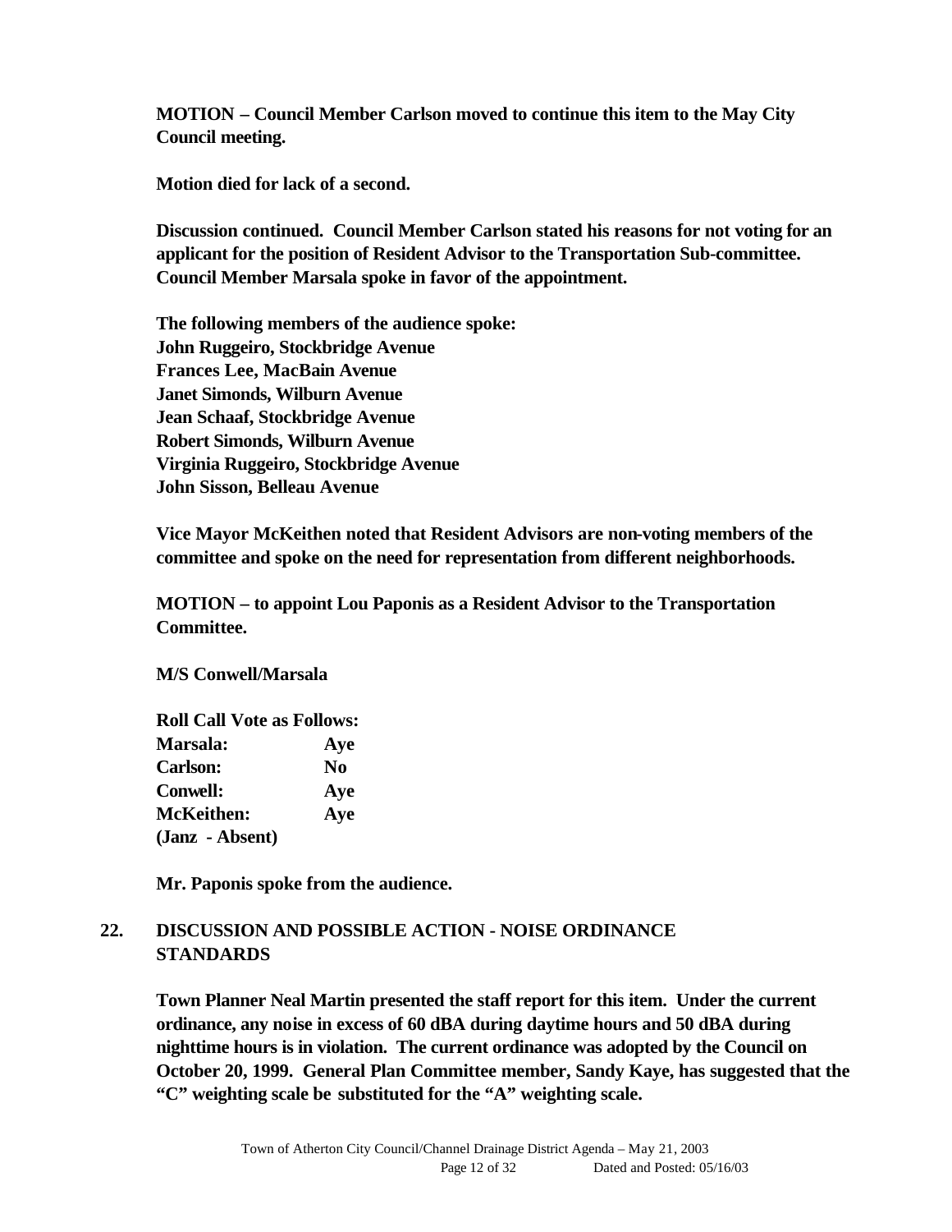**MOTION – Council Member Carlson moved to continue this item to the May City Council meeting.**

**Motion died for lack of a second.**

**Discussion continued. Council Member Carlson stated his reasons for not voting for an applicant for the position of Resident Advisor to the Transportation Sub-committee. Council Member Marsala spoke in favor of the appointment.**

**The following members of the audience spoke:**
**John Ruggeiro, Stockbridge Avenue**
**Frances Lee, MacBain Avenue**
**Janet Simonds, Wilburn Avenue**
**Jean Schaaf, Stockbridge Avenue**
**Robert Simonds, Wilburn Avenue**
**Virginia Ruggeiro, Stockbridge Avenue**
**John Sisson, Belleau Avenue**

**Vice Mayor McKeithen noted that Resident Advisors are non-voting members of the committee and spoke on the need for representation from different neighborhoods.**

**MOTION – to appoint Lou Paponis as a Resident Advisor to the Transportation Committee.**

**M/S Conwell/Marsala**

**Roll Call Vote as Follows:**

| | |
|---|---|
| **Marsala:** | **Aye** |
| **Carlson:** | **No** |
| **Conwell:** | **Aye** |
| **McKeithen:** | **Aye** |
| **(Janz - Absent)** | |

**Mr. Paponis spoke from the audience.**

## 22. DISCUSSION AND POSSIBLE ACTION - NOISE ORDINANCE STANDARDS

**Town Planner Neal Martin presented the staff report for this item. Under the current ordinance, any noise in excess of 60 dBA during daytime hours and 50 dBA during nighttime hours is in violation. The current ordinance was adopted by the Council on October 20, 1999. General Plan Committee member, Sandy Kaye, has suggested that the "C" weighting scale be substituted for the "A" weighting scale.**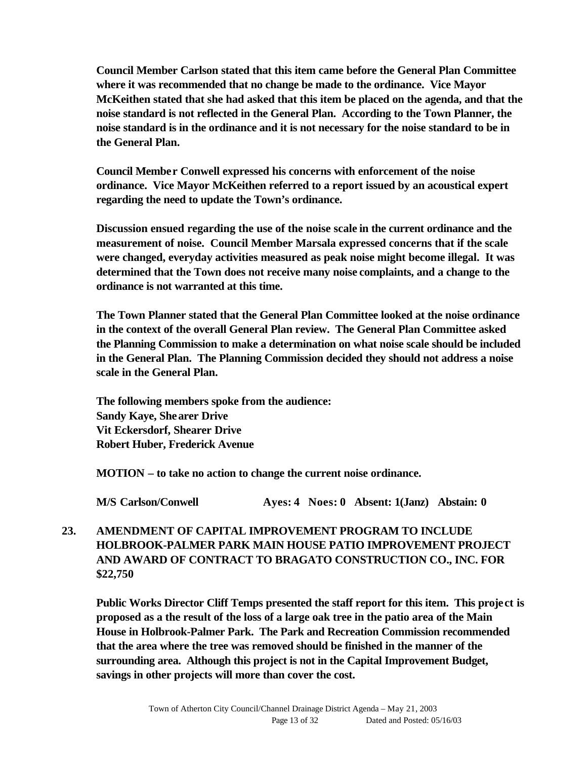**Council Member Carlson stated that this item came before the General Plan Committee where it was recommended that no change be made to the ordinance. Vice Mayor McKeithen stated that she had asked that this item be placed on the agenda, and that the noise standard is not reflected in the General Plan. According to the Town Planner, the noise standard is in the ordinance and it is not necessary for the noise standard to be in the General Plan.**

**Council Member Conwell expressed his concerns with enforcement of the noise ordinance. Vice Mayor McKeithen referred to a report issued by an acoustical expert regarding the need to update the Town's ordinance.**

**Discussion ensued regarding the use of the noise scale in the current ordinance and the measurement of noise. Council Member Marsala expressed concerns that if the scale were changed, everyday activities measured as peak noise might become illegal. It was determined that the Town does not receive many noise complaints, and a change to the ordinance is not warranted at this time.**

**The Town Planner stated that the General Plan Committee looked at the noise ordinance in the context of the overall General Plan review. The General Plan Committee asked the Planning Commission to make a determination on what noise scale should be included in the General Plan. The Planning Commission decided they should not address a noise scale in the General Plan.**

**The following members spoke from the audience:**
**Sandy Kaye, Shearer Drive**
**Vit Eckersdorf, Shearer Drive**
**Robert Huber, Frederick Avenue**

**MOTION – to take no action to change the current noise ordinance.**

**M/S Carlson/Conwell Ayes: 4 Noes: 0 Absent: 1(Janz) Abstain: 0**

**23. AMENDMENT OF CAPITAL IMPROVEMENT PROGRAM TO INCLUDE HOLBROOK-PALMER PARK MAIN HOUSE PATIO IMPROVEMENT PROJECT AND AWARD OF CONTRACT TO BRAGATO CONSTRUCTION CO., INC. FOR $22,750**

**Public Works Director Cliff Temps presented the staff report for this item. This project is proposed as a the result of the loss of a large oak tree in the patio area of the Main House in Holbrook-Palmer Park. The Park and Recreation Commission recommended that the area where the tree was removed should be finished in the manner of the surrounding area. Although this project is not in the Capital Improvement Budget, savings in other projects will more than cover the cost.**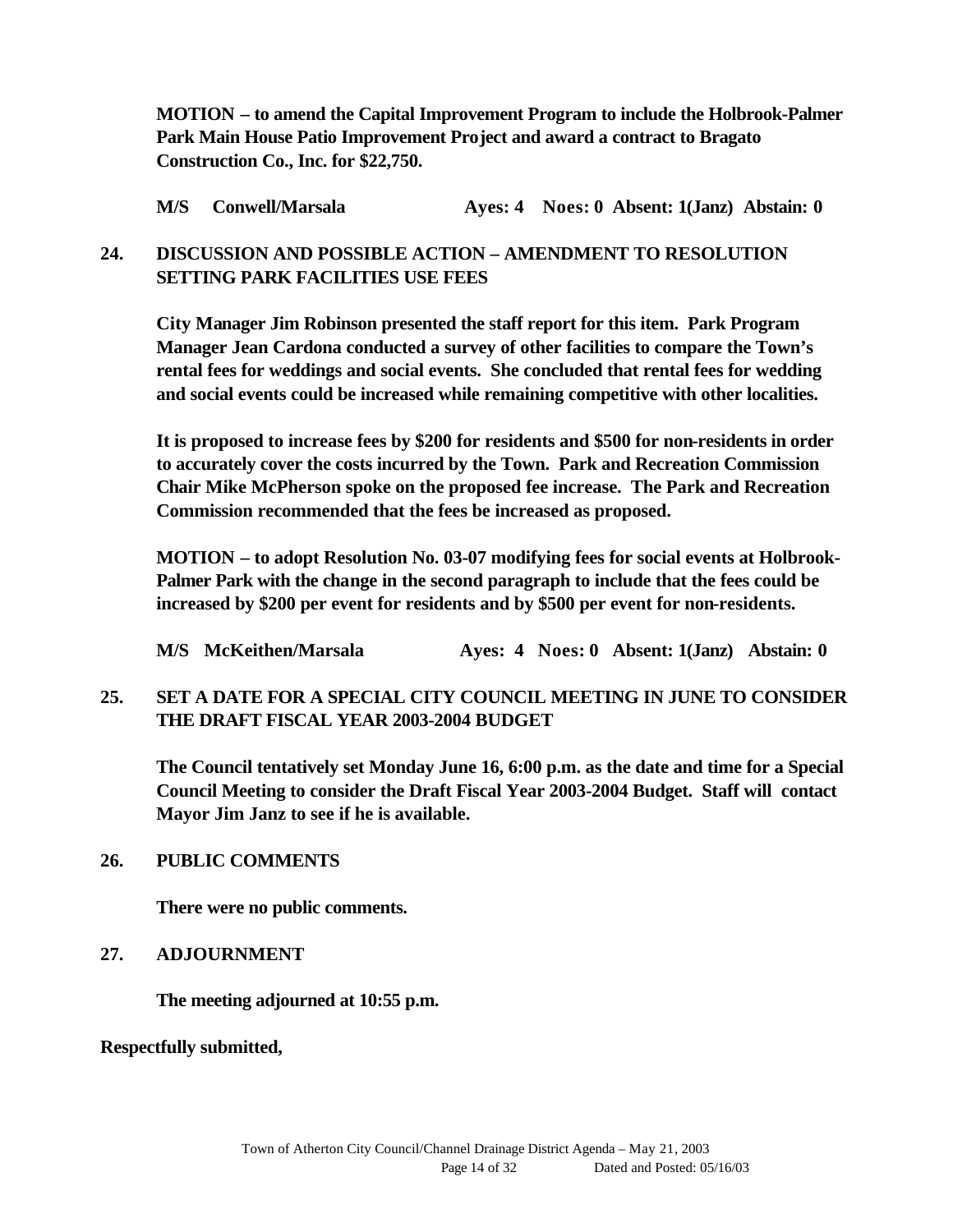**MOTION – to amend the Capital Improvement Program to include the Holbrook-Palmer Park Main House Patio Improvement Project and award a contract to Bragato Construction Co., Inc. for $22,750.**

**M/S Conwell/Marsala Ayes: 4 Noes: 0 Absent: 1(Janz) Abstain: 0**

**24. DISCUSSION AND POSSIBLE ACTION – AMENDMENT TO RESOLUTION SETTING PARK FACILITIES USE FEES**

**City Manager Jim Robinson presented the staff report for this item. Park Program Manager Jean Cardona conducted a survey of other facilities to compare the Town's rental fees for weddings and social events. She concluded that rental fees for wedding and social events could be increased while remaining competitive with other localities.**

**It is proposed to increase fees by $200 for residents and $500 for non-residents in order to accurately cover the costs incurred by the Town. Park and Recreation Commission Chair Mike McPherson spoke on the proposed fee increase. The Park and Recreation Commission recommended that the fees be increased as proposed.**

**MOTION – to adopt Resolution No. 03-07 modifying fees for social events at Holbrook-Palmer Park with the change in the second paragraph to include that the fees could be increased by $200 per event for residents and by $500 per event for non-residents.**

**M/S McKeithen/Marsala Ayes: 4 Noes: 0 Absent: 1(Janz) Abstain: 0**

**25. SET A DATE FOR A SPECIAL CITY COUNCIL MEETING IN JUNE TO CONSIDER THE DRAFT FISCAL YEAR 2003-2004 BUDGET**

**The Council tentatively set Monday June 16, 6:00 p.m. as the date and time for a Special Council Meeting to consider the Draft Fiscal Year 2003-2004 Budget. Staff will contact Mayor Jim Janz to see if he is available.**

**26. PUBLIC COMMENTS**

**There were no public comments.**

**27. ADJOURNMENT**

**The meeting adjourned at 10:55 p.m.**

**Respectfully submitted,**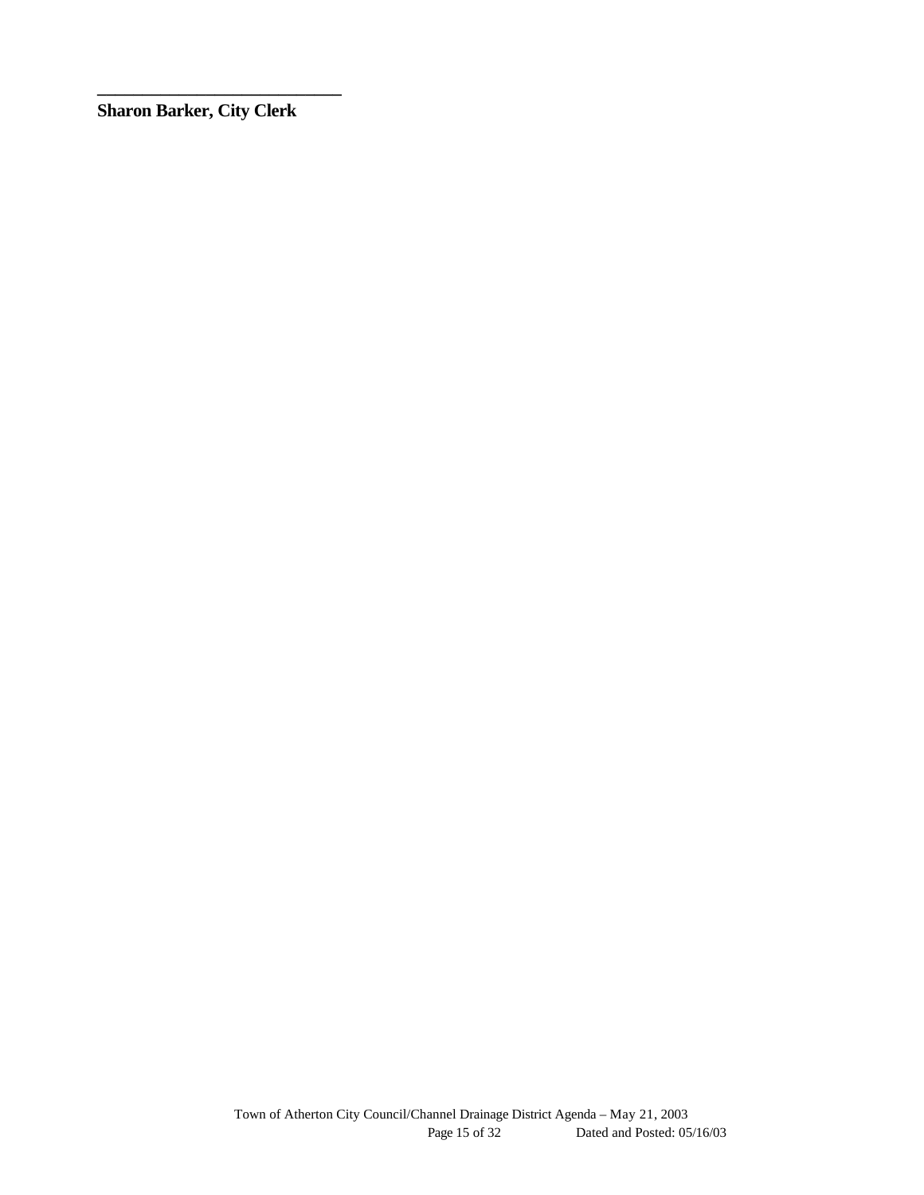\_\_\_\_\_\_\_\_\_\_\_\_\_\_\_\_\_\_\_\_\_\_\_\_\_\_\_\_
**Sharon Barker, City Clerk**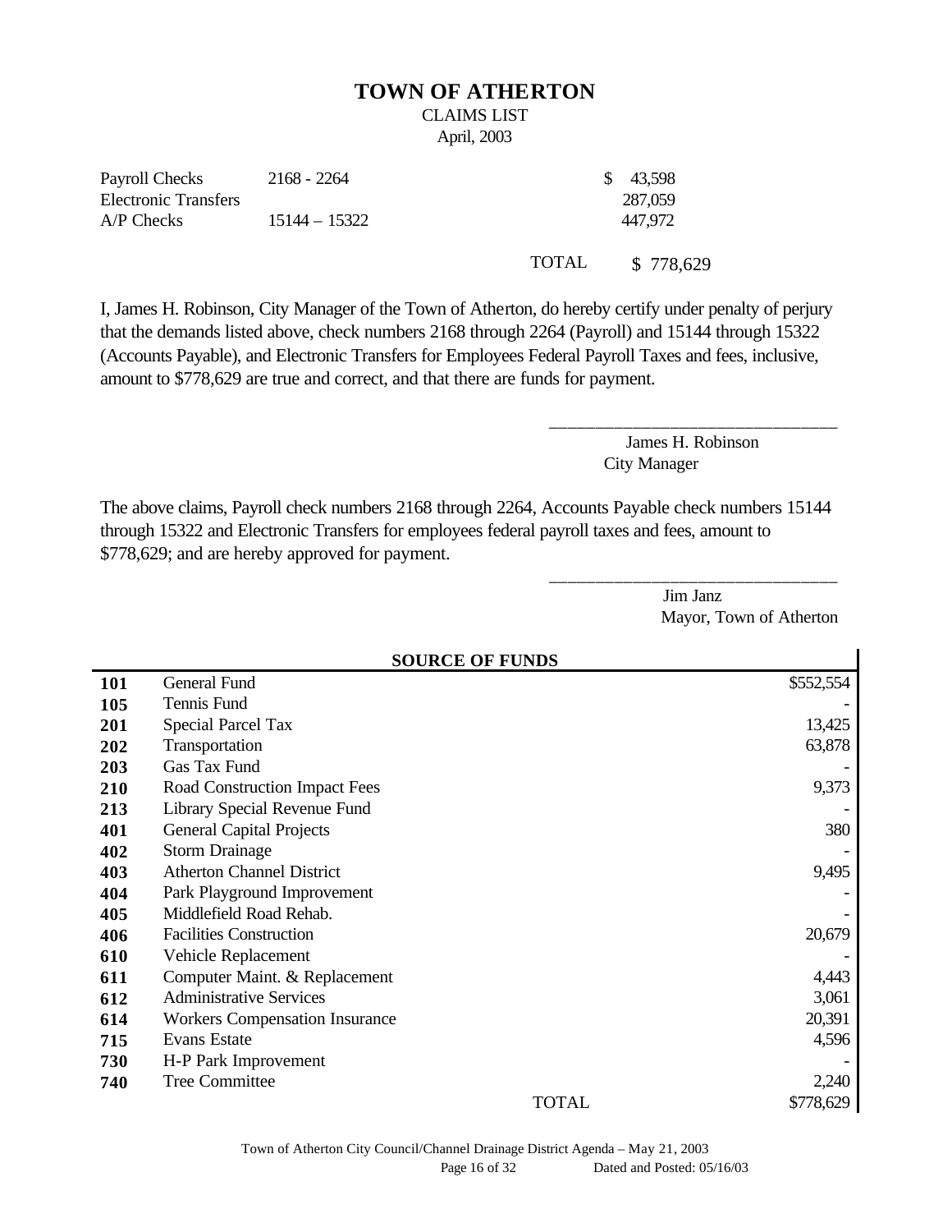# TOWN OF ATHERTON

CLAIMS LIST

April, 2003

| | | | |
|---|---|---|---|
| Payroll Checks | 2168 - 2264 | | $ 43,598 |
| Electronic Transfers | | | 287,059 |
| A/P Checks | 15144 – 15322 | | 447,972 |
| | | TOTAL | $ 778,629 |

I, James H. Robinson, City Manager of the Town of Atherton, do hereby certify under penalty of perjury that the demands listed above, check numbers 2168 through 2264 (Payroll) and 15144 through 15322 (Accounts Payable), and Electronic Transfers for Employees Federal Payroll Taxes and fees, inclusive, amount to $778,629 are true and correct, and that there are funds for payment.

\_\_\_\_\_\_\_\_\_\_\_\_\_\_\_\_\_\_\_\_\_\_\_\_\_\_\_\_\_\_\_\_

James H. Robinson
City Manager

The above claims, Payroll check numbers 2168 through 2264, Accounts Payable check numbers 15144 through 15322 and Electronic Transfers for employees federal payroll taxes and fees, amount to $778,629; and are hereby approved for payment.

\_\_\_\_\_\_\_\_\_\_\_\_\_\_\_\_\_\_\_\_\_\_\_\_\_\_\_\_\_\_\_\_

Jim Janz
Mayor, Town of Atherton

| | SOURCE OF FUNDS | |
|---|---|---|
| **101** | General Fund | $552,554 |
| **105** | Tennis Fund | - |
| **201** | Special Parcel Tax | 13,425 |
| **202** | Transportation | 63,878 |
| **203** | Gas Tax Fund | - |
| **210** | Road Construction Impact Fees | 9,373 |
| **213** | Library Special Revenue Fund | - |
| **401** | General Capital Projects | 380 |
| **402** | Storm Drainage | - |
| **403** | Atherton Channel District | 9,495 |
| **404** | Park Playground Improvement | - |
| **405** | Middlefield Road Rehab. | - |
| **406** | Facilities Construction | 20,679 |
| **610** | Vehicle Replacement | - |
| **611** | Computer Maint. & Replacement | 4,443 |
| **612** | Administrative Services | 3,061 |
| **614** | Workers Compensation Insurance | 20,391 |
| **715** | Evans Estate | 4,596 |
| **730** | H-P Park Improvement | - |
| **740** | Tree Committee | 2,240 |
| | TOTAL | $778,629 |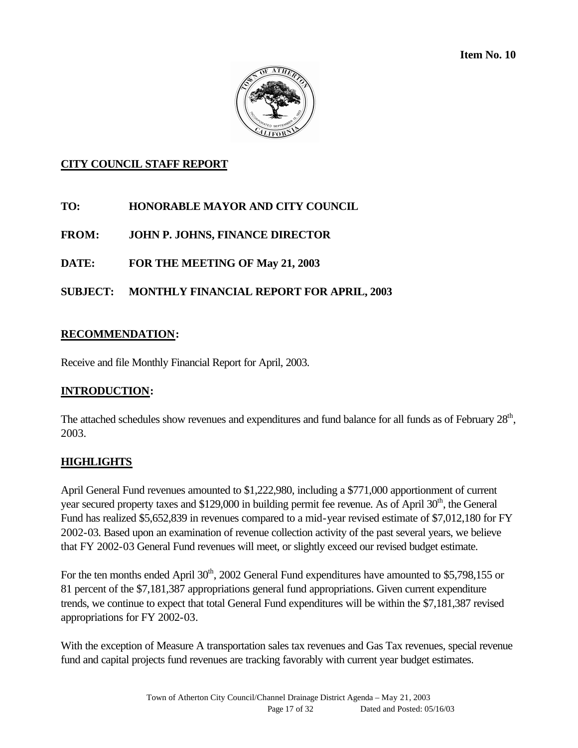**Item No. 10**

## CITY COUNCIL STAFF REPORT

**TO: HONORABLE MAYOR AND CITY COUNCIL**

**FROM: JOHN P. JOHNS, FINANCE DIRECTOR**

**DATE: FOR THE MEETING OF May 21, 2003**

**SUBJECT: MONTHLY FINANCIAL REPORT FOR APRIL, 2003**

## RECOMMENDATION:

Receive and file Monthly Financial Report for April, 2003.

## INTRODUCTION:

The attached schedules show revenues and expenditures and fund balance for all funds as of February 28th, 2003.

## HIGHLIGHTS

April General Fund revenues amounted to $1,222,980, including a $771,000 apportionment of current year secured property taxes and $129,000 in building permit fee revenue. As of April 30th, the General Fund has realized $5,652,839 in revenues compared to a mid-year revised estimate of $7,012,180 for FY 2002-03. Based upon an examination of revenue collection activity of the past several years, we believe that FY 2002-03 General Fund revenues will meet, or slightly exceed our revised budget estimate.

For the ten months ended April 30th, 2002 General Fund expenditures have amounted to $5,798,155 or 81 percent of the $7,181,387 appropriations general fund appropriations. Given current expenditure trends, we continue to expect that total General Fund expenditures will be within the $7,181,387 revised appropriations for FY 2002-03.

With the exception of Measure A transportation sales tax revenues and Gas Tax revenues, special revenue fund and capital projects fund revenues are tracking favorably with current year budget estimates.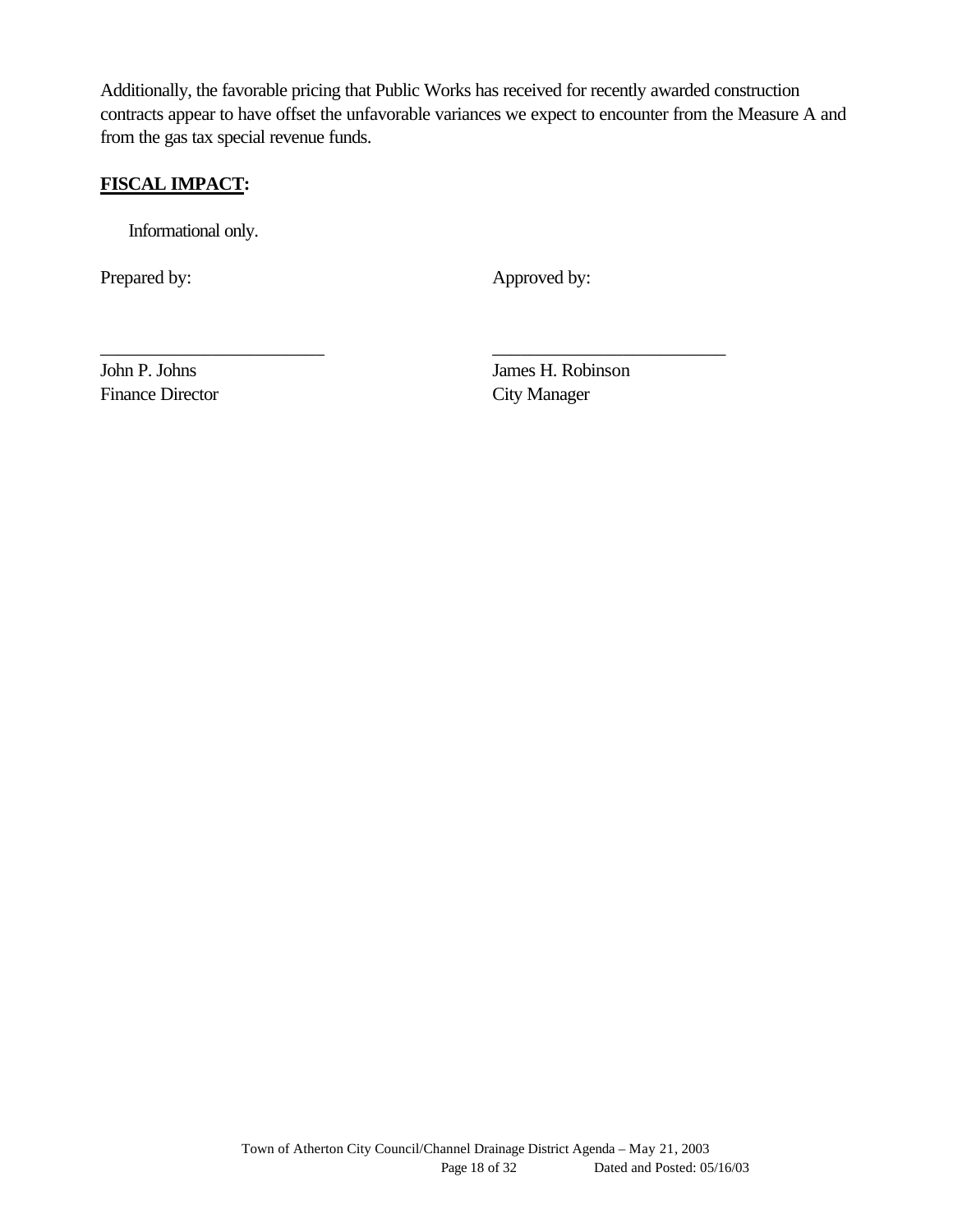Additionally, the favorable pricing that Public Works has received for recently awarded construction contracts appear to have offset the unfavorable variances we expect to encounter from the Measure A and from the gas tax special revenue funds.

**FISCAL IMPACT:**

Informational only.

Prepared by: Approved by:

\_\_\_\_\_\_\_\_\_\_\_\_\_\_\_\_\_\_\_\_\_\_\_\_\_ \_\_\_\_\_\_\_\_\_\_\_\_\_\_\_\_\_\_\_\_\_\_\_\_\_\_

John P. Johns
Finance Director

James H. Robinson
City Manager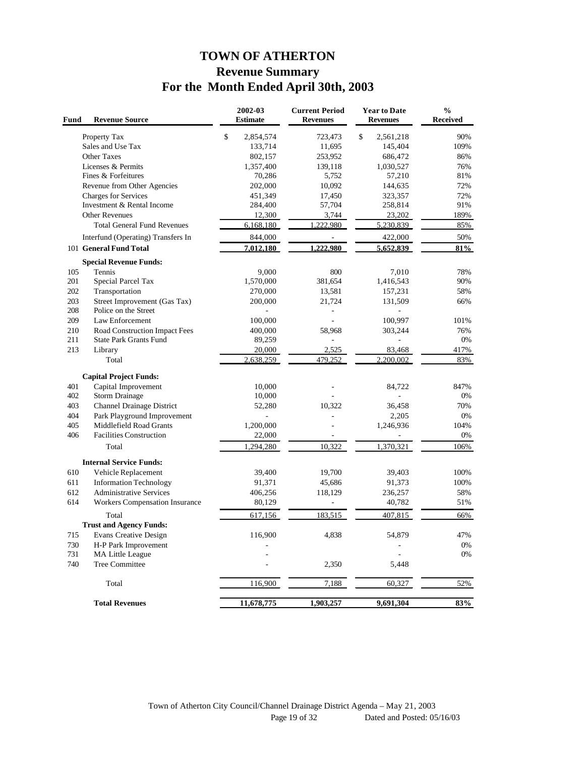# TOWN OF ATHERTON
## Revenue Summary
## For the Month Ended April 30th, 2003

| Fund | Revenue Source | 2002-03 Estimate | Current Period Revenues | Year to Date Revenues | % Received |
|---|---|---|---|---|---|
| | Property Tax | $ 2,854,574 | 723,473 | $ 2,561,218 | 90% |
| | Sales and Use Tax | 133,714 | 11,695 | 145,404 | 109% |
| | Other Taxes | 802,157 | 253,952 | 686,472 | 86% |
| | Licenses & Permits | 1,357,400 | 139,118 | 1,030,527 | 76% |
| | Fines & Forfeitures | 70,286 | 5,752 | 57,210 | 81% |
| | Revenue from Other Agencies | 202,000 | 10,092 | 144,635 | 72% |
| | Charges for Services | 451,349 | 17,450 | 323,357 | 72% |
| | Investment & Rental Income | 284,400 | 57,704 | 258,814 | 91% |
| | Other Revenues | 12,300 | 3,744 | 23,202 | 189% |
| | Total General Fund Revenues | 6,168,180 | 1,222,980 | 5,230,839 | 85% |
| | Interfund (Operating) Transfers In | 844,000 | - | 422,000 | 50% |
| 101 | **General Fund Total** | **7,012,180** | **1,222,980** | **5,652,839** | **81%** |
| | **Special Revenue Funds:** | | | | |
| 105 | Tennis | 9,000 | 800 | 7,010 | 78% |
| 201 | Special Parcel Tax | 1,570,000 | 381,654 | 1,416,543 | 90% |
| 202 | Transportation | 270,000 | 13,581 | 157,231 | 58% |
| 203 | Street Improvement (Gas Tax) | 200,000 | 21,724 | 131,509 | 66% |
| 208 | Police on the Street | - | - | - | |
| 209 | Law Enforcement | 100,000 | - | 100,997 | 101% |
| 210 | Road Construction Impact Fees | 400,000 | 58,968 | 303,244 | 76% |
| 211 | State Park Grants Fund | 89,259 | - | - | 0% |
| 213 | Library | 20,000 | 2,525 | 83,468 | 417% |
| | Total | 2,638,259 | 479,252 | 2,200,002 | 83% |
| | **Capital Project Funds:** | | | | |
| 401 | Capital Improvement | 10,000 | - | 84,722 | 847% |
| 402 | Storm Drainage | 10,000 | - | - | 0% |
| 403 | Channel Drainage District | 52,280 | 10,322 | 36,458 | 70% |
| 404 | Park Playground Improvement | - | - | 2,205 | 0% |
| 405 | Middlefield Road Grants | 1,200,000 | - | 1,246,936 | 104% |
| 406 | Facilities Construction | 22,000 | - | - | 0% |
| | Total | 1,294,280 | 10,322 | 1,370,321 | 106% |
| | **Internal Service Funds:** | | | | |
| 610 | Vehicle Replacement | 39,400 | 19,700 | 39,403 | 100% |
| 611 | Information Technology | 91,371 | 45,686 | 91,373 | 100% |
| 612 | Administrative Services | 406,256 | 118,129 | 236,257 | 58% |
| 614 | Workers Compensation Insurance | 80,129 | - | 40,782 | 51% |
| | Total | 617,156 | 183,515 | 407,815 | 66% |
| | **Trust and Agency Funds:** | | | | |
| 715 | Evans Creative Design | 116,900 | 4,838 | 54,879 | 47% |
| 730 | H-P Park Improvement | - | | - | 0% |
| 731 | MA Little League | - | | - | 0% |
| 740 | Tree Committee | - | 2,350 | 5,448 | |
| | Total | 116,900 | 7,188 | 60,327 | 52% |
| | **Total Revenues** | **11,678,775** | **1,903,257** | **9,691,304** | **83%** |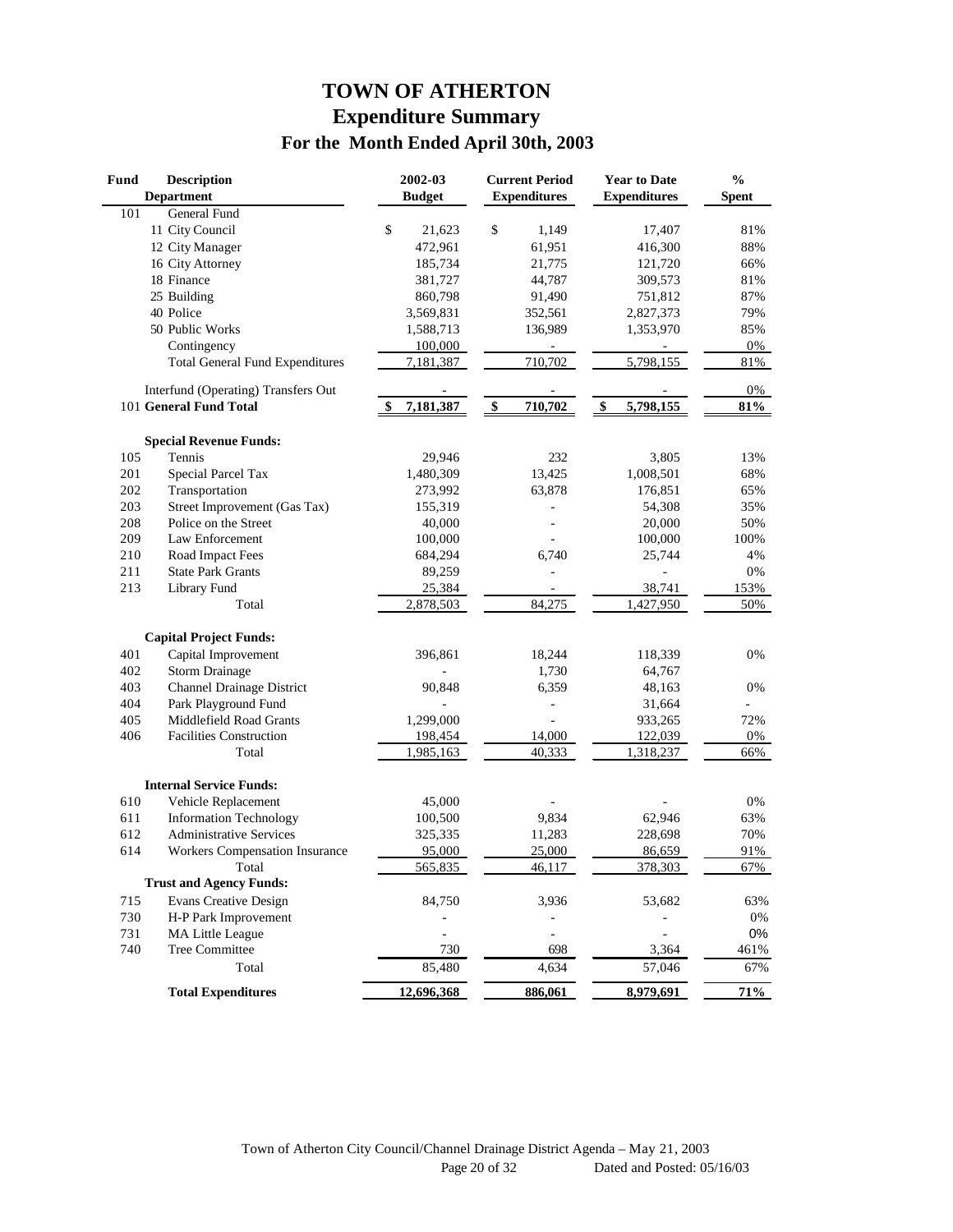# TOWN OF ATHERTON
## Expenditure Summary
### For the Month Ended April 30th, 2003

| Fund | Description Department | 2002-03 Budget | Current Period Expenditures | Year to Date Expenditures | % Spent |
|---|---|---|---|---|---|
| 101 | General Fund | | | | |
| | 11 City Council | $ 21,623 | $ 1,149 | 17,407 | 81% |
| | 12 City Manager | 472,961 | 61,951 | 416,300 | 88% |
| | 16 City Attorney | 185,734 | 21,775 | 121,720 | 66% |
| | 18 Finance | 381,727 | 44,787 | 309,573 | 81% |
| | 25 Building | 860,798 | 91,490 | 751,812 | 87% |
| | 40 Police | 3,569,831 | 352,561 | 2,827,373 | 79% |
| | 50 Public Works | 1,588,713 | 136,989 | 1,353,970 | 85% |
| | Contingency | 100,000 | - | - | 0% |
| | Total General Fund Expenditures | 7,181,387 | 710,702 | 5,798,155 | 81% |
| | Interfund (Operating) Transfers Out | - | - | - | 0% |
| | **101 General Fund Total** | **$ 7,181,387** | **$ 710,702** | **$ 5,798,155** | **81%** |
| | **Special Revenue Funds:** | | | | |
| 105 | Tennis | 29,946 | 232 | 3,805 | 13% |
| 201 | Special Parcel Tax | 1,480,309 | 13,425 | 1,008,501 | 68% |
| 202 | Transportation | 273,992 | 63,878 | 176,851 | 65% |
| 203 | Street Improvement (Gas Tax) | 155,319 | - | 54,308 | 35% |
| 208 | Police on the Street | 40,000 | - | 20,000 | 50% |
| 209 | Law Enforcement | 100,000 | - | 100,000 | 100% |
| 210 | Road Impact Fees | 684,294 | 6,740 | 25,744 | 4% |
| 211 | State Park Grants | 89,259 | - | - | 0% |
| 213 | Library Fund | 25,384 | - | 38,741 | 153% |
| | Total | 2,878,503 | 84,275 | 1,427,950 | 50% |
| | **Capital Project Funds:** | | | | |
| 401 | Capital Improvement | 396,861 | 18,244 | 118,339 | 0% |
| 402 | Storm Drainage | - | 1,730 | 64,767 | |
| 403 | Channel Drainage District | 90,848 | 6,359 | 48,163 | 0% |
| 404 | Park Playground Fund | - | - | 31,664 | - |
| 405 | Middlefield Road Grants | 1,299,000 | - | 933,265 | 72% |
| 406 | Facilities Construction | 198,454 | 14,000 | 122,039 | 0% |
| | Total | 1,985,163 | 40,333 | 1,318,237 | 66% |
| | **Internal Service Funds:** | | | | |
| 610 | Vehicle Replacement | 45,000 | - | - | 0% |
| 611 | Information Technology | 100,500 | 9,834 | 62,946 | 63% |
| 612 | Administrative Services | 325,335 | 11,283 | 228,698 | 70% |
| 614 | Workers Compensation Insurance | 95,000 | 25,000 | 86,659 | 91% |
| | Total | 565,835 | 46,117 | 378,303 | 67% |
| | **Trust and Agency Funds:** | | | | |
| 715 | Evans Creative Design | 84,750 | 3,936 | 53,682 | 63% |
| 730 | H-P Park Improvement | - | - | - | 0% |
| 731 | MA Little League | - | - | - | 0% |
| 740 | Tree Committee | 730 | 698 | 3,364 | 461% |
| | Total | 85,480 | 4,634 | 57,046 | 67% |
| | **Total Expenditures** | **12,696,368** | **886,061** | **8,979,691** | **71%** |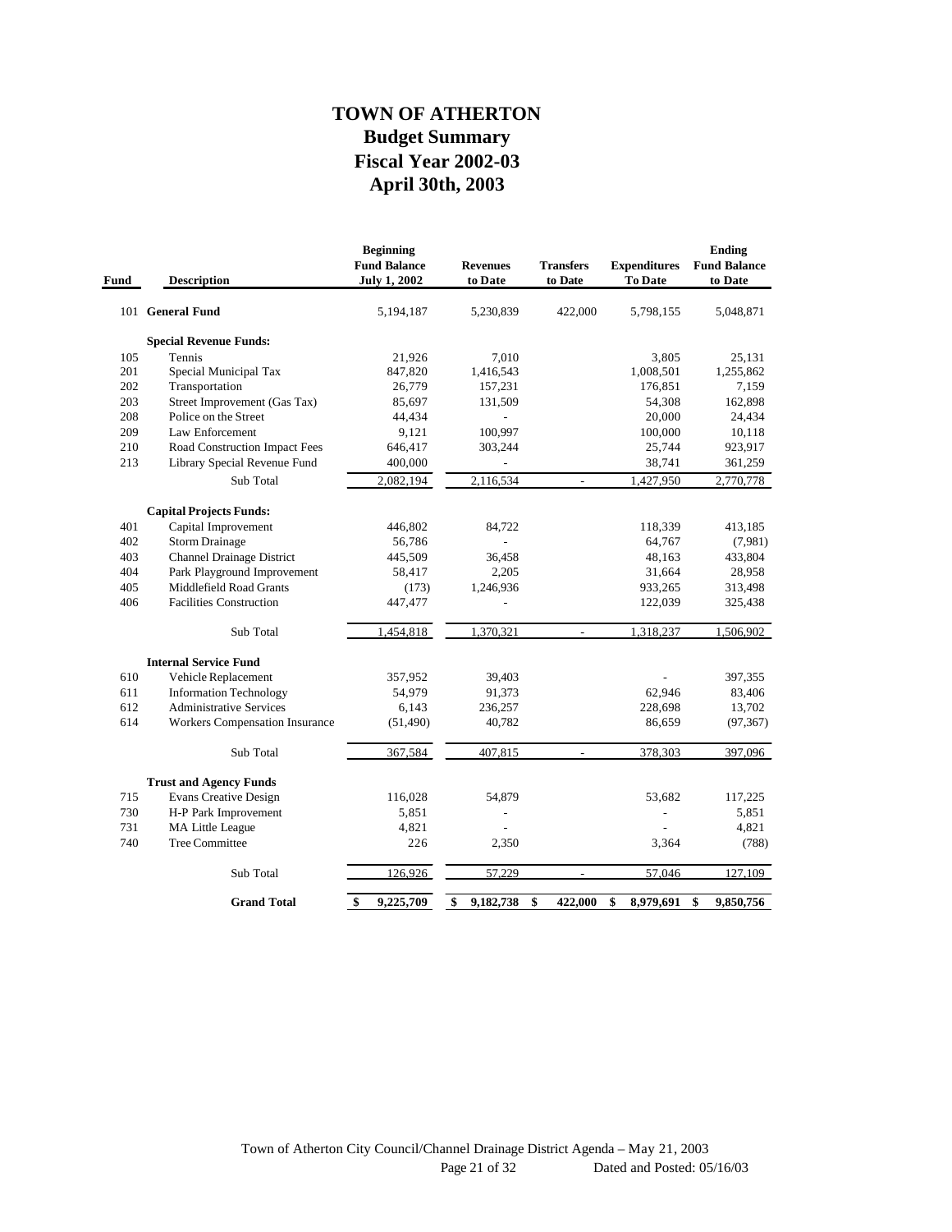# TOWN OF ATHERTON
## Budget Summary
## Fiscal Year 2002-03
## April 30th, 2003

| Fund | Description | Beginning Fund Balance July 1, 2002 | Revenues to Date | Transfers to Date | Expenditures To Date | Ending Fund Balance to Date |
|---|---|---|---|---|---|---|
| 101 | **General Fund** | 5,194,187 | 5,230,839 | 422,000 | 5,798,155 | 5,048,871 |
| | **Special Revenue Funds:** | | | | | |
| 105 | Tennis | 21,926 | 7,010 | | 3,805 | 25,131 |
| 201 | Special Municipal Tax | 847,820 | 1,416,543 | | 1,008,501 | 1,255,862 |
| 202 | Transportation | 26,779 | 157,231 | | 176,851 | 7,159 |
| 203 | Street Improvement (Gas Tax) | 85,697 | 131,509 | | 54,308 | 162,898 |
| 208 | Police on the Street | 44,434 | - | | 20,000 | 24,434 |
| 209 | Law Enforcement | 9,121 | 100,997 | | 100,000 | 10,118 |
| 210 | Road Construction Impact Fees | 646,417 | 303,244 | | 25,744 | 923,917 |
| 213 | Library Special Revenue Fund | 400,000 | - | | 38,741 | 361,259 |
| | Sub Total | 2,082,194 | 2,116,534 | - | 1,427,950 | 2,770,778 |
| | **Capital Projects Funds:** | | | | | |
| 401 | Capital Improvement | 446,802 | 84,722 | | 118,339 | 413,185 |
| 402 | Storm Drainage | 56,786 | - | | 64,767 | (7,981) |
| 403 | Channel Drainage District | 445,509 | 36,458 | | 48,163 | 433,804 |
| 404 | Park Playground Improvement | 58,417 | 2,205 | | 31,664 | 28,958 |
| 405 | Middlefield Road Grants | (173) | 1,246,936 | | 933,265 | 313,498 |
| 406 | Facilities Construction | 447,477 | - | | 122,039 | 325,438 |
| | Sub Total | 1,454,818 | 1,370,321 | - | 1,318,237 | 1,506,902 |
| | **Internal Service Fund** | | | | | |
| 610 | Vehicle Replacement | 357,952 | 39,403 | | - | 397,355 |
| 611 | Information Technology | 54,979 | 91,373 | | 62,946 | 83,406 |
| 612 | Administrative Services | 6,143 | 236,257 | | 228,698 | 13,702 |
| 614 | Workers Compensation Insurance | (51,490) | 40,782 | | 86,659 | (97,367) |
| | Sub Total | 367,584 | 407,815 | - | 378,303 | 397,096 |
| | **Trust and Agency Funds** | | | | | |
| 715 | Evans Creative Design | 116,028 | 54,879 | | 53,682 | 117,225 |
| 730 | H-P Park Improvement | 5,851 | - | | - | 5,851 |
| 731 | MA Little League | 4,821 | - | | - | 4,821 |
| 740 | Tree Committee | 226 | 2,350 | | 3,364 | (788) |
| | Sub Total | 126,926 | 57,229 | - | 57,046 | 127,109 |
| | **Grand Total** | **$ 9,225,709** | **$ 9,182,738** | **$ 422,000** | **$ 8,979,691** | **$ 9,850,756** |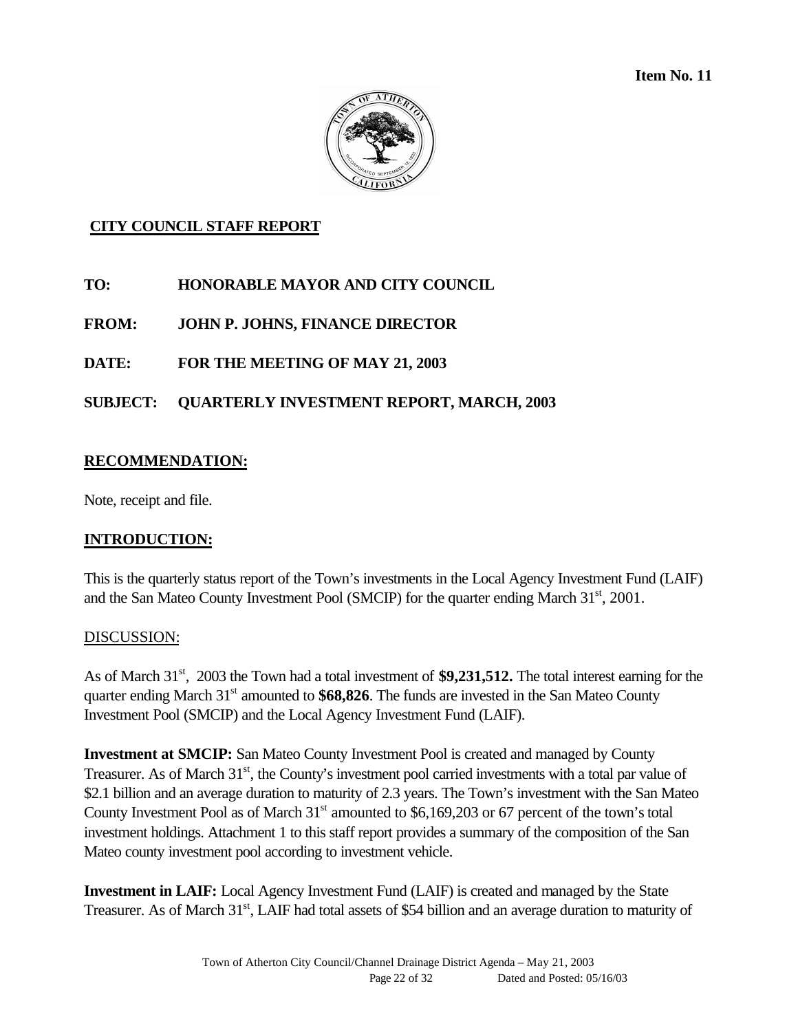**Item No. 11**

**CITY COUNCIL STAFF REPORT**

**TO: HONORABLE MAYOR AND CITY COUNCIL**

**FROM: JOHN P. JOHNS, FINANCE DIRECTOR**

**DATE: FOR THE MEETING OF MAY 21, 2003**

**SUBJECT: QUARTERLY INVESTMENT REPORT, MARCH, 2003**

## RECOMMENDATION:

Note, receipt and file.

## INTRODUCTION:

This is the quarterly status report of the Town's investments in the Local Agency Investment Fund (LAIF) and the San Mateo County Investment Pool (SMCIP) for the quarter ending March 31st, 2001.

## DISCUSSION:

As of March 31st, 2003 the Town had a total investment of **$9,231,512.** The total interest earning for the quarter ending March 31st amounted to **$68,826**. The funds are invested in the San Mateo County Investment Pool (SMCIP) and the Local Agency Investment Fund (LAIF).

**Investment at SMCIP:** San Mateo County Investment Pool is created and managed by County Treasurer. As of March 31st, the County's investment pool carried investments with a total par value of $2.1 billion and an average duration to maturity of 2.3 years. The Town's investment with the San Mateo County Investment Pool as of March 31st amounted to $6,169,203 or 67 percent of the town's total investment holdings. Attachment 1 to this staff report provides a summary of the composition of the San Mateo county investment pool according to investment vehicle.

**Investment in LAIF:** Local Agency Investment Fund (LAIF) is created and managed by the State Treasurer. As of March 31st, LAIF had total assets of $54 billion and an average duration to maturity of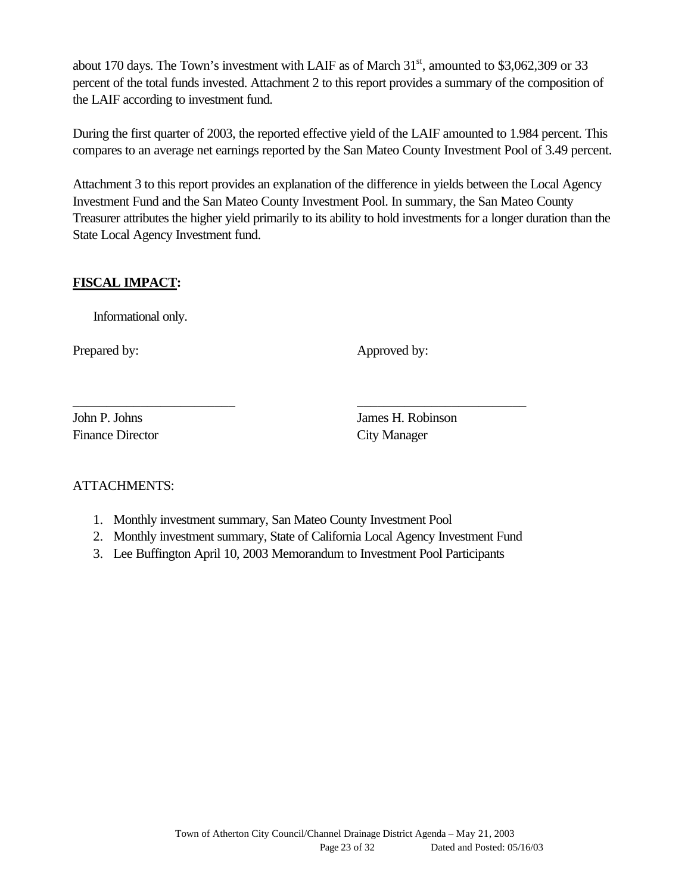about 170 days. The Town's investment with LAIF as of March 31st, amounted to $3,062,309 or 33 percent of the total funds invested. Attachment 2 to this report provides a summary of the composition of the LAIF according to investment fund.

During the first quarter of 2003, the reported effective yield of the LAIF amounted to 1.984 percent. This compares to an average net earnings reported by the San Mateo County Investment Pool of 3.49 percent.

Attachment 3 to this report provides an explanation of the difference in yields between the Local Agency Investment Fund and the San Mateo County Investment Pool. In summary, the San Mateo County Treasurer attributes the higher yield primarily to its ability to hold investments for a longer duration than the State Local Agency Investment fund.

## **FISCAL IMPACT:**

Informational only.

Prepared by: Approved by:

\_\_\_\_\_\_\_\_\_\_\_\_\_\_\_\_\_\_\_\_\_\_\_\_ \_\_\_\_\_\_\_\_\_\_\_\_\_\_\_\_\_\_\_\_\_\_\_\_\_

John P. Johns
Finance Director

James H. Robinson
City Manager

ATTACHMENTS:

1. Monthly investment summary, San Mateo County Investment Pool
2. Monthly investment summary, State of California Local Agency Investment Fund
3. Lee Buffington April 10, 2003 Memorandum to Investment Pool Participants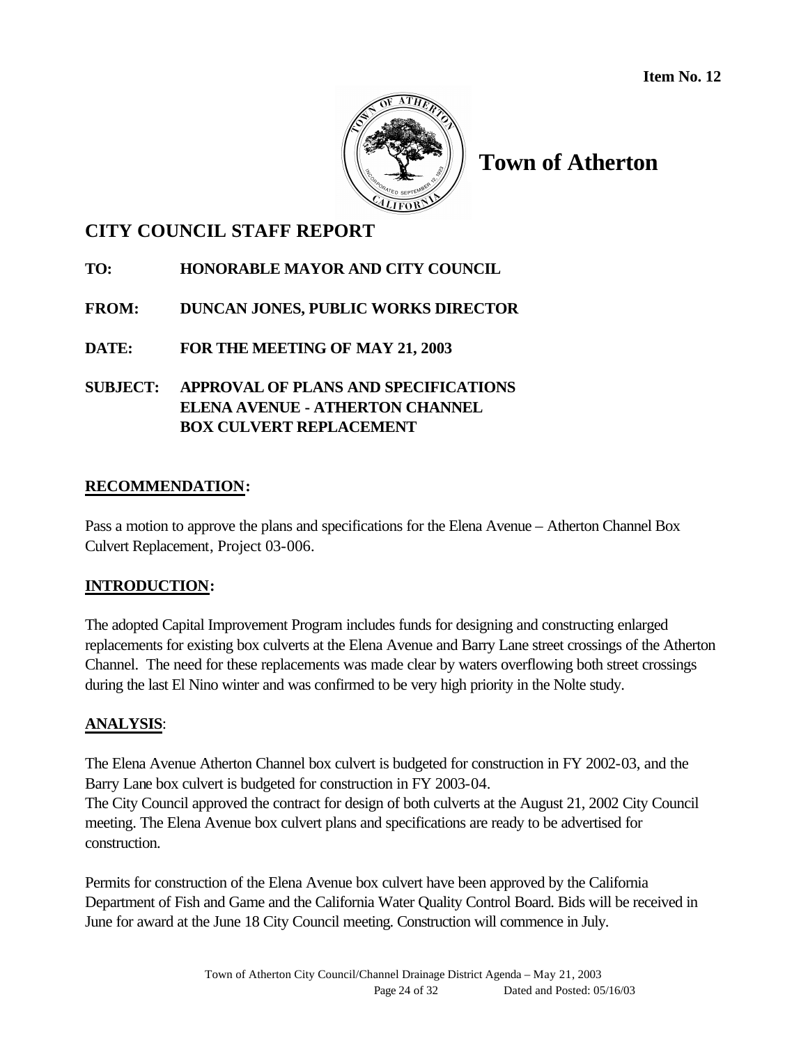**Item No. 12**

# Town of Atherton

## CITY COUNCIL STAFF REPORT

**TO:** HONORABLE MAYOR AND CITY COUNCIL

**FROM:** DUNCAN JONES, PUBLIC WORKS DIRECTOR

**DATE:** FOR THE MEETING OF MAY 21, 2003

**SUBJECT:** APPROVAL OF PLANS AND SPECIFICATIONS
ELENA AVENUE - ATHERTON CHANNEL
BOX CULVERT REPLACEMENT

### RECOMMENDATION:

Pass a motion to approve the plans and specifications for the Elena Avenue – Atherton Channel Box Culvert Replacement, Project 03-006.

### INTRODUCTION:

The adopted Capital Improvement Program includes funds for designing and constructing enlarged replacements for existing box culverts at the Elena Avenue and Barry Lane street crossings of the Atherton Channel. The need for these replacements was made clear by waters overflowing both street crossings during the last El Nino winter and was confirmed to be very high priority in the Nolte study.

### ANALYSIS:

The Elena Avenue Atherton Channel box culvert is budgeted for construction in FY 2002-03, and the Barry Lane box culvert is budgeted for construction in FY 2003-04.
The City Council approved the contract for design of both culverts at the August 21, 2002 City Council meeting. The Elena Avenue box culvert plans and specifications are ready to be advertised for construction.

Permits for construction of the Elena Avenue box culvert have been approved by the California Department of Fish and Game and the California Water Quality Control Board. Bids will be received in June for award at the June 18 City Council meeting. Construction will commence in July.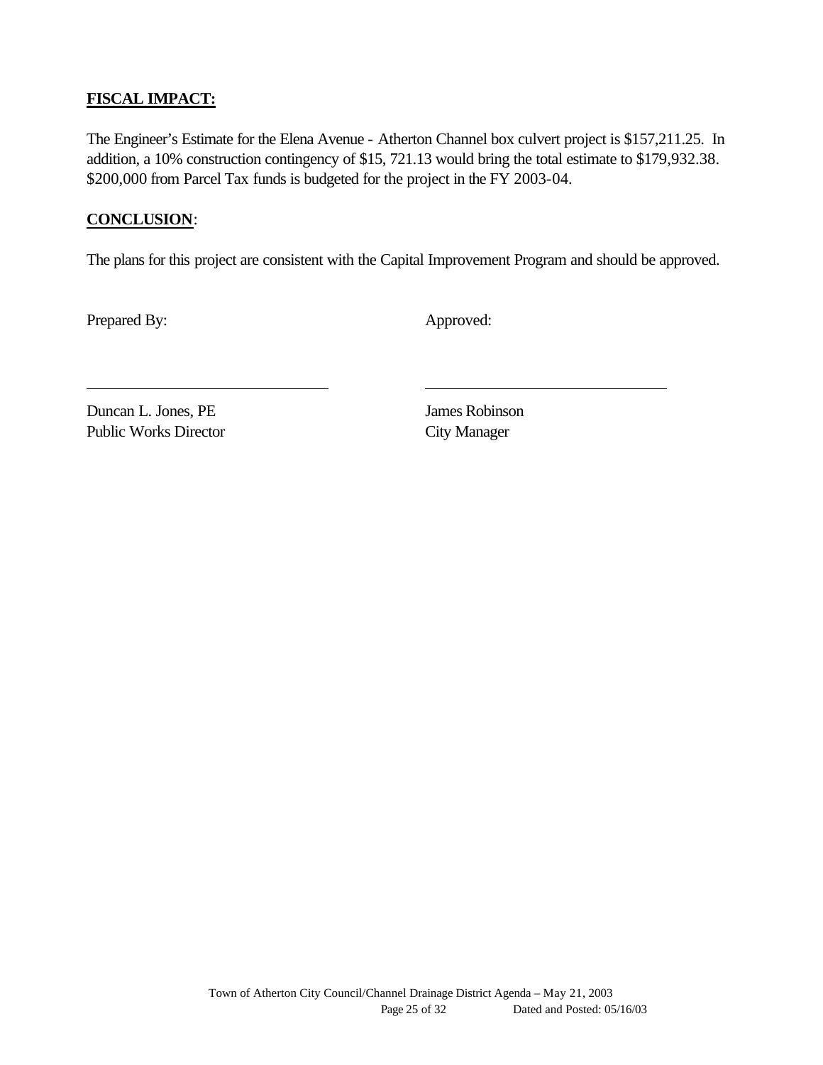**FISCAL IMPACT:**

The Engineer's Estimate for the Elena Avenue - Atherton Channel box culvert project is $157,211.25. In addition, a 10% construction contingency of $15, 721.13 would bring the total estimate to $179,932.38. $200,000 from Parcel Tax funds is budgeted for the project in the FY 2003-04.

**CONCLUSION**:

The plans for this project are consistent with the Capital Improvement Program and should be approved.

Prepared By: Approved:

Duncan L. Jones, PE
Public Works Director

James Robinson
City Manager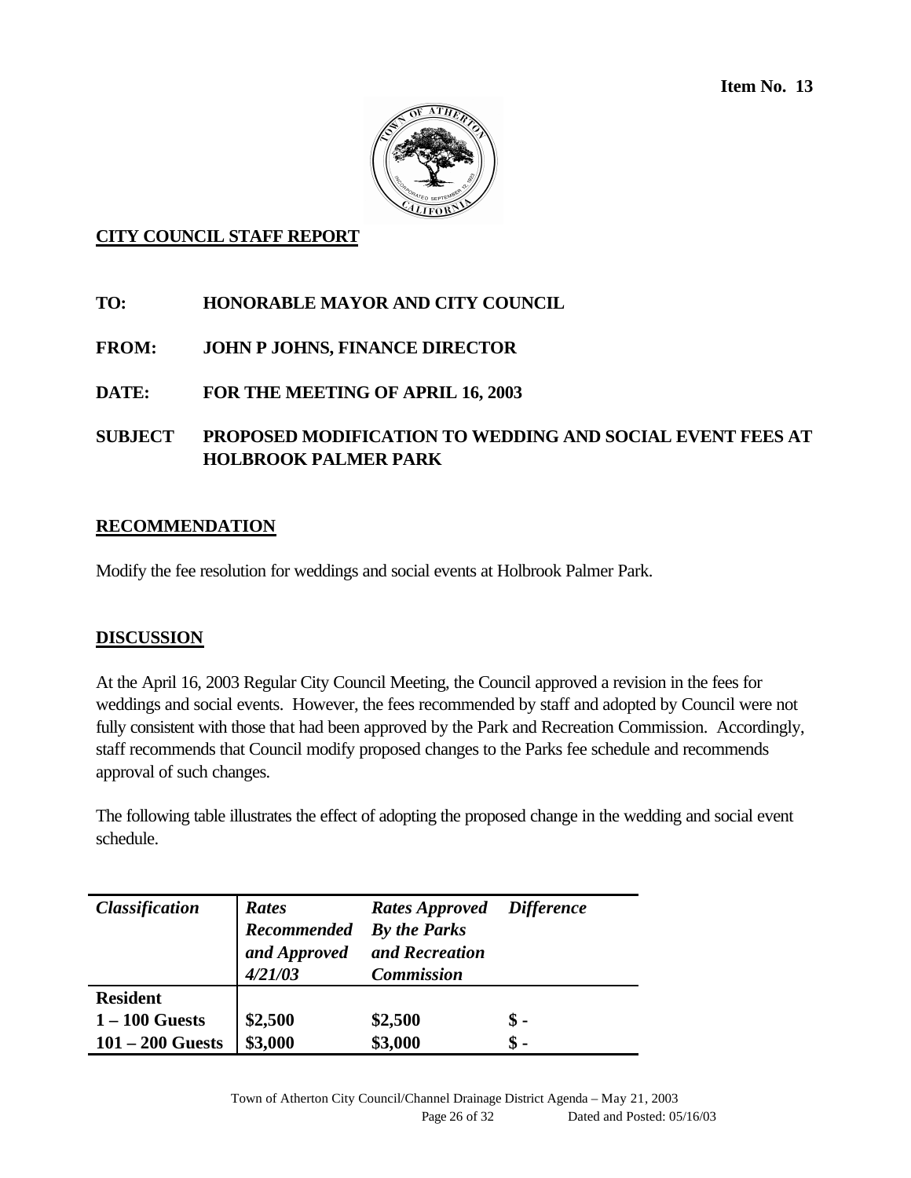**Item No. 13**

**CITY COUNCIL STAFF REPORT**

**TO:** **HONORABLE MAYOR AND CITY COUNCIL**

**FROM:** **JOHN P JOHNS, FINANCE DIRECTOR**

**DATE:** **FOR THE MEETING OF APRIL 16, 2003**

**SUBJECT** **PROPOSED MODIFICATION TO WEDDING AND SOCIAL EVENT FEES AT HOLBROOK PALMER PARK**

## RECOMMENDATION

Modify the fee resolution for weddings and social events at Holbrook Palmer Park.

## DISCUSSION

At the April 16, 2003 Regular City Council Meeting, the Council approved a revision in the fees for weddings and social events. However, the fees recommended by staff and adopted by Council were not fully consistent with those that had been approved by the Park and Recreation Commission. Accordingly, staff recommends that Council modify proposed changes to the Parks fee schedule and recommends approval of such changes.

The following table illustrates the effect of adopting the proposed change in the wedding and social event schedule.

| *Classification* | *Rates Recommended and Approved 4/21/03* | *Rates Approved By the Parks and Recreation Commission* | *Difference* |
|---|---|---|---|
| **Resident** | | | |
| **1 – 100 Guests** | **$2,500** | **$2,500** | **$ -** |
| **101 – 200 Guests** | **$3,000** | **$3,000** | **$ -** |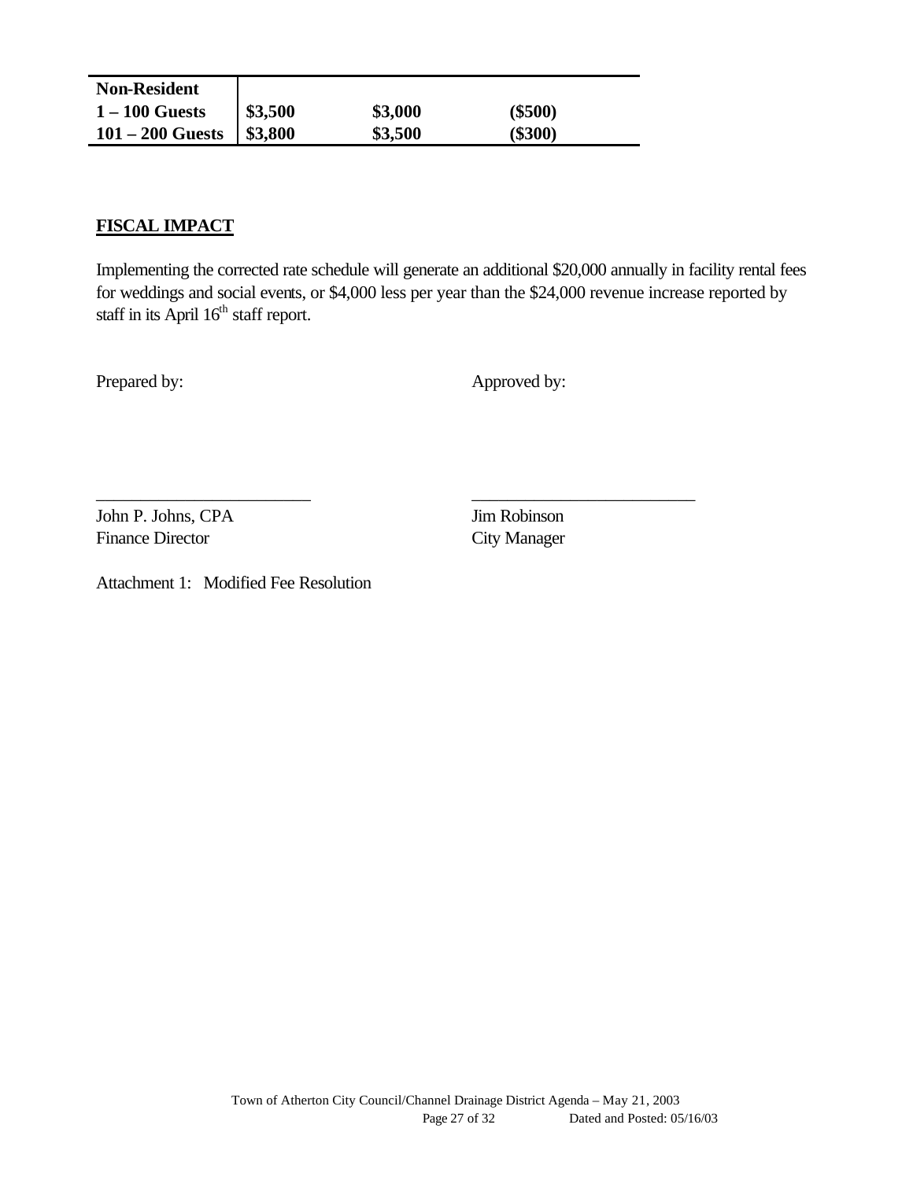| Non-Resident | | | |
|---|---|---|---|
| **1 – 100 Guests** | **$3,500** | **$3,000** | **($500)** |
| **101 – 200 Guests** | **$3,800** | **$3,500** | **($300)** |

## FISCAL IMPACT

Implementing the corrected rate schedule will generate an additional $20,000 annually in facility rental fees for weddings and social events, or $4,000 less per year than the $24,000 revenue increase reported by staff in its April 16th staff report.

Prepared by:

\_\_\_\_\_\_\_\_\_\_\_\_\_\_\_\_\_\_\_\_\_\_\_\_\_

John P. Johns, CPA
Finance Director

Approved by:

\_\_\_\_\_\_\_\_\_\_\_\_\_\_\_\_\_\_\_\_\_\_\_\_\_

Jim Robinson
City Manager

Attachment 1: Modified Fee Resolution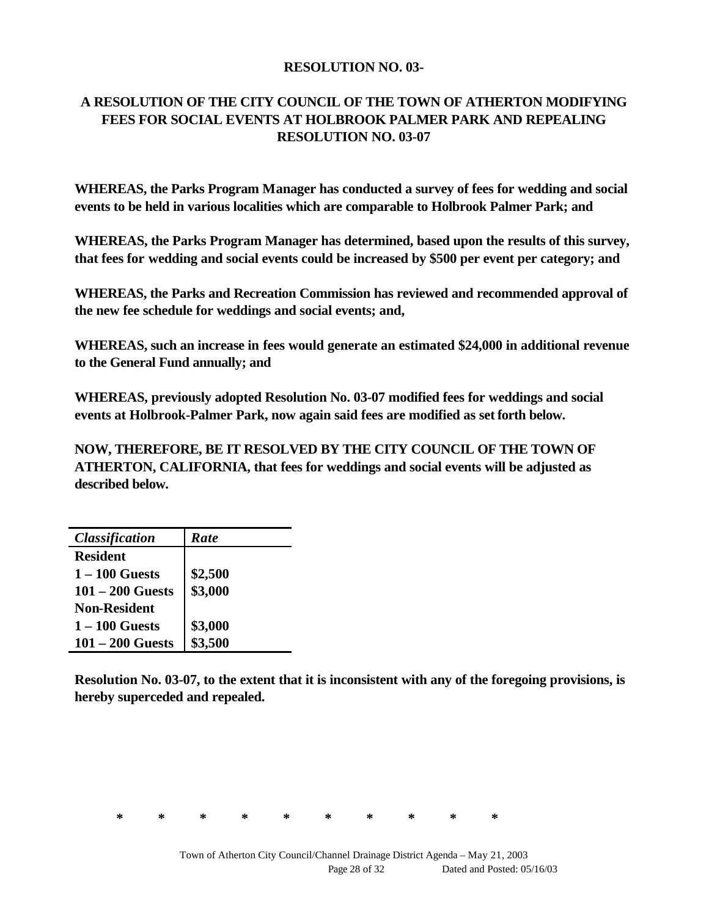**RESOLUTION NO. 03-**

**A RESOLUTION OF THE CITY COUNCIL OF THE TOWN OF ATHERTON MODIFYING FEES FOR SOCIAL EVENTS AT HOLBROOK PALMER PARK AND REPEALING RESOLUTION NO. 03-07**

**WHEREAS, the Parks Program Manager has conducted a survey of fees for wedding and social events to be held in various localities which are comparable to Holbrook Palmer Park; and**

**WHEREAS, the Parks Program Manager has determined, based upon the results of this survey, that fees for wedding and social events could be increased by $500 per event per category; and**

**WHEREAS, the Parks and Recreation Commission has reviewed and recommended approval of the new fee schedule for weddings and social events; and,**

**WHEREAS, such an increase in fees would generate an estimated $24,000 in additional revenue to the General Fund annually; and**

**WHEREAS, previously adopted Resolution No. 03-07 modified fees for weddings and social events at Holbrook-Palmer Park, now again said fees are modified as set forth below.**

**NOW, THEREFORE, BE IT RESOLVED BY THE CITY COUNCIL OF THE TOWN OF ATHERTON, CALIFORNIA, that fees for weddings and social events will be adjusted as described below.**

| ***Classification*** | ***Rate*** |
|---|---|
| **Resident** | |
| **1 – 100 Guests** | **$2,500** |
| **101 – 200 Guests** | **$3,000** |
| **Non-Resident** | |
| **1 – 100 Guests** | **$3,000** |
| **101 – 200 Guests** | **$3,500** |

**Resolution No. 03-07, to the extent that it is inconsistent with any of the foregoing provisions, is hereby superceded and repealed.**

\* \* \* \* \* \* \* \* \* \*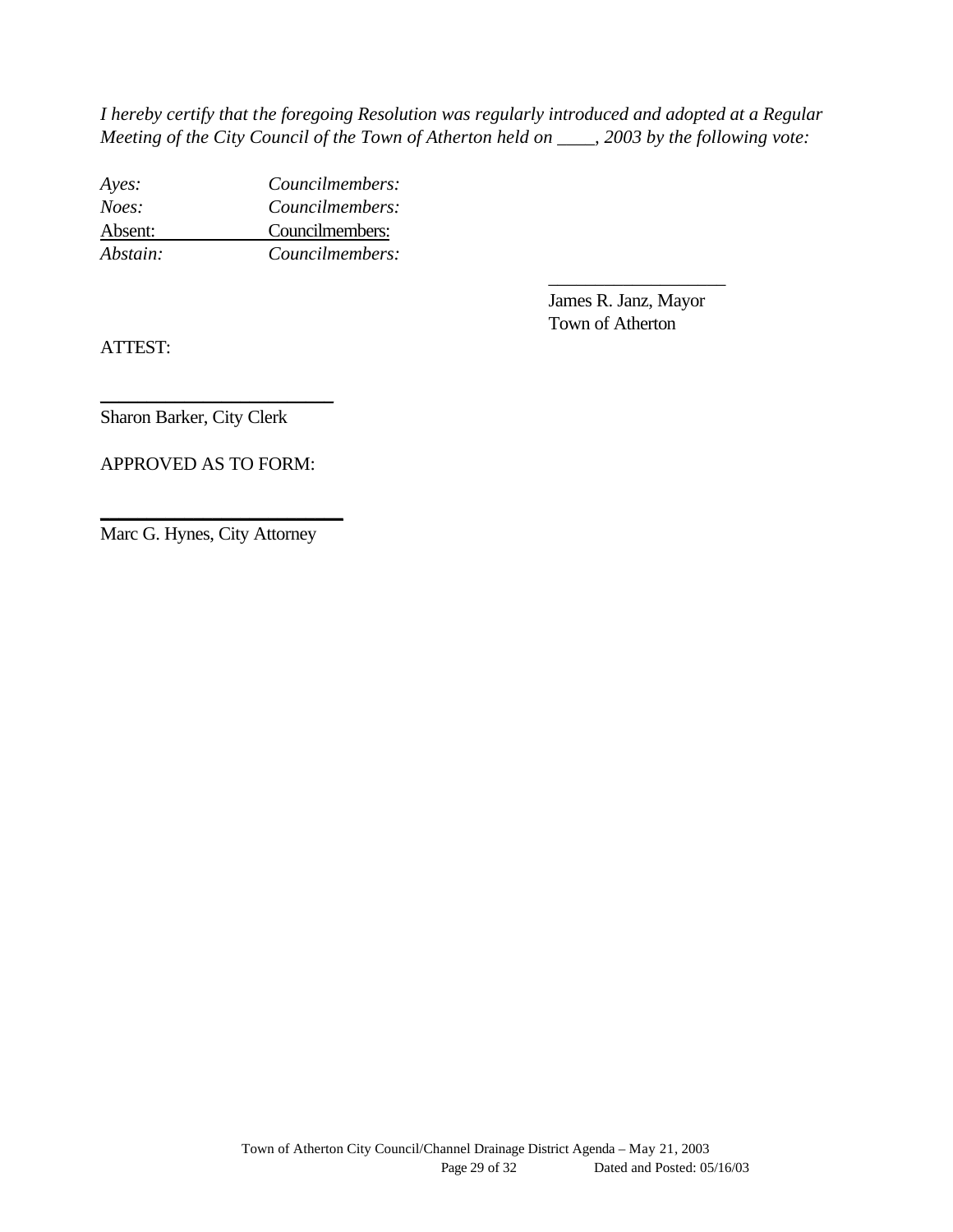*I hereby certify that the foregoing Resolution was regularly introduced and adopted at a Regular Meeting of the City Council of the Town of Atherton held on ____, 2003 by the following vote:*

*Ayes:* *Councilmembers:*
*Noes:* *Councilmembers:*
Absent: Councilmembers:
*Abstain:* *Councilmembers:*

___________________
James R. Janz, Mayor
Town of Atherton

ATTEST:

_________________________
Sharon Barker, City Clerk

APPROVED AS TO FORM:

_________________________
Marc G. Hynes, City Attorney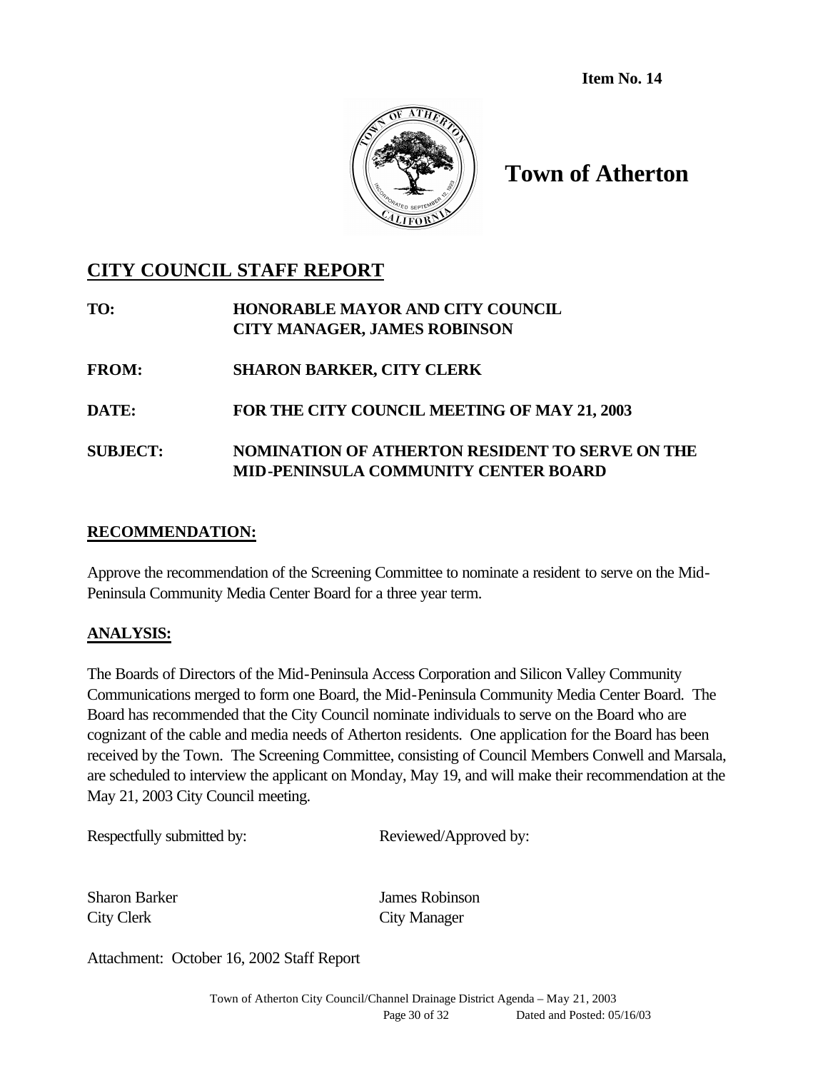**Item No. 14**

# Town of Atherton

## CITY COUNCIL STAFF REPORT

**TO:** HONORABLE MAYOR AND CITY COUNCIL
CITY MANAGER, JAMES ROBINSON

**FROM:** SHARON BARKER, CITY CLERK

**DATE:** FOR THE CITY COUNCIL MEETING OF MAY 21, 2003

**SUBJECT:** NOMINATION OF ATHERTON RESIDENT TO SERVE ON THE MID-PENINSULA COMMUNITY CENTER BOARD

### RECOMMENDATION:

Approve the recommendation of the Screening Committee to nominate a resident to serve on the Mid-Peninsula Community Media Center Board for a three year term.

### ANALYSIS:

The Boards of Directors of the Mid-Peninsula Access Corporation and Silicon Valley Community Communications merged to form one Board, the Mid-Peninsula Community Media Center Board. The Board has recommended that the City Council nominate individuals to serve on the Board who are cognizant of the cable and media needs of Atherton residents. One application for the Board has been received by the Town. The Screening Committee, consisting of Council Members Conwell and Marsala, are scheduled to interview the applicant on Monday, May 19, and will make their recommendation at the May 21, 2003 City Council meeting.

Respectfully submitted by: Reviewed/Approved by:

Sharon Barker
City Clerk

James Robinson
City Manager

Attachment: October 16, 2002 Staff Report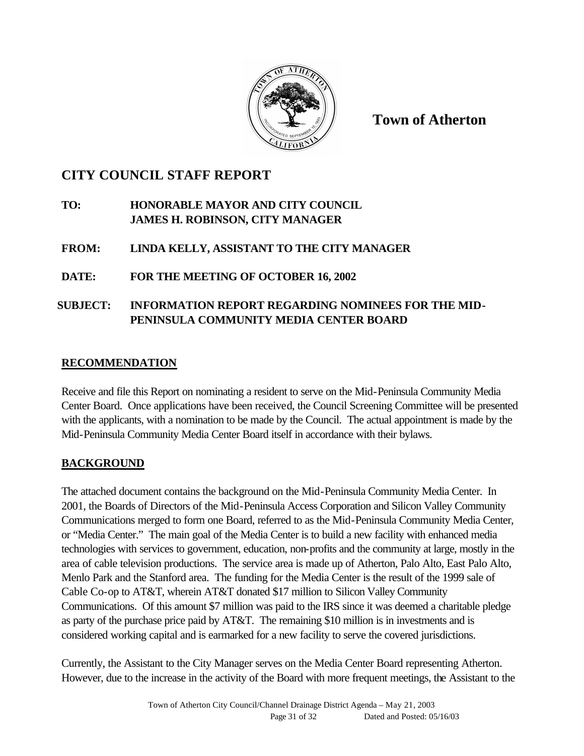# Town of Atherton

## CITY COUNCIL STAFF REPORT

**TO:** HONORABLE MAYOR AND CITY COUNCIL
JAMES H. ROBINSON, CITY MANAGER

**FROM:** LINDA KELLY, ASSISTANT TO THE CITY MANAGER

**DATE:** FOR THE MEETING OF OCTOBER 16, 2002

**SUBJECT:** INFORMATION REPORT REGARDING NOMINEES FOR THE MID-PENINSULA COMMUNITY MEDIA CENTER BOARD

### RECOMMENDATION

Receive and file this Report on nominating a resident to serve on the Mid-Peninsula Community Media Center Board. Once applications have been received, the Council Screening Committee will be presented with the applicants, with a nomination to be made by the Council. The actual appointment is made by the Mid-Peninsula Community Media Center Board itself in accordance with their bylaws.

### BACKGROUND

The attached document contains the background on the Mid-Peninsula Community Media Center. In 2001, the Boards of Directors of the Mid-Peninsula Access Corporation and Silicon Valley Community Communications merged to form one Board, referred to as the Mid-Peninsula Community Media Center, or "Media Center." The main goal of the Media Center is to build a new facility with enhanced media technologies with services to government, education, non-profits and the community at large, mostly in the area of cable television productions. The service area is made up of Atherton, Palo Alto, East Palo Alto, Menlo Park and the Stanford area. The funding for the Media Center is the result of the 1999 sale of Cable Co-op to AT&T, wherein AT&T donated $17 million to Silicon Valley Community Communications. Of this amount $7 million was paid to the IRS since it was deemed a charitable pledge as party of the purchase price paid by AT&T. The remaining $10 million is in investments and is considered working capital and is earmarked for a new facility to serve the covered jurisdictions.

Currently, the Assistant to the City Manager serves on the Media Center Board representing Atherton. However, due to the increase in the activity of the Board with more frequent meetings, the Assistant to the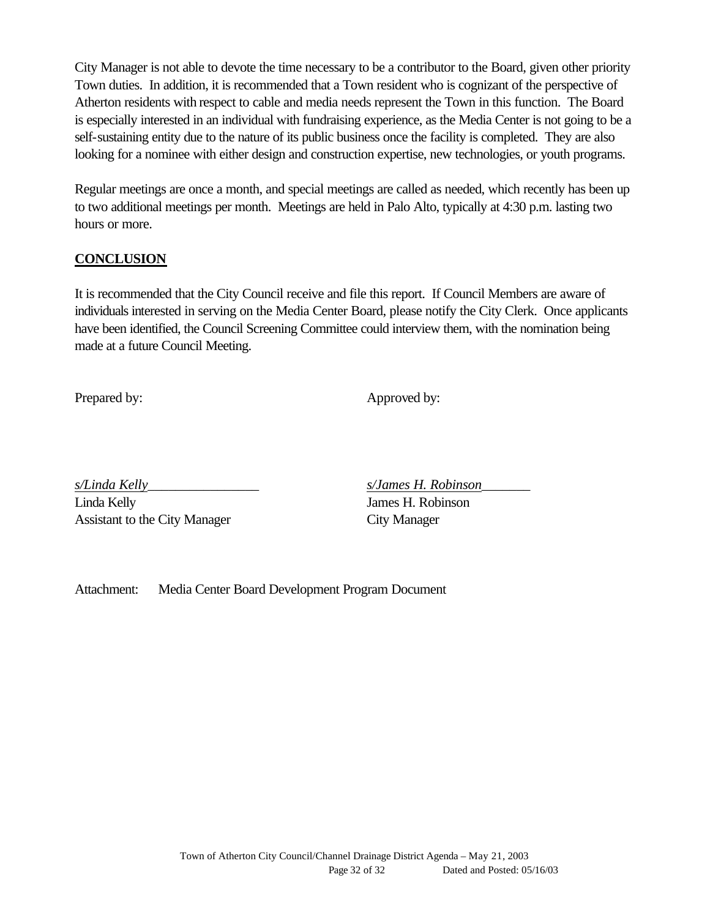City Manager is not able to devote the time necessary to be a contributor to the Board, given other priority Town duties. In addition, it is recommended that a Town resident who is cognizant of the perspective of Atherton residents with respect to cable and media needs represent the Town in this function. The Board is especially interested in an individual with fundraising experience, as the Media Center is not going to be a self-sustaining entity due to the nature of its public business once the facility is completed. They are also looking for a nominee with either design and construction expertise, new technologies, or youth programs.

Regular meetings are once a month, and special meetings are called as needed, which recently has been up to two additional meetings per month. Meetings are held in Palo Alto, typically at 4:30 p.m. lasting two hours or more.

## CONCLUSION

It is recommended that the City Council receive and file this report. If Council Members are aware of individuals interested in serving on the Media Center Board, please notify the City Clerk. Once applicants have been identified, the Council Screening Committee could interview them, with the nomination being made at a future Council Meeting.

Prepared by: Approved by:

*s/Linda Kelly*
Linda Kelly
Assistant to the City Manager

*s/James H. Robinson*
James H. Robinson
City Manager

Attachment: Media Center Board Development Program Document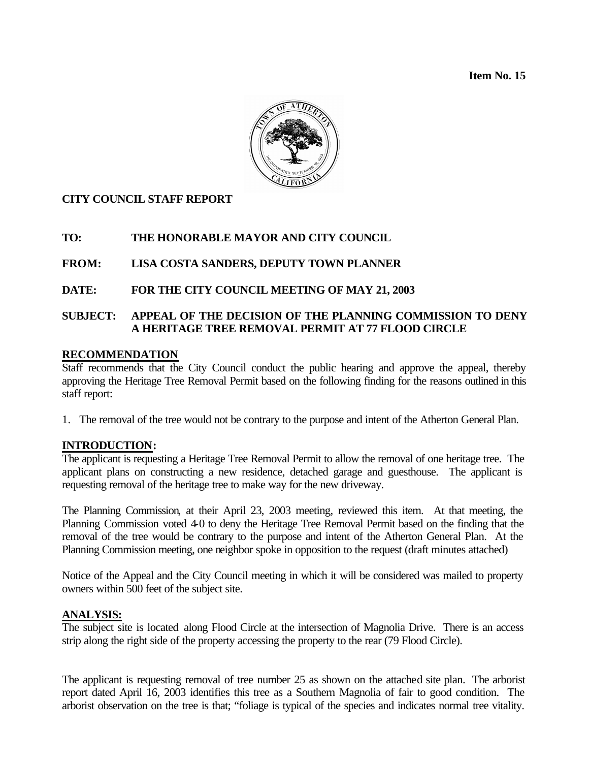**Item No. 15**

**CITY COUNCIL STAFF REPORT**

**TO:** THE HONORABLE MAYOR AND CITY COUNCIL

**FROM:** LISA COSTA SANDERS, DEPUTY TOWN PLANNER

**DATE:** FOR THE CITY COUNCIL MEETING OF MAY 21, 2003

**SUBJECT:** APPEAL OF THE DECISION OF THE PLANNING COMMISSION TO DENY A HERITAGE TREE REMOVAL PERMIT AT 77 FLOOD CIRCLE

## RECOMMENDATION

Staff recommends that the City Council conduct the public hearing and approve the appeal, thereby approving the Heritage Tree Removal Permit based on the following finding for the reasons outlined in this staff report:

1. The removal of the tree would not be contrary to the purpose and intent of the Atherton General Plan.

## INTRODUCTION:

The applicant is requesting a Heritage Tree Removal Permit to allow the removal of one heritage tree. The applicant plans on constructing a new residence, detached garage and guesthouse. The applicant is requesting removal of the heritage tree to make way for the new driveway.

The Planning Commission, at their April 23, 2003 meeting, reviewed this item. At that meeting, the Planning Commission voted 4-0 to deny the Heritage Tree Removal Permit based on the finding that the removal of the tree would be contrary to the purpose and intent of the Atherton General Plan. At the Planning Commission meeting, one neighbor spoke in opposition to the request (draft minutes attached)

Notice of the Appeal and the City Council meeting in which it will be considered was mailed to property owners within 500 feet of the subject site.

## ANALYSIS:

The subject site is located along Flood Circle at the intersection of Magnolia Drive. There is an access strip along the right side of the property accessing the property to the rear (79 Flood Circle).

The applicant is requesting removal of tree number 25 as shown on the attached site plan. The arborist report dated April 16, 2003 identifies this tree as a Southern Magnolia of fair to good condition. The arborist observation on the tree is that; "foliage is typical of the species and indicates normal tree vitality.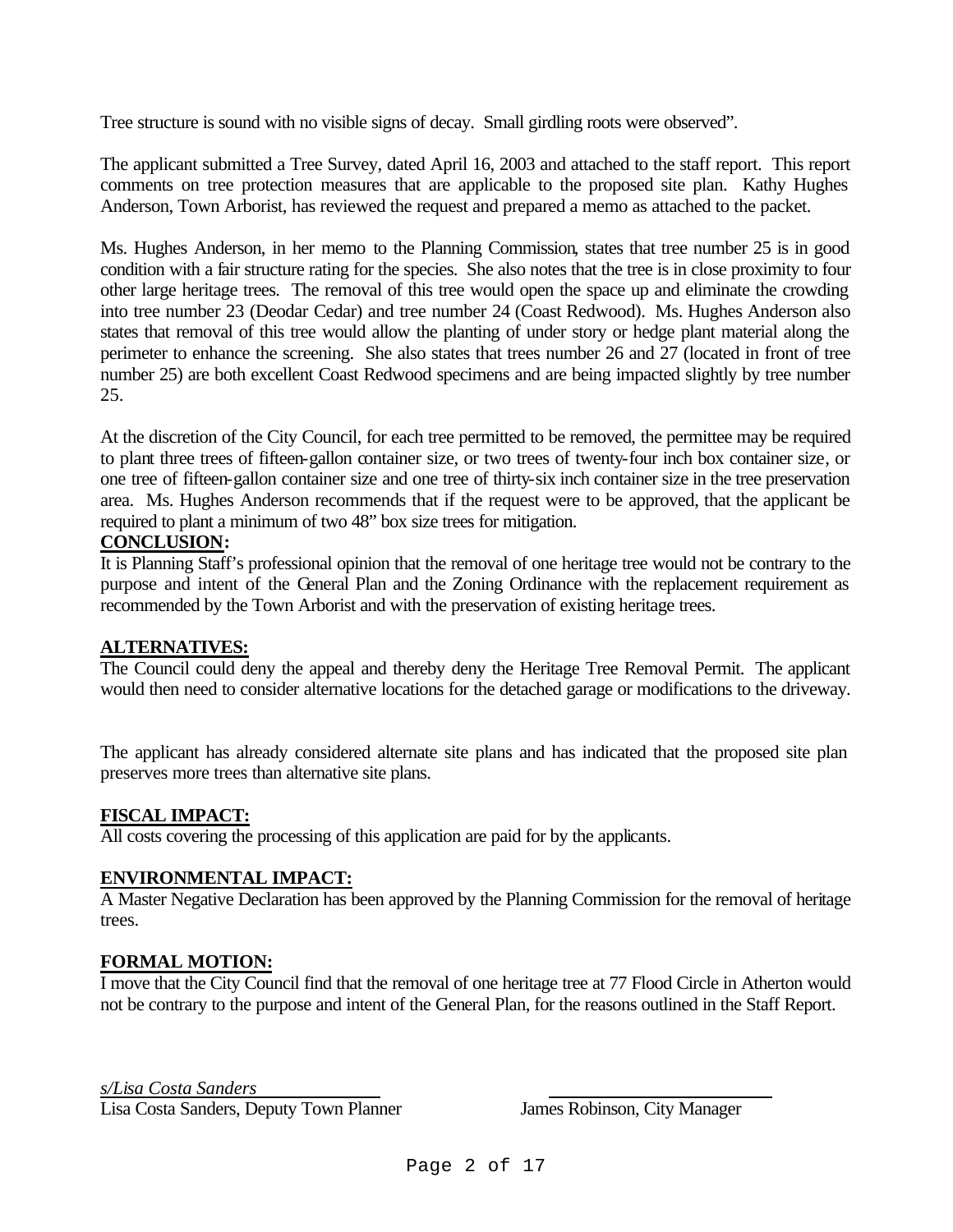Tree structure is sound with no visible signs of decay. Small girdling roots were observed".

The applicant submitted a Tree Survey, dated April 16, 2003 and attached to the staff report. This report comments on tree protection measures that are applicable to the proposed site plan. Kathy Hughes Anderson, Town Arborist, has reviewed the request and prepared a memo as attached to the packet.

Ms. Hughes Anderson, in her memo to the Planning Commission, states that tree number 25 is in good condition with a fair structure rating for the species. She also notes that the tree is in close proximity to four other large heritage trees. The removal of this tree would open the space up and eliminate the crowding into tree number 23 (Deodar Cedar) and tree number 24 (Coast Redwood). Ms. Hughes Anderson also states that removal of this tree would allow the planting of under story or hedge plant material along the perimeter to enhance the screening. She also states that trees number 26 and 27 (located in front of tree number 25) are both excellent Coast Redwood specimens and are being impacted slightly by tree number 25.

At the discretion of the City Council, for each tree permitted to be removed, the permittee may be required to plant three trees of fifteen-gallon container size, or two trees of twenty-four inch box container size, or one tree of fifteen-gallon container size and one tree of thirty-six inch container size in the tree preservation area. Ms. Hughes Anderson recommends that if the request were to be approved, that the applicant be required to plant a minimum of two 48" box size trees for mitigation.

## CONCLUSION:

It is Planning Staff's professional opinion that the removal of one heritage tree would not be contrary to the purpose and intent of the General Plan and the Zoning Ordinance with the replacement requirement as recommended by the Town Arborist and with the preservation of existing heritage trees.

## ALTERNATIVES:

The Council could deny the appeal and thereby deny the Heritage Tree Removal Permit. The applicant would then need to consider alternative locations for the detached garage or modifications to the driveway.

The applicant has already considered alternate site plans and has indicated that the proposed site plan preserves more trees than alternative site plans.

## FISCAL IMPACT:

All costs covering the processing of this application are paid for by the applicants.

## ENVIRONMENTAL IMPACT:

A Master Negative Declaration has been approved by the Planning Commission for the removal of heritage trees.

## FORMAL MOTION:

I move that the City Council find that the removal of one heritage tree at 77 Flood Circle in Atherton would not be contrary to the purpose and intent of the General Plan, for the reasons outlined in the Staff Report.

*s/Lisa Costa Sanders*
Lisa Costa Sanders, Deputy Town Planner

James Robinson, City Manager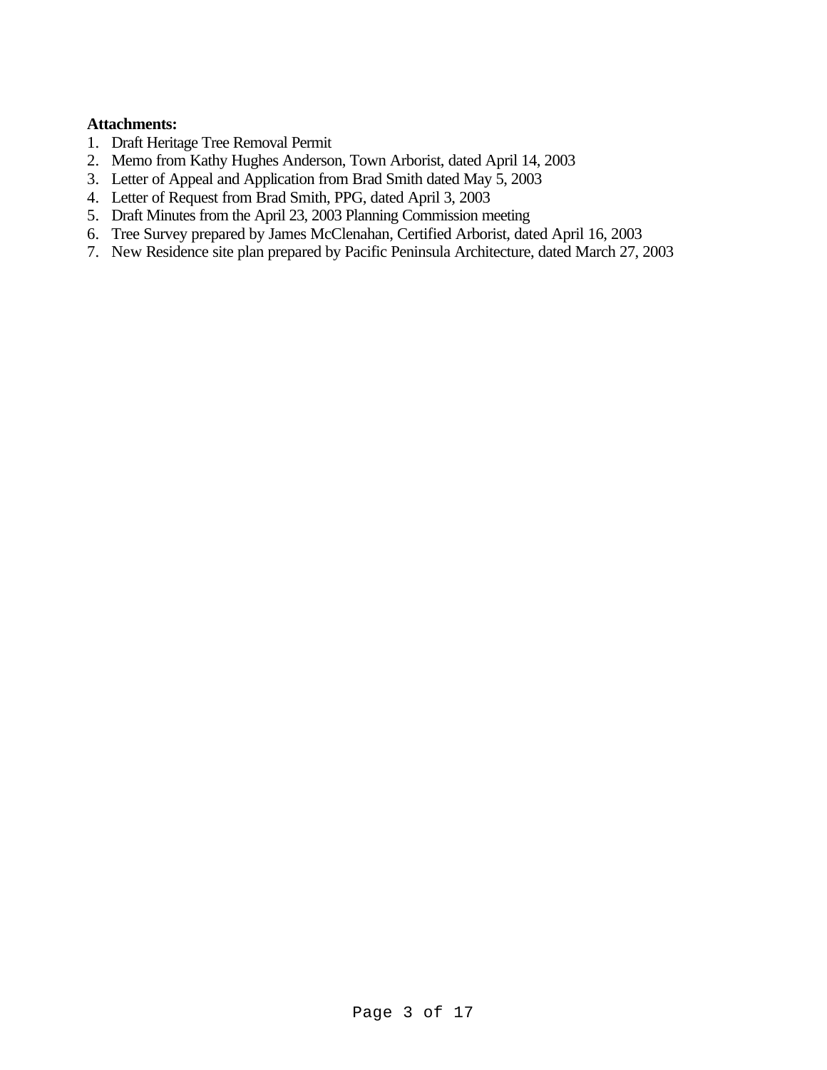**Attachments:**

1. Draft Heritage Tree Removal Permit
2. Memo from Kathy Hughes Anderson, Town Arborist, dated April 14, 2003
3. Letter of Appeal and Application from Brad Smith dated May 5, 2003
4. Letter of Request from Brad Smith, PPG, dated April 3, 2003
5. Draft Minutes from the April 23, 2003 Planning Commission meeting
6. Tree Survey prepared by James McClenahan, Certified Arborist, dated April 16, 2003
7. New Residence site plan prepared by Pacific Peninsula Architecture, dated March 27, 2003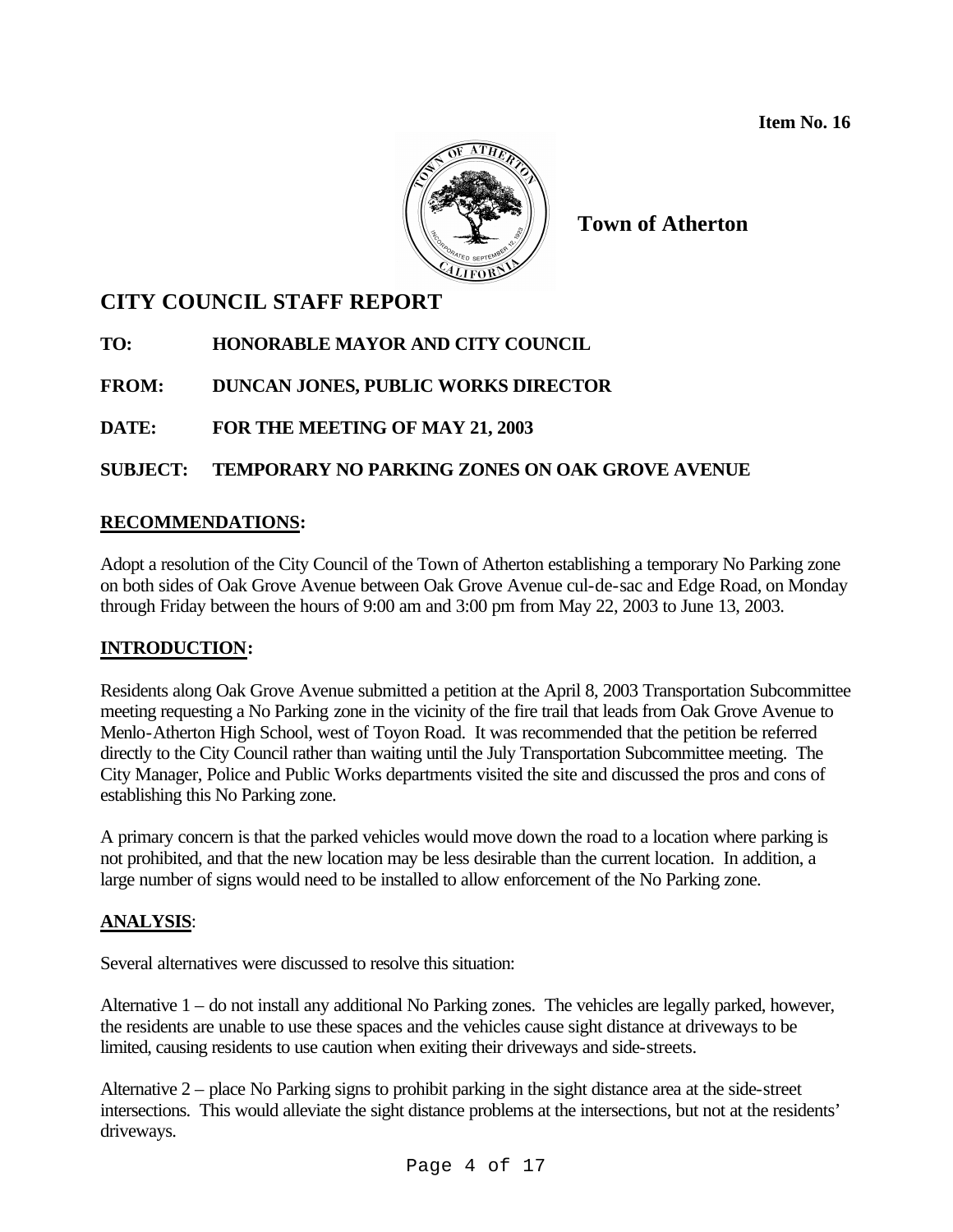**Item No. 16**

**Town of Atherton**

# CITY COUNCIL STAFF REPORT

**TO:** HONORABLE MAYOR AND CITY COUNCIL

**FROM:** DUNCAN JONES, PUBLIC WORKS DIRECTOR

**DATE:** FOR THE MEETING OF MAY 21, 2003

**SUBJECT:** TEMPORARY NO PARKING ZONES ON OAK GROVE AVENUE

## RECOMMENDATIONS:

Adopt a resolution of the City Council of the Town of Atherton establishing a temporary No Parking zone on both sides of Oak Grove Avenue between Oak Grove Avenue cul-de-sac and Edge Road, on Monday through Friday between the hours of 9:00 am and 3:00 pm from May 22, 2003 to June 13, 2003.

## INTRODUCTION:

Residents along Oak Grove Avenue submitted a petition at the April 8, 2003 Transportation Subcommittee meeting requesting a No Parking zone in the vicinity of the fire trail that leads from Oak Grove Avenue to Menlo-Atherton High School, west of Toyon Road. It was recommended that the petition be referred directly to the City Council rather than waiting until the July Transportation Subcommittee meeting. The City Manager, Police and Public Works departments visited the site and discussed the pros and cons of establishing this No Parking zone.

A primary concern is that the parked vehicles would move down the road to a location where parking is not prohibited, and that the new location may be less desirable than the current location. In addition, a large number of signs would need to be installed to allow enforcement of the No Parking zone.

## ANALYSIS:

Several alternatives were discussed to resolve this situation:

Alternative 1 – do not install any additional No Parking zones. The vehicles are legally parked, however, the residents are unable to use these spaces and the vehicles cause sight distance at driveways to be limited, causing residents to use caution when exiting their driveways and side-streets.

Alternative 2 – place No Parking signs to prohibit parking in the sight distance area at the side-street intersections. This would alleviate the sight distance problems at the intersections, but not at the residents' driveways.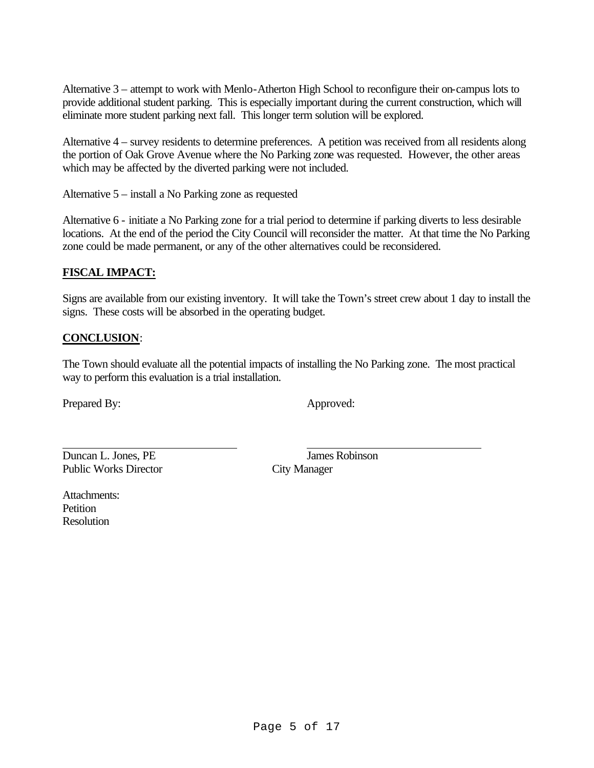Alternative 3 – attempt to work with Menlo-Atherton High School to reconfigure their on-campus lots to provide additional student parking. This is especially important during the current construction, which will eliminate more student parking next fall. This longer term solution will be explored.

Alternative 4 – survey residents to determine preferences. A petition was received from all residents along the portion of Oak Grove Avenue where the No Parking zone was requested. However, the other areas which may be affected by the diverted parking were not included.

Alternative 5 – install a No Parking zone as requested

Alternative 6 - initiate a No Parking zone for a trial period to determine if parking diverts to less desirable locations. At the end of the period the City Council will reconsider the matter. At that time the No Parking zone could be made permanent, or any of the other alternatives could be reconsidered.

## FISCAL IMPACT:

Signs are available from our existing inventory. It will take the Town's street crew about 1 day to install the signs. These costs will be absorbed in the operating budget.

## CONCLUSION:

The Town should evaluate all the potential impacts of installing the No Parking zone. The most practical way to perform this evaluation is a trial installation.

Prepared By: Approved:

Duncan L. Jones, PE
Public Works Director

James Robinson
City Manager

Attachments:
Petition
Resolution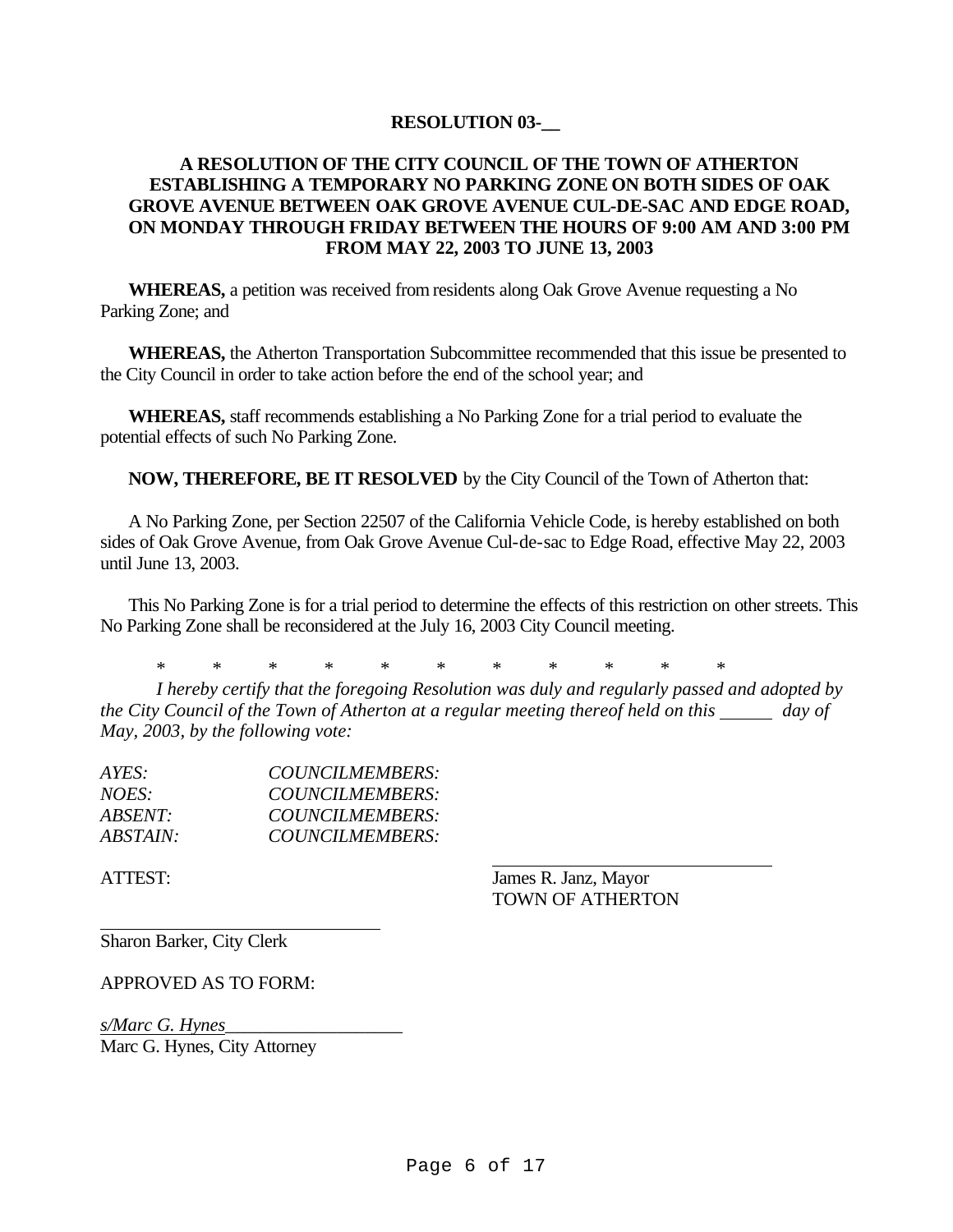**RESOLUTION 03-__**

**A RESOLUTION OF THE CITY COUNCIL OF THE TOWN OF ATHERTON ESTABLISHING A TEMPORARY NO PARKING ZONE ON BOTH SIDES OF OAK GROVE AVENUE BETWEEN OAK GROVE AVENUE CUL-DE-SAC AND EDGE ROAD, ON MONDAY THROUGH FRIDAY BETWEEN THE HOURS OF 9:00 AM AND 3:00 PM FROM MAY 22, 2003 TO JUNE 13, 2003**

**WHEREAS,** a petition was received from residents along Oak Grove Avenue requesting a No Parking Zone; and

**WHEREAS,** the Atherton Transportation Subcommittee recommended that this issue be presented to the City Council in order to take action before the end of the school year; and

**WHEREAS,** staff recommends establishing a No Parking Zone for a trial period to evaluate the potential effects of such No Parking Zone.

**NOW, THEREFORE, BE IT RESOLVED** by the City Council of the Town of Atherton that:

A No Parking Zone, per Section 22507 of the California Vehicle Code, is hereby established on both sides of Oak Grove Avenue, from Oak Grove Avenue Cul-de-sac to Edge Road, effective May 22, 2003 until June 13, 2003.

This No Parking Zone is for a trial period to determine the effects of this restriction on other streets. This No Parking Zone shall be reconsidered at the July 16, 2003 City Council meeting.

\* \* \* \* \* \* \* \* \* \* \*

*I hereby certify that the foregoing Resolution was duly and regularly passed and adopted by the City Council of the Town of Atherton at a regular meeting thereof held on this ______ day of May, 2003, by the following vote:*

*AYES: COUNCILMEMBERS:*
*NOES: COUNCILMEMBERS:*
*ABSENT: COUNCILMEMBERS:*
*ABSTAIN: COUNCILMEMBERS:*

ATTEST:

______________________________
James R. Janz, Mayor
TOWN OF ATHERTON

______________________________
Sharon Barker, City Clerk

APPROVED AS TO FORM:

*s/Marc G. Hynes*___________________
Marc G. Hynes, City Attorney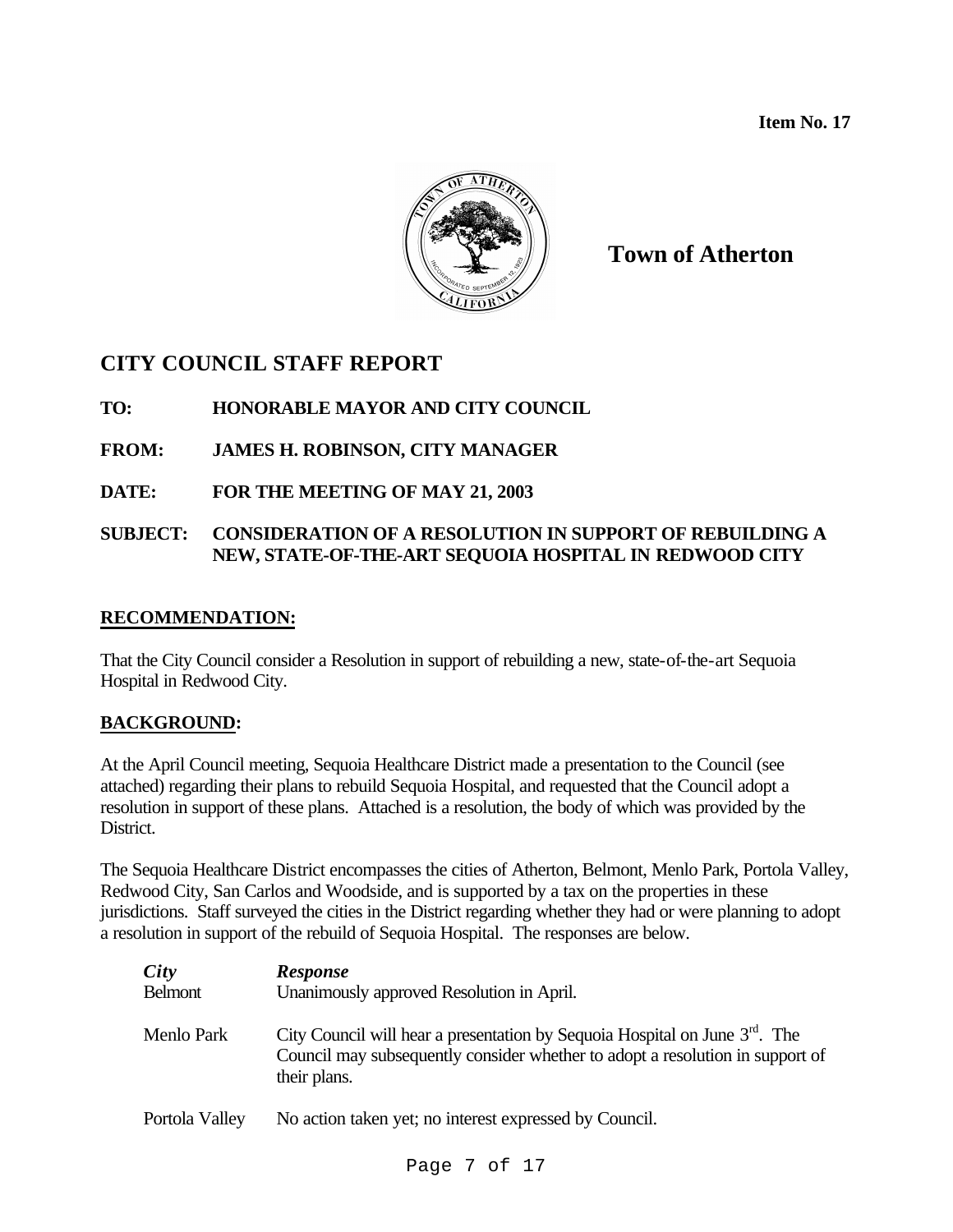**Item No. 17**

**Town of Atherton**

## CITY COUNCIL STAFF REPORT

**TO:** HONORABLE MAYOR AND CITY COUNCIL

**FROM:** JAMES H. ROBINSON, CITY MANAGER

**DATE:** FOR THE MEETING OF MAY 21, 2003

**SUBJECT:** CONSIDERATION OF A RESOLUTION IN SUPPORT OF REBUILDING A NEW, STATE-OF-THE-ART SEQUOIA HOSPITAL IN REDWOOD CITY

### RECOMMENDATION:

That the City Council consider a Resolution in support of rebuilding a new, state-of-the-art Sequoia Hospital in Redwood City.

### BACKGROUND:

At the April Council meeting, Sequoia Healthcare District made a presentation to the Council (see attached) regarding their plans to rebuild Sequoia Hospital, and requested that the Council adopt a resolution in support of these plans. Attached is a resolution, the body of which was provided by the District.

The Sequoia Healthcare District encompasses the cities of Atherton, Belmont, Menlo Park, Portola Valley, Redwood City, San Carlos and Woodside, and is supported by a tax on the properties in these jurisdictions. Staff surveyed the cities in the District regarding whether they had or were planning to adopt a resolution in support of the rebuild of Sequoia Hospital. The responses are below.

| ***City*** | ***Response*** |
|---|---|
| Belmont | Unanimously approved Resolution in April. |
| Menlo Park | City Council will hear a presentation by Sequoia Hospital on June 3rd. The Council may subsequently consider whether to adopt a resolution in support of their plans. |
| Portola Valley | No action taken yet; no interest expressed by Council. |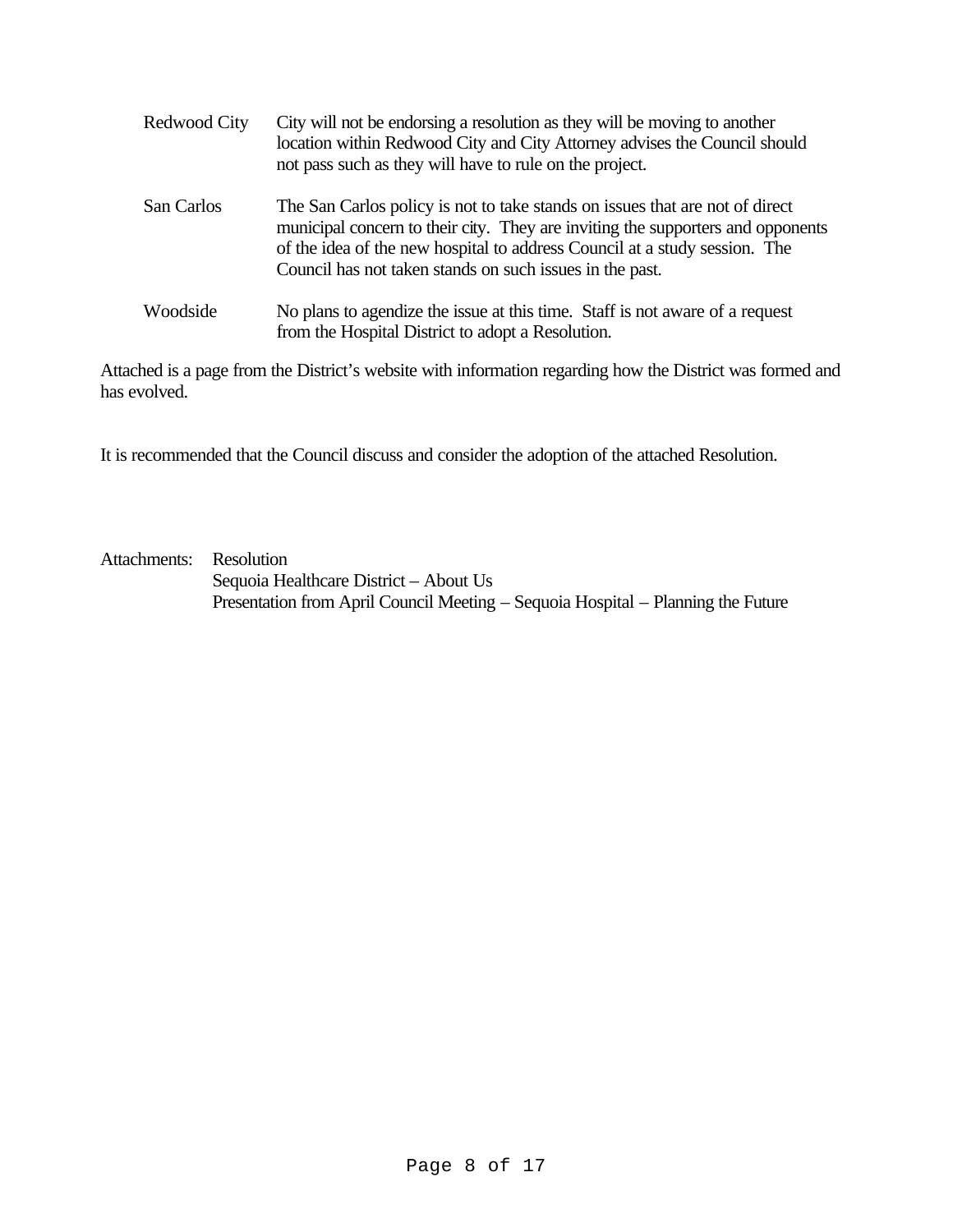| | |
|---|---|
| Redwood City | City will not be endorsing a resolution as they will be moving to another location within Redwood City and City Attorney advises the Council should not pass such as they will have to rule on the project. |
| San Carlos | The San Carlos policy is not to take stands on issues that are not of direct municipal concern to their city. They are inviting the supporters and opponents of the idea of the new hospital to address Council at a study session. The Council has not taken stands on such issues in the past. |
| Woodside | No plans to agendize the issue at this time. Staff is not aware of a request from the Hospital District to adopt a Resolution. |

Attached is a page from the District's website with information regarding how the District was formed and has evolved.

It is recommended that the Council discuss and consider the adoption of the attached Resolution.

Attachments: Resolution
Sequoia Healthcare District – About Us
Presentation from April Council Meeting – Sequoia Hospital – Planning the Future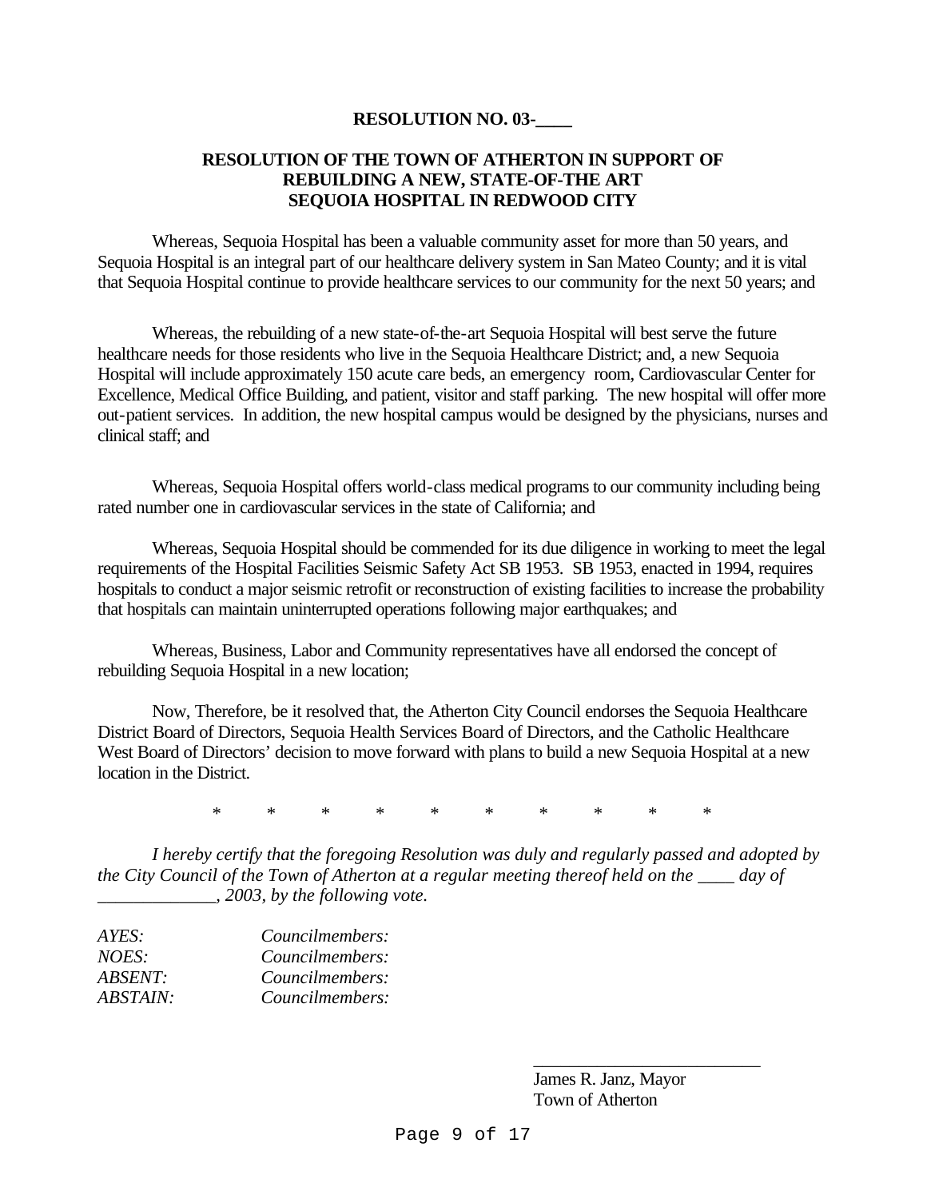**RESOLUTION NO. 03-____**

**RESOLUTION OF THE TOWN OF ATHERTON IN SUPPORT OF REBUILDING A NEW, STATE-OF-THE ART SEQUOIA HOSPITAL IN REDWOOD CITY**

Whereas, Sequoia Hospital has been a valuable community asset for more than 50 years, and Sequoia Hospital is an integral part of our healthcare delivery system in San Mateo County; and it is vital that Sequoia Hospital continue to provide healthcare services to our community for the next 50 years; and

Whereas, the rebuilding of a new state-of-the-art Sequoia Hospital will best serve the future healthcare needs for those residents who live in the Sequoia Healthcare District; and, a new Sequoia Hospital will include approximately 150 acute care beds, an emergency room, Cardiovascular Center for Excellence, Medical Office Building, and patient, visitor and staff parking. The new hospital will offer more out-patient services. In addition, the new hospital campus would be designed by the physicians, nurses and clinical staff; and

Whereas, Sequoia Hospital offers world-class medical programs to our community including being rated number one in cardiovascular services in the state of California; and

Whereas, Sequoia Hospital should be commended for its due diligence in working to meet the legal requirements of the Hospital Facilities Seismic Safety Act SB 1953. SB 1953, enacted in 1994, requires hospitals to conduct a major seismic retrofit or reconstruction of existing facilities to increase the probability that hospitals can maintain uninterrupted operations following major earthquakes; and

Whereas, Business, Labor and Community representatives have all endorsed the concept of rebuilding Sequoia Hospital in a new location;

Now, Therefore, be it resolved that, the Atherton City Council endorses the Sequoia Healthcare District Board of Directors, Sequoia Health Services Board of Directors, and the Catholic Healthcare West Board of Directors' decision to move forward with plans to build a new Sequoia Hospital at a new location in the District.

\*          \*          \*          \*          \*          \*          \*          \*          \*          \*

*I hereby certify that the foregoing Resolution was duly and regularly passed and adopted by the City Council of the Town of Atherton at a regular meeting thereof held on the ____ day of _____________, 2003, by the following vote.*

*AYES:* *Councilmembers:*
*NOES:* *Councilmembers:*
*ABSENT:* *Councilmembers:*
*ABSTAIN:* *Councilmembers:*

_________________________
James R. Janz, Mayor
Town of Atherton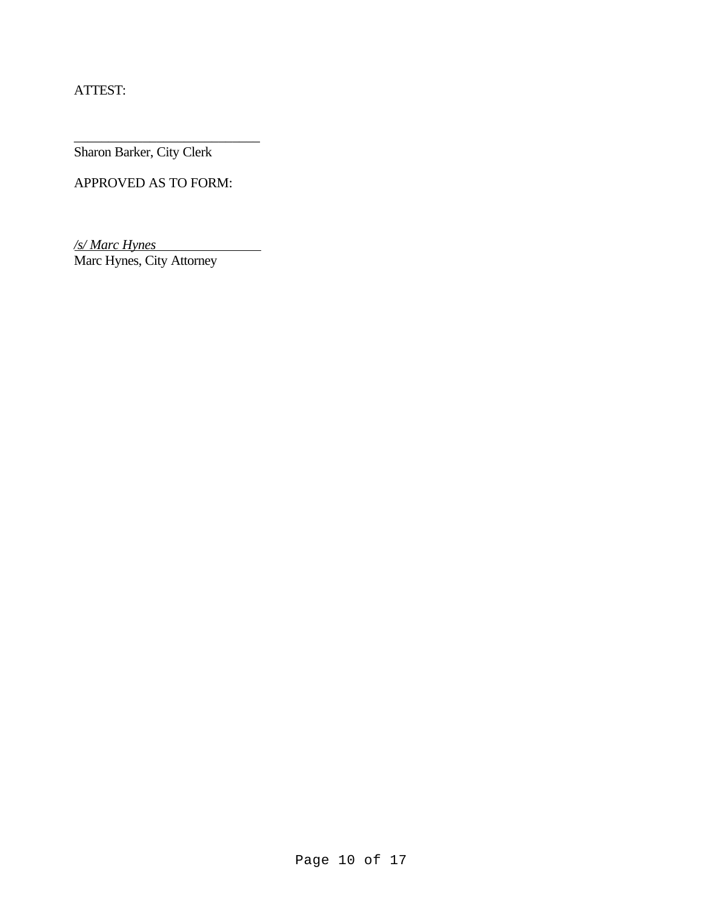ATTEST:

\_\_\_\_\_\_\_\_\_\_\_\_\_\_\_\_\_\_\_\_\_\_\_\_\_\_\_\_
Sharon Barker, City Clerk

APPROVED AS TO FORM:

*/s/ Marc Hynes*
Marc Hynes, City Attorney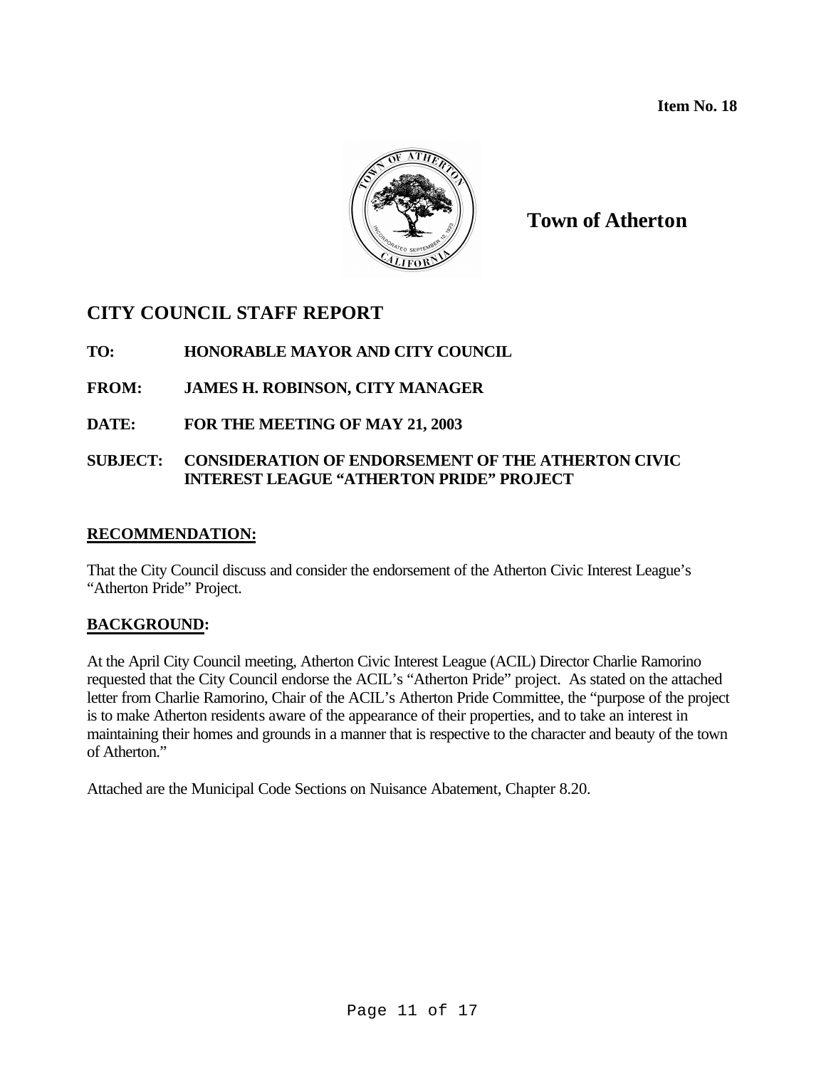**Item No. 18**

**Town of Atherton**

## CITY COUNCIL STAFF REPORT

**TO:** HONORABLE MAYOR AND CITY COUNCIL

**FROM:** JAMES H. ROBINSON, CITY MANAGER

**DATE:** FOR THE MEETING OF MAY 21, 2003

**SUBJECT:** CONSIDERATION OF ENDORSEMENT OF THE ATHERTON CIVIC INTEREST LEAGUE "ATHERTON PRIDE" PROJECT

### RECOMMENDATION:

That the City Council discuss and consider the endorsement of the Atherton Civic Interest League's "Atherton Pride" Project.

### BACKGROUND:

At the April City Council meeting, Atherton Civic Interest League (ACIL) Director Charlie Ramorino requested that the City Council endorse the ACIL's "Atherton Pride" project. As stated on the attached letter from Charlie Ramorino, Chair of the ACIL's Atherton Pride Committee, the "purpose of the project is to make Atherton residents aware of the appearance of their properties, and to take an interest in maintaining their homes and grounds in a manner that is respective to the character and beauty of the town of Atherton."

Attached are the Municipal Code Sections on Nuisance Abatement, Chapter 8.20.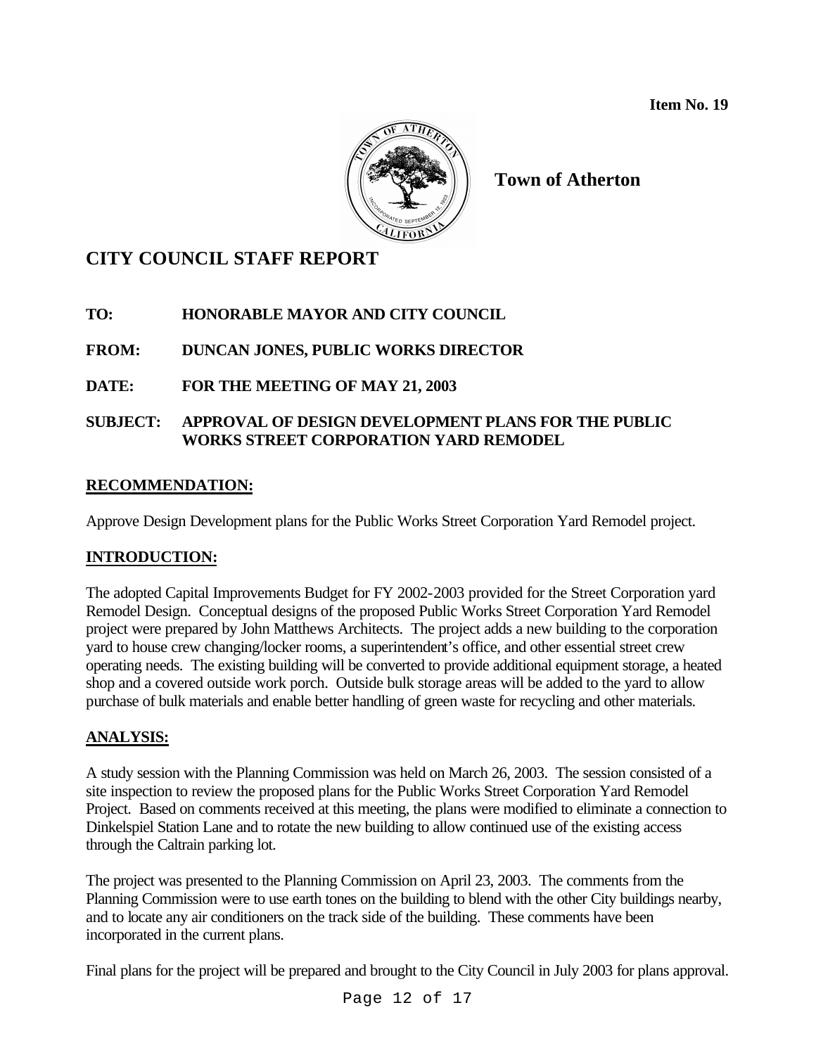**Item No. 19**

**Town of Atherton**

# CITY COUNCIL STAFF REPORT

**TO:** HONORABLE MAYOR AND CITY COUNCIL

**FROM:** DUNCAN JONES, PUBLIC WORKS DIRECTOR

**DATE:** FOR THE MEETING OF MAY 21, 2003

**SUBJECT:** APPROVAL OF DESIGN DEVELOPMENT PLANS FOR THE PUBLIC WORKS STREET CORPORATION YARD REMODEL

## RECOMMENDATION:

Approve Design Development plans for the Public Works Street Corporation Yard Remodel project.

## INTRODUCTION:

The adopted Capital Improvements Budget for FY 2002-2003 provided for the Street Corporation yard Remodel Design. Conceptual designs of the proposed Public Works Street Corporation Yard Remodel project were prepared by John Matthews Architects. The project adds a new building to the corporation yard to house crew changing/locker rooms, a superintendent's office, and other essential street crew operating needs. The existing building will be converted to provide additional equipment storage, a heated shop and a covered outside work porch. Outside bulk storage areas will be added to the yard to allow purchase of bulk materials and enable better handling of green waste for recycling and other materials.

## ANALYSIS:

A study session with the Planning Commission was held on March 26, 2003. The session consisted of a site inspection to review the proposed plans for the Public Works Street Corporation Yard Remodel Project. Based on comments received at this meeting, the plans were modified to eliminate a connection to Dinkelspiel Station Lane and to rotate the new building to allow continued use of the existing access through the Caltrain parking lot.

The project was presented to the Planning Commission on April 23, 2003. The comments from the Planning Commission were to use earth tones on the building to blend with the other City buildings nearby, and to locate any air conditioners on the track side of the building. These comments have been incorporated in the current plans.

Final plans for the project will be prepared and brought to the City Council in July 2003 for plans approval.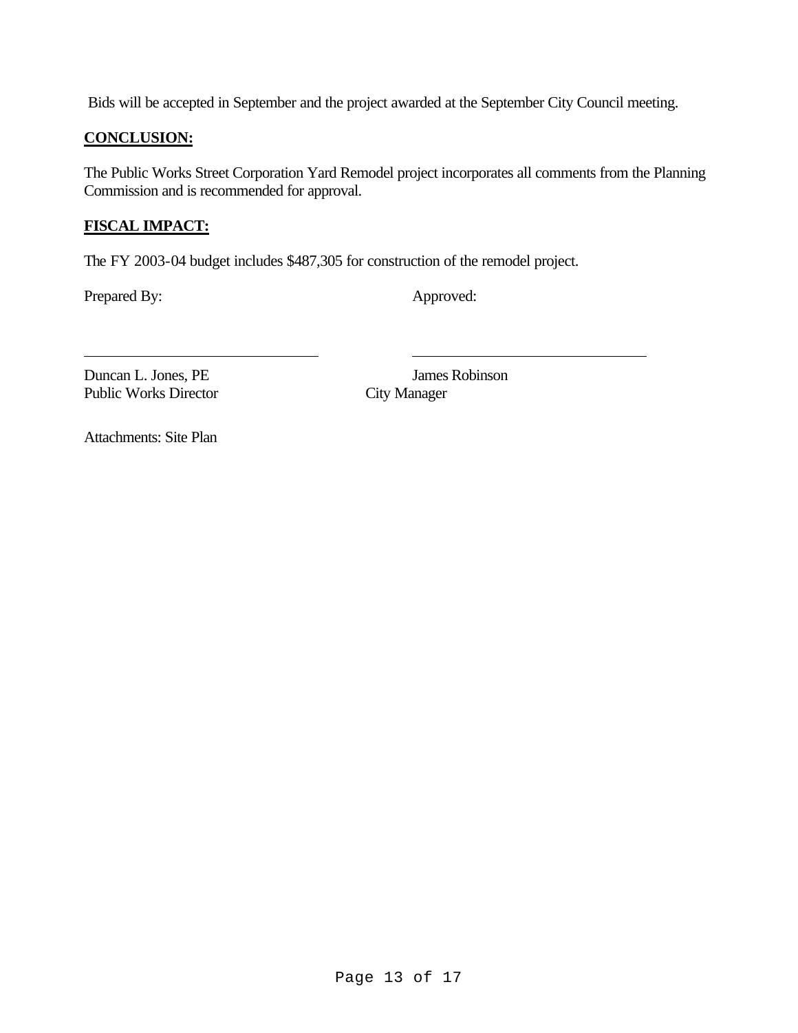Bids will be accepted in September and the project awarded at the September City Council meeting.

**CONCLUSION:**

The Public Works Street Corporation Yard Remodel project incorporates all comments from the Planning Commission and is recommended for approval.

**FISCAL IMPACT:**

The FY 2003-04 budget includes $487,305 for construction of the remodel project.

Prepared By: Approved:

\_\_\_\_\_\_\_\_\_\_\_\_\_\_\_\_\_\_\_\_\_\_\_\_\_\_\_\_\_\_ \_\_\_\_\_\_\_\_\_\_\_\_\_\_\_\_\_\_\_\_\_\_\_\_\_\_\_\_\_\_

Duncan L. Jones, PE
Public Works Director

James Robinson
City Manager

Attachments: Site Plan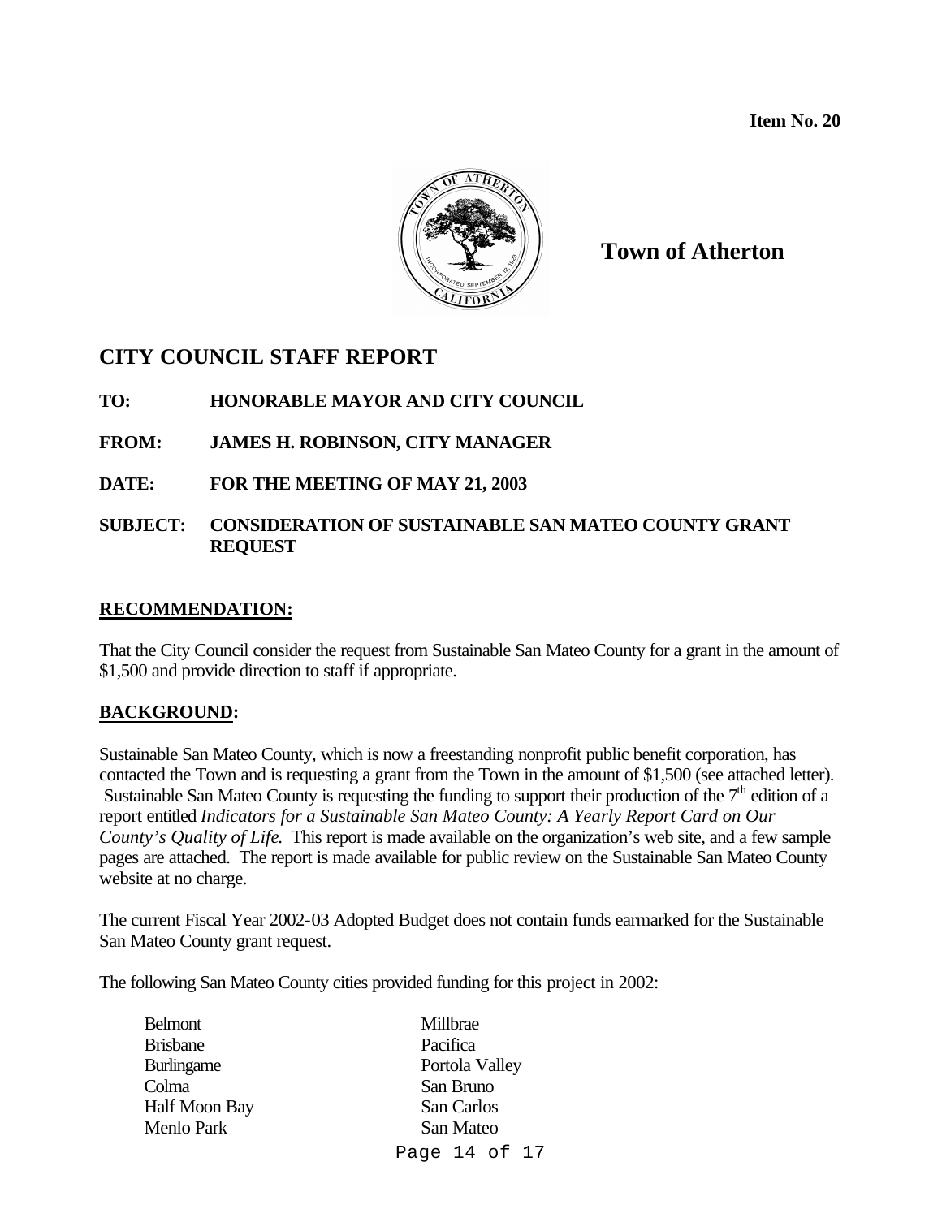**Item No. 20**

**Town of Atherton**

## CITY COUNCIL STAFF REPORT

**TO:** **HONORABLE MAYOR AND CITY COUNCIL**

**FROM:** **JAMES H. ROBINSON, CITY MANAGER**

**DATE:** **FOR THE MEETING OF MAY 21, 2003**

**SUBJECT:** **CONSIDERATION OF SUSTAINABLE SAN MATEO COUNTY GRANT REQUEST**

### RECOMMENDATION:

That the City Council consider the request from Sustainable San Mateo County for a grant in the amount of $1,500 and provide direction to staff if appropriate.

### BACKGROUND:

Sustainable San Mateo County, which is now a freestanding nonprofit public benefit corporation, has contacted the Town and is requesting a grant from the Town in the amount of $1,500 (see attached letter). Sustainable San Mateo County is requesting the funding to support their production of the 7th edition of a report entitled *Indicators for a Sustainable San Mateo County: A Yearly Report Card on Our County's Quality of Life.* This report is made available on the organization's web site, and a few sample pages are attached. The report is made available for public review on the Sustainable San Mateo County website at no charge.

The current Fiscal Year 2002-03 Adopted Budget does not contain funds earmarked for the Sustainable San Mateo County grant request.

The following San Mateo County cities provided funding for this project in 2002:

- Belmont
- Brisbane
- Burlingame
- Colma
- Half Moon Bay
- Menlo Park
- Millbrae
- Pacifica
- Portola Valley
- San Bruno
- San Carlos
- San Mateo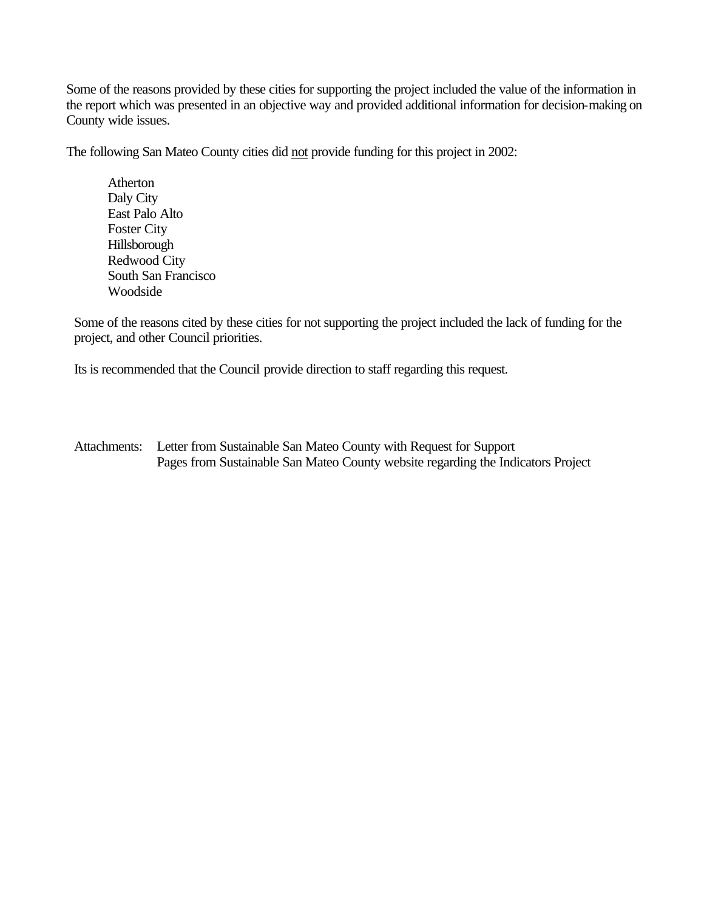Some of the reasons provided by these cities for supporting the project included the value of the information in the report which was presented in an objective way and provided additional information for decision-making on County wide issues.

The following San Mateo County cities did <u>not</u> provide funding for this project in 2002:

- Atherton
- Daly City
- East Palo Alto
- Foster City
- Hillsborough
- Redwood City
- South San Francisco
- Woodside

Some of the reasons cited by these cities for not supporting the project included the lack of funding for the project, and other Council priorities.

Its is recommended that the Council provide direction to staff regarding this request.

Attachments: Letter from Sustainable San Mateo County with Request for Support
Pages from Sustainable San Mateo County website regarding the Indicators Project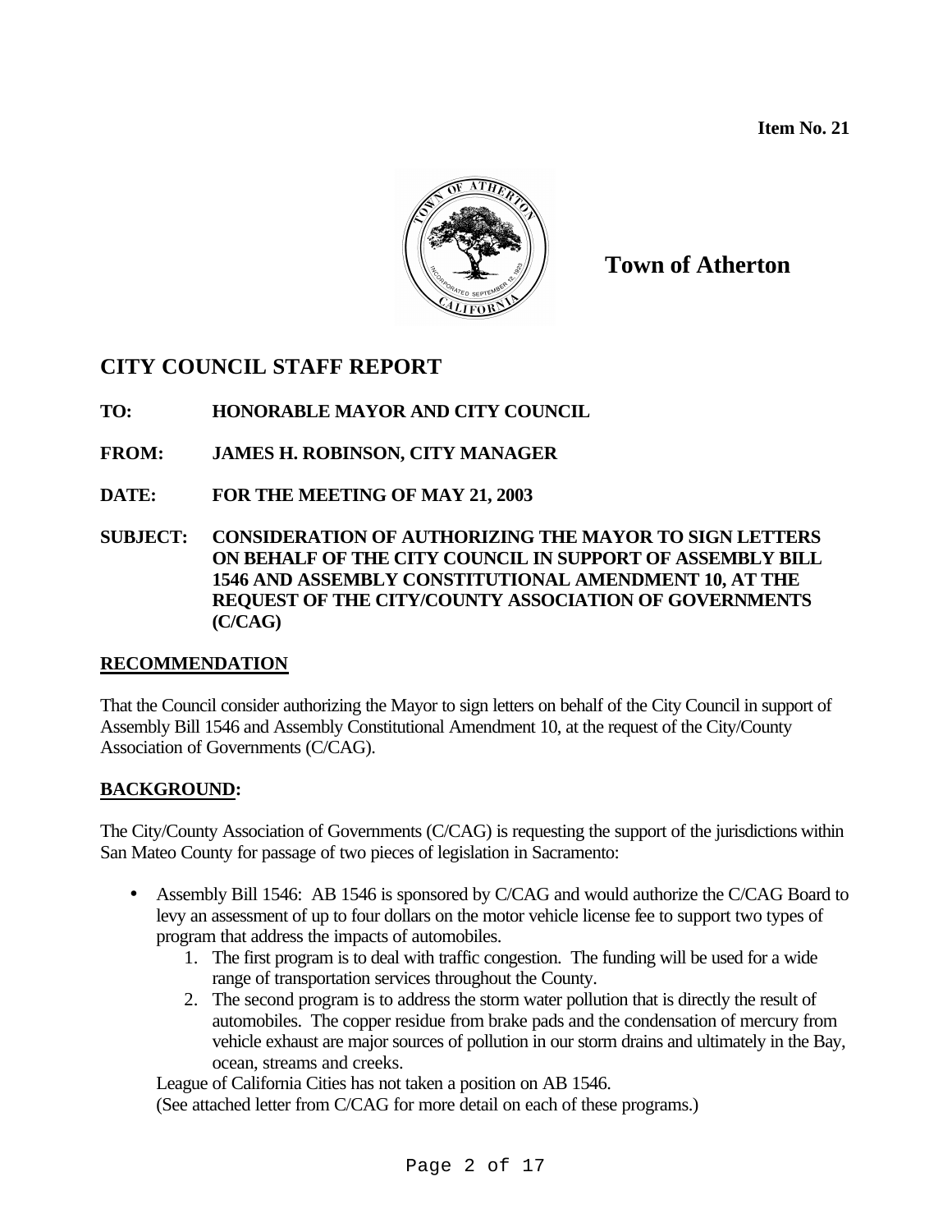Item No. 21

**Town of Atherton**

## CITY COUNCIL STAFF REPORT

**TO:** HONORABLE MAYOR AND CITY COUNCIL

**FROM:** JAMES H. ROBINSON, CITY MANAGER

**DATE:** FOR THE MEETING OF MAY 21, 2003

**SUBJECT:** CONSIDERATION OF AUTHORIZING THE MAYOR TO SIGN LETTERS ON BEHALF OF THE CITY COUNCIL IN SUPPORT OF ASSEMBLY BILL 1546 AND ASSEMBLY CONSTITUTIONAL AMENDMENT 10, AT THE REQUEST OF THE CITY/COUNTY ASSOCIATION OF GOVERNMENTS (C/CAG)

### RECOMMENDATION

That the Council consider authorizing the Mayor to sign letters on behalf of the City Council in support of Assembly Bill 1546 and Assembly Constitutional Amendment 10, at the request of the City/County Association of Governments (C/CAG).

### BACKGROUND:

The City/County Association of Governments (C/CAG) is requesting the support of the jurisdictions within San Mateo County for passage of two pieces of legislation in Sacramento:

- Assembly Bill 1546: AB 1546 is sponsored by C/CAG and would authorize the C/CAG Board to levy an assessment of up to four dollars on the motor vehicle license fee to support two types of program that address the impacts of automobiles.
    1. The first program is to deal with traffic congestion. The funding will be used for a wide range of transportation services throughout the County.
    2. The second program is to address the storm water pollution that is directly the result of automobiles. The copper residue from brake pads and the condensation of mercury from vehicle exhaust are major sources of pollution in our storm drains and ultimately in the Bay, ocean, streams and creeks.

  League of California Cities has not taken a position on AB 1546.
  (See attached letter from C/CAG for more detail on each of these programs.)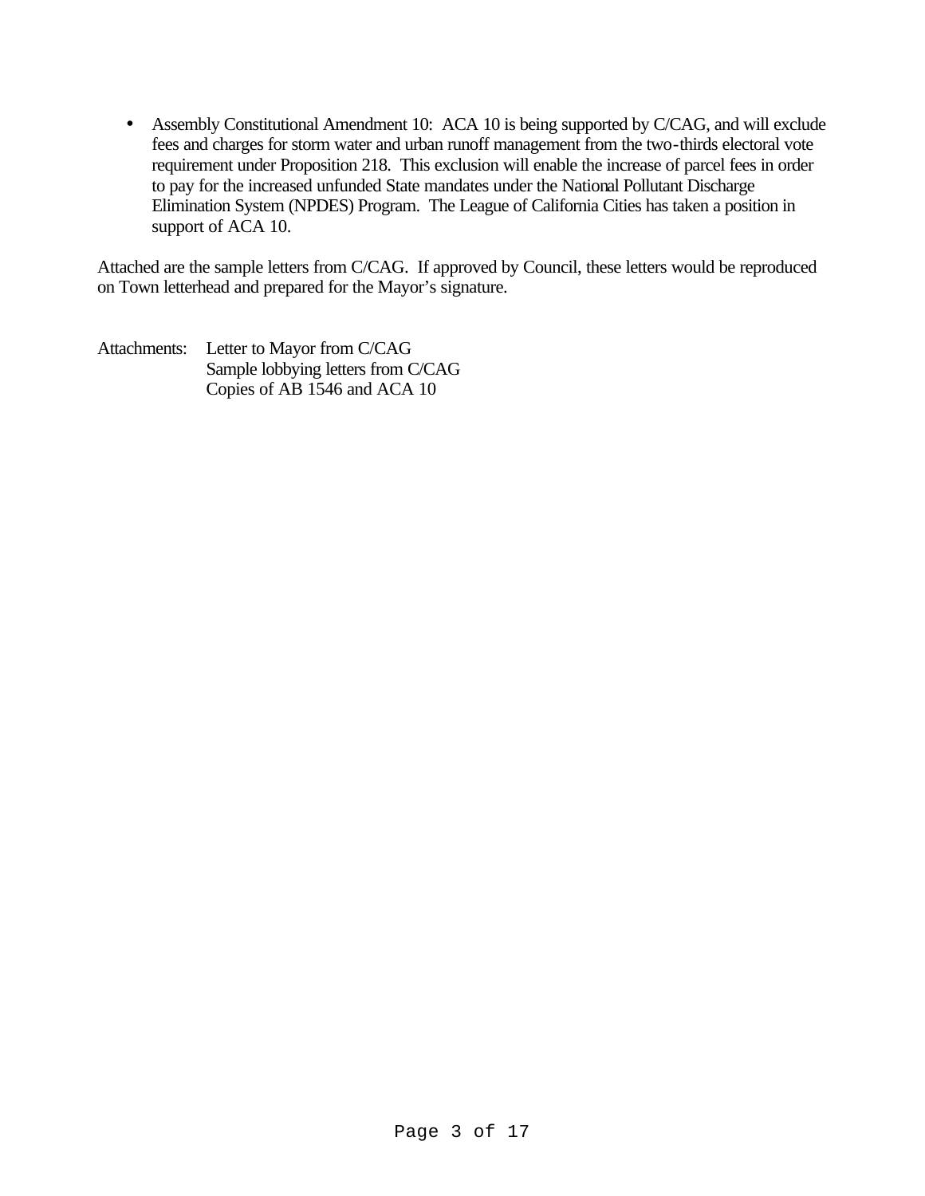- Assembly Constitutional Amendment 10: ACA 10 is being supported by C/CAG, and will exclude fees and charges for storm water and urban runoff management from the two-thirds electoral vote requirement under Proposition 218. This exclusion will enable the increase of parcel fees in order to pay for the increased unfunded State mandates under the National Pollutant Discharge Elimination System (NPDES) Program. The League of California Cities has taken a position in support of ACA 10.

Attached are the sample letters from C/CAG. If approved by Council, these letters would be reproduced on Town letterhead and prepared for the Mayor's signature.

Attachments: Letter to Mayor from C/CAG
Sample lobbying letters from C/CAG
Copies of AB 1546 and ACA 10